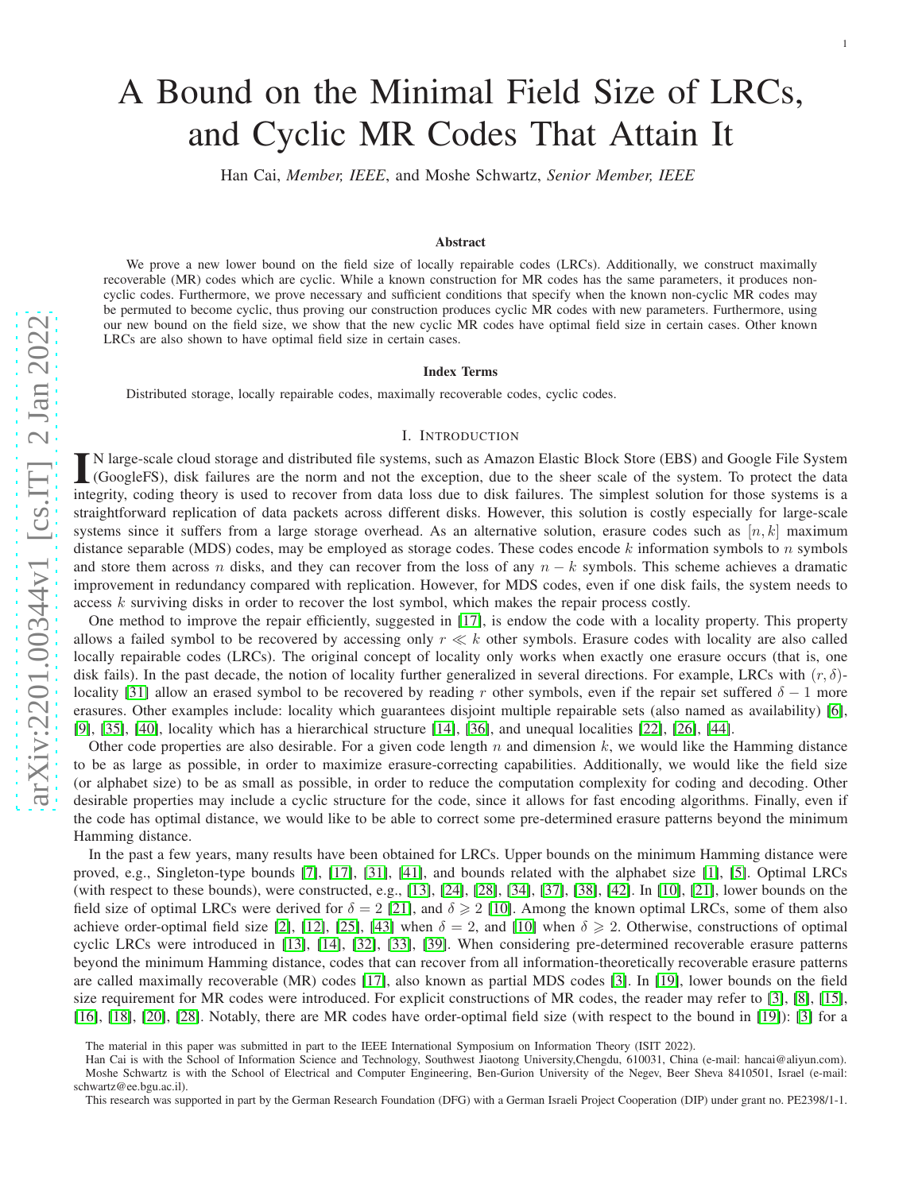# A Bound on the Minimal Field Size of LRCs, and Cyclic MR Codes That Attain It

Han Cai, *Member, IEEE*, and Moshe Schwartz, *Senior Member, IEEE*

### Abstract

We prove a new lower bound on the field size of locally repairable codes (LRCs). Additionally, we construct maximally recoverable (MR) codes which are cyclic. While a known construction for MR codes has the same parameters, it produces non-cyclic codes. Furthermore, we prove necessary and sufficient conditions that specify when the known non-cyclic MR codes may be permuted to become cyclic, thus proving our construction produces cyclic MR codes with new parameters. Furthermore, using our new bound on the field size, we show that the new cyclic MR codes have optimal field size in certain cases. Other known LRCs are also shown to have optimal field size in certain cases.

### Index Terms

Distributed storage, locally repairable codes, maximally recoverable codes, cyclic codes.

## I. Introduction

In large-scale cloud storage and distributed file systems, such as Amazon Elastic Block Store (EBS) and Google File System (GoogleFS), disk failures are the norm and not the exception, due to the sheer scale of the system. To protect the data integrity, coding theory is used to recover from data loss due to disk failures. The simplest solution for those systems is a straightforward replication of data packets across different disks. However, this solution is costly especially for large-scale systems since it suffers from a large storage overhead. As an alternative solution, erasure codes such as $[n, k]$ maximum distance separable (MDS) codes, may be employed as storage codes. These codes encode $k$ information symbols to $n$ symbols and store them across $n$ disks, and they can recover from the loss of any $n-k$ symbols. This scheme achieves a dramatic improvement in redundancy compared with replication. However, for MDS codes, even if one disk fails, the system needs to access $k$ surviving disks in order to recover the lost symbol, which makes the repair process costly.

One method to improve the repair efficiently, suggested in [17], is endow the code with a locality property. This property allows a failed symbol to be recovered by accessing only $r \ll k$ other symbols. Erasure codes with locality are also called locally repairable codes (LRCs). The original concept of locality only works when exactly one erasure occurs (that is, one disk fails). In the past decade, the notion of locality further generalized in several directions. For example, LRCs with $(r, \delta)$-locality [31] allow an erased symbol to be recovered by reading $r$ other symbols, even if the repair set suffered $\delta - 1$ more erasures. Other examples include: locality which guarantees disjoint multiple repairable sets (also named as availability) [6], [9], [35], [40], locality which has a hierarchical structure [14], [36], and unequal localities [22], [26], [44].

Other code properties are also desirable. For a given code length $n$ and dimension $k$, we would like the Hamming distance to be as large as possible, in order to maximize erasure-correcting capabilities. Additionally, we would like the field size (or alphabet size) to be as small as possible, in order to reduce the computation complexity for coding and decoding. Other desirable properties may include a cyclic structure for the code, since it allows for fast encoding algorithms. Finally, even if the code has optimal distance, we would like to be able to correct some pre-determined erasure patterns beyond the minimum Hamming distance.

In the past a few years, many results have been obtained for LRCs. Upper bounds on the minimum Hamming distance were proved, e.g., Singleton-type bounds [7], [17], [31], [41], and bounds related with the alphabet size [1], [5]. Optimal LRCs (with respect to these bounds), were constructed, e.g., [13], [24], [28], [34], [37], [38], [42]. In [10], [21], lower bounds on the field size of optimal LRCs were derived for $\delta = 2$ [21], and $\delta \geqslant 2$ [10]. Among the known optimal LRCs, some of them also achieve order-optimal field size [2], [12], [25], [43] when $\delta = 2$, and [10] when $\delta \geqslant 2$. Otherwise, constructions of optimal cyclic LRCs were introduced in [13], [14], [32], [33], [39]. When considering pre-determined recoverable erasure patterns beyond the minimum Hamming distance, codes that can recover from all information-theoretically recoverable erasure patterns are called maximally recoverable (MR) codes [17], also known as partial MDS codes [3]. In [19], lower bounds on the field size requirement for MR codes were introduced. For explicit constructions of MR codes, the reader may refer to [3], [8], [15], [16], [18], [20], [28]. Notably, there are MR codes have order-optimal field size (with respect to the bound in [19]): [3] for a

The material in this paper was submitted in part to the IEEE International Symposium on Information Theory (ISIT 2022).

Han Cai is with the School of Information Science and Technology, Southwest Jiaotong University,Chengdu, 610031, China (e-mail: hancai@aliyun.com). Moshe Schwartz is with the School of Electrical and Computer Engineering, Ben-Gurion University of the Negev, Beer Sheva 8410501, Israel (e-mail: schwartz@ee.bgu.ac.il).

This research was supported in part by the German Research Foundation (DFG) with a German Israeli Project Cooperation (DIP) under grant no. PE2398/1-1.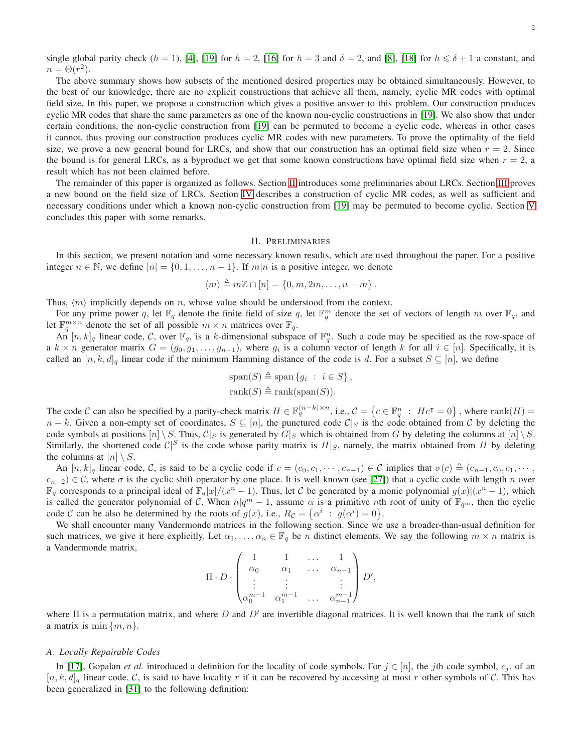single global parity check ($h = 1$), [4], [19] for $h = 2$, [16] for $h = 3$ and $\delta = 2$, and [8], [18] for $h \leqslant \delta + 1$ a constant, and $n = \Theta(r^2)$.

The above summary shows how subsets of the mentioned desired properties may be obtained simultaneously. However, to the best of our knowledge, there are no explicit constructions that achieve all them, namely, cyclic MR codes with optimal field size. In this paper, we propose a construction which gives a positive answer to this problem. Our construction produces cyclic MR codes that share the same parameters as one of the known non-cyclic constructions in [19]. We also show that under certain conditions, the non-cyclic construction from [19] can be permuted to become a cyclic code, whereas in other cases it cannot, thus proving our construction produces cyclic MR codes with new parameters. To prove the optimality of the field size, we prove a new general bound for LRCs, and show that our construction has an optimal field size when $r = 2$. Since the bound is for general LRCs, as a byproduct we get that some known constructions have optimal field size when $r = 2$, a result which has not been claimed before.

The remainder of this paper is organized as follows. Section II introduces some preliminaries about LRCs. Section III proves a new bound on the field size of LRCs. Section IV describes a construction of cyclic MR codes, as well as sufficient and necessary conditions under which a known non-cyclic construction from [19] may be permuted to become cyclic. Section V concludes this paper with some remarks.

## II. Preliminaries

In this section, we present notation and some necessary known results, which are used throughout the paper. For a positive integer $n \in \mathbb{N}$, we define $[n] = \{0, 1, \dots, n-1\}$. If $m|n$ is a positive integer, we denote

$$\langle m \rangle \triangleq m\mathbb{Z} \cap [n] = \{0, m, 2m, \dots, n-m\}.$$

Thus, $\langle m \rangle$ implicitly depends on $n$, whose value should be understood from the context.

For any prime power $q$, let $\mathbb{F}_q$ denote the finite field of size $q$, let $\mathbb{F}_q^m$ denote the set of vectors of length $m$ over $\mathbb{F}_q$, and let $\mathbb{F}_q^{m \times n}$ denote the set of all possible $m \times n$ matrices over $\mathbb{F}_q$.

An $[n, k]_q$ linear code, $\mathcal{C}$, over $\mathbb{F}_q$, is a $k$-dimensional subspace of $\mathbb{F}_q^n$. Such a code may be specified as the row-space of a $k \times n$ generator matrix $G = (g_0, g_1, \dots, g_{n-1})$, where $g_i$ is a column vector of length $k$ for all $i \in [n]$. Specifically, it is called an $[n, k, d]_q$ linear code if the minimum Hamming distance of the code is $d$. For a subset $S \subseteq [n]$, we define

$$\operatorname{span}(S) \triangleq \operatorname{span}\{g_i \ : \ i \in S\},$$
$$\operatorname{rank}(S) \triangleq \operatorname{rank}(\operatorname{span}(S)).$$

The code $\mathcal{C}$ can also be specified by a parity-check matrix $H \in \mathbb{F}_q^{(n-k) \times n}$, i.e., $\mathcal{C} = \left\{c \in \mathbb{F}_q^n \ : \ Hc^\intercal = 0\right\}$, where $\operatorname{rank}(H) = n - k$. Given a non-empty set of coordinates, $S \subseteq [n]$, the punctured code $\mathcal{C}|_S$ is the code obtained from $\mathcal{C}$ by deleting the code symbols at positions $[n] \setminus S$. Thus, $\mathcal{C}|_S$ is generated by $G|_S$ which is obtained from $G$ by deleting the columns at $[n] \setminus S$. Similarly, the shortened code $\mathcal{C}|^S$ is the code whose parity matrix is $H|_S$, namely, the matrix obtained from $H$ by deleting the columns at $[n] \setminus S$.

An $[n, k]_q$ linear code, $\mathcal{C}$, is said to be a cyclic code if $c = (c_0, c_1, \cdots, c_{n-1}) \in \mathcal{C}$ implies that $\sigma(c) \triangleq (c_{n-1}, c_0, c_1, \cdots, c_{n-2}) \in \mathcal{C}$, where $\sigma$ is the cyclic shift operator by one place. It is well known (see [27]) that a cyclic code with length $n$ over $\mathbb{F}_q$ corresponds to a principal ideal of $\mathbb{F}_q[x]/(x^n - 1)$. Thus, let $\mathcal{C}$ be generated by a monic polynomial $g(x)|(x^n - 1)$, which is called the generator polynomial of $\mathcal{C}$. When $n|q^m - 1$, assume $\alpha$ is a primitive $n$th root of unity of $\mathbb{F}_{q^m}$, then the cyclic code $\mathcal{C}$ can be also be determined by the roots of $g(x)$, i.e., $R_{\mathcal{C}} = \left\{\alpha^i \ : \ g(\alpha^i) = 0\right\}$.

We shall encounter many Vandermonde matrices in the following section. Since we use a broader-than-usual definition for such matrices, we give it here explicitly. Let $\alpha_1, \dots, \alpha_n \in \mathbb{F}_q$ be $n$ distinct elements. We say the following $m \times n$ matrix is a Vandermonde matrix,

$$\Pi \cdot D \cdot \begin{pmatrix} 1 & 1 & \dots & 1 \\ \alpha_0 & \alpha_1 & \dots & \alpha_{n-1} \\ \vdots & \vdots & & \vdots \\ \alpha_0^{m-1} & \alpha_1^{m-1} & \dots & \alpha_{n-1}^{m-1} \end{pmatrix} D',$$

where $\Pi$ is a permutation matrix, and where $D$ and $D'$ are invertible diagonal matrices. It is well known that the rank of such a matrix is $\min\{m, n\}$.

### A. Locally Repairable Codes

In [17], Gopalan *et al.* introduced a definition for the locality of code symbols. For $j \in [n]$, the $j$th code symbol, $c_j$, of an $[n, k, d]_q$ linear code, $\mathcal{C}$, is said to have locality $r$ if it can be recovered by accessing at most $r$ other symbols of $\mathcal{C}$. This has been generalized in [31] to the following definition: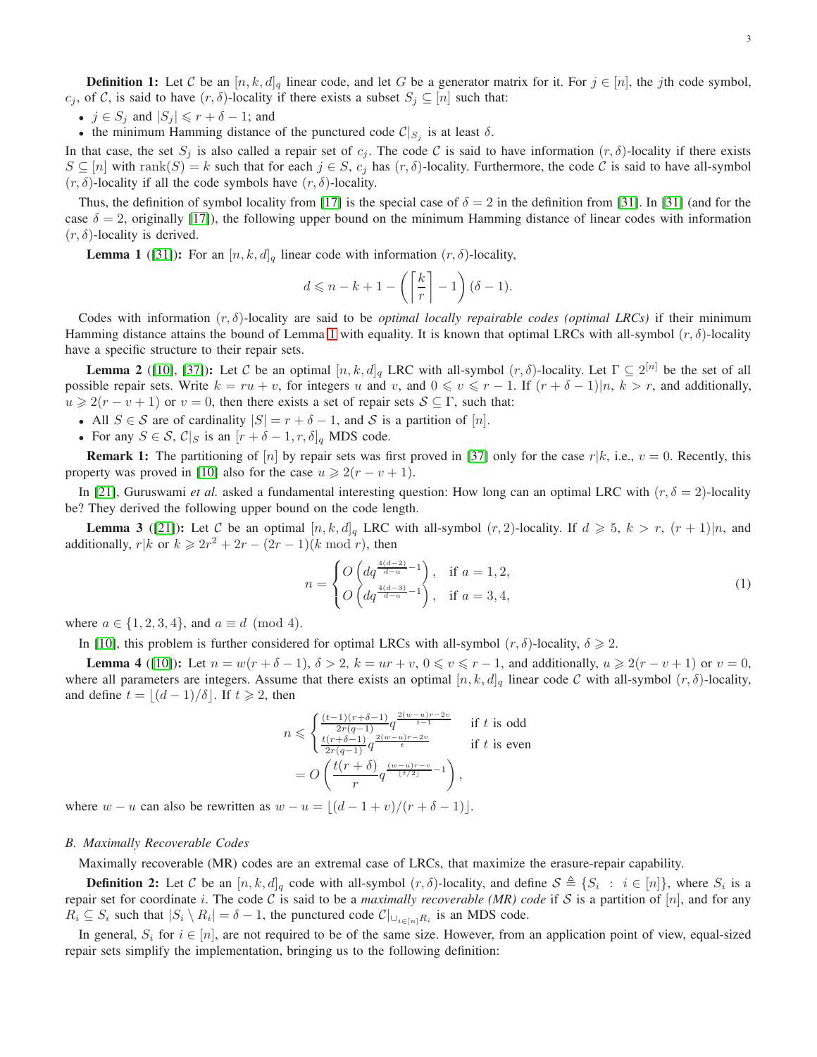**Definition 1:** Let $\mathcal{C}$ be an $[n,k,d]_q$ linear code, and let $G$ be a generator matrix for it. For $j \in [n]$, the $j$th code symbol, $c_j$, of $\mathcal{C}$, is said to have $(r,\delta)$-locality if there exists a subset $S_j \subseteq [n]$ such that:

- $j \in S_j$ and $|S_j| \leqslant r + \delta - 1$; and
- the minimum Hamming distance of the punctured code $\mathcal{C}|_{S_j}$ is at least $\delta$.

In that case, the set $S_j$ is also called a repair set of $c_j$. The code $\mathcal{C}$ is said to have information $(r,\delta)$-locality if there exists $S \subseteq [n]$ with $\operatorname{rank}(S) = k$ such that for each $j \in S$, $c_j$ has $(r,\delta)$-locality. Furthermore, the code $\mathcal{C}$ is said to have all-symbol $(r,\delta)$-locality if all the code symbols have $(r,\delta)$-locality.

Thus, the definition of symbol locality from [17] is the special case of $\delta = 2$ in the definition from [31]. In [31] (and for the case $\delta = 2$, originally [17]), the following upper bound on the minimum Hamming distance of linear codes with information $(r,\delta)$-locality is derived.

**Lemma 1** ([31])**:** For an $[n,k,d]_q$ linear code with information $(r,\delta)$-locality,

$$d \leqslant n - k + 1 - \left( \left\lceil \frac{k}{r} \right\rceil - 1 \right)(\delta - 1).$$

Codes with information $(r,\delta)$-locality are said to be *optimal locally repairable codes (optimal LRCs)* if their minimum Hamming distance attains the bound of Lemma 1 with equality. It is known that optimal LRCs with all-symbol $(r,\delta)$-locality have a specific structure to their repair sets.

**Lemma 2** ([10], [37])**:** Let $\mathcal{C}$ be an optimal $[n,k,d]_q$ LRC with all-symbol $(r,\delta)$-locality. Let $\Gamma \subseteq 2^{[n]}$ be the set of all possible repair sets. Write $k = ru + v$, for integers $u$ and $v$, and $0 \leqslant v \leqslant r-1$. If $(r+\delta-1)|n$, $k > r$, and additionally, $u \geqslant 2(r - v + 1)$ or $v = 0$, then there exists a set of repair sets $\mathcal{S} \subseteq \Gamma$, such that:

- All $S \in \mathcal{S}$ are of cardinality $|S| = r + \delta - 1$, and $\mathcal{S}$ is a partition of $[n]$.
- For any $S \in \mathcal{S}$, $\mathcal{C}|_S$ is an $[r+\delta-1, r, \delta]_q$ MDS code.

**Remark 1:** The partitioning of $[n]$ by repair sets was first proved in [37] only for the case $r|k$, i.e., $v = 0$. Recently, this property was proved in [10] also for the case $u \geqslant 2(r - v + 1)$.

In [21], Guruswami *et al.* asked a fundamental interesting question: How long can an optimal LRC with $(r, \delta = 2)$-locality be? They derived the following upper bound on the code length.

**Lemma 3** ([21])**:** Let $\mathcal{C}$ be an optimal $[n,k,d]_q$ LRC with all-symbol $(r,2)$-locality. If $d \geqslant 5$, $k > r$, $(r+1)|n$, and additionally, $r|k$ or $k \geqslant 2r^2 + 2r - (2r-1)(k \bmod r)$, then

$$n = \begin{cases} O\left(dq^{\frac{4(d-2)}{d-a}-1}\right), & \text{if } a = 1, 2, \\ O\left(dq^{\frac{4(d-3)}{d-a}-1}\right), & \text{if } a = 3, 4, \end{cases} \tag{1}$$

where $a \in \{1,2,3,4\}$, and $a \equiv d \pmod 4$.

In [10], this problem is further considered for optimal LRCs with all-symbol $(r,\delta)$-locality, $\delta \geqslant 2$.

**Lemma 4** ([10])**:** Let $n = w(r+\delta-1)$, $\delta > 2$, $k = ur + v$, $0 \leqslant v \leqslant r-1$, and additionally, $u \geqslant 2(r-v+1)$ or $v = 0$, where all parameters are integers. Assume that there exists an optimal $[n,k,d]_q$ linear code $\mathcal{C}$ with all-symbol $(r,\delta)$-locality, and define $t = \lfloor (d-1)/\delta \rfloor$. If $t \geqslant 2$, then

$$\begin{aligned} n &\leqslant \begin{cases} \frac{(t-1)(r+\delta-1)}{2r(q-1)} q^{\frac{2(w-u)r-2v}{t-1}} & \text{if } t \text{ is odd} \\ \frac{t(r+\delta-1)}{2r(q-1)} q^{\frac{2(w-u)r-2v}{t}} & \text{if } t \text{ is even} \end{cases} \\ &= O\left( \frac{t(r+\delta)}{r} q^{\frac{(w-u)r-v}{\lfloor t/2 \rfloor}-1} \right), \end{aligned}$$

where $w - u$ can also be rewritten as $w - u = \lfloor (d-1+v)/(r+\delta-1) \rfloor$.

### B. Maximally Recoverable Codes

Maximally recoverable (MR) codes are an extremal case of LRCs, that maximize the erasure-repair capability.

**Definition 2:** Let $\mathcal{C}$ be an $[n,k,d]_q$ code with all-symbol $(r,\delta)$-locality, and define $\mathcal{S} \triangleq \{S_i \ : \ i \in [n]\}$, where $S_i$ is a repair set for coordinate $i$. The code $\mathcal{C}$ is said to be a *maximally recoverable (MR) code* if $\mathcal{S}$ is a partition of $[n]$, and for any $R_i \subseteq S_i$ such that $|S_i \setminus R_i| = \delta - 1$, the punctured code $\mathcal{C}|_{\cup_{i\in[n]} R_i}$ is an MDS code.

In general, $S_i$ for $i \in [n]$, are not required to be of the same size. However, from an application point of view, equal-sized repair sets simplify the implementation, bringing us to the following definition: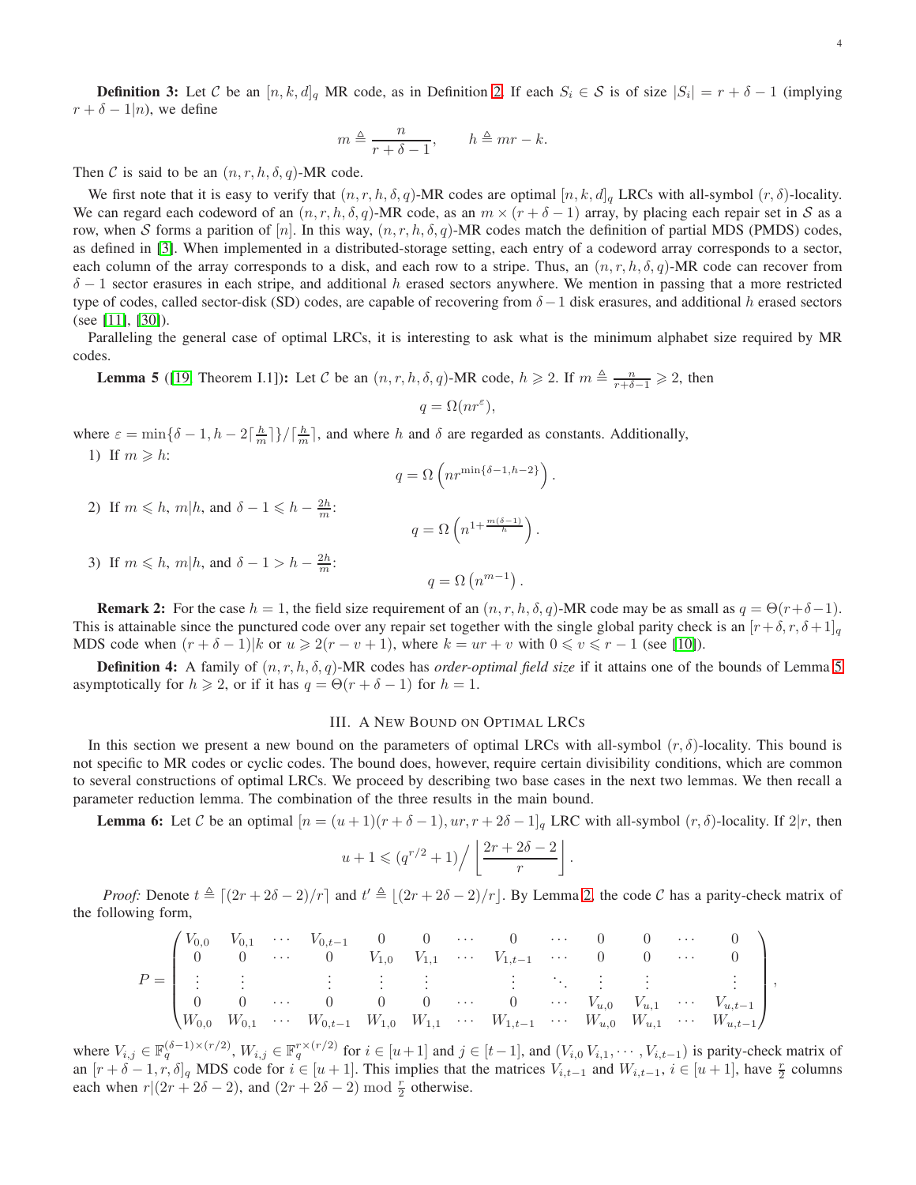**Definition 3:** Let $\mathcal{C}$ be an $[n,k,d]_q$ MR code, as in Definition 2. If each $S_i \in \mathcal{S}$ is of size $|S_i| = r+\delta-1$ (implying $r+\delta-1|n$), we define

$$m \triangleq \frac{n}{r+\delta-1}, \qquad h \triangleq mr-k.$$

Then $\mathcal{C}$ is said to be an $(n,r,h,\delta,q)$-MR code.

We first note that it is easy to verify that $(n,r,h,\delta,q)$-MR codes are optimal $[n,k,d]_q$ LRCs with all-symbol $(r,\delta)$-locality. We can regard each codeword of an $(n,r,h,\delta,q)$-MR code, as an $m \times (r+\delta-1)$ array, by placing each repair set in $\mathcal{S}$ as a row, when $\mathcal{S}$ forms a parition of $[n]$. In this way, $(n,r,h,\delta,q)$-MR codes match the definition of partial MDS (PMDS) codes, as defined in [3]. When implemented in a distributed-storage setting, each entry of a codeword array corresponds to a sector, each column of the array corresponds to a disk, and each row to a stripe. Thus, an $(n,r,h,\delta,q)$-MR code can recover from $\delta-1$ sector erasures in each stripe, and additional $h$ erased sectors anywhere. We mention in passing that a more restricted type of codes, called sector-disk (SD) codes, are capable of recovering from $\delta-1$ disk erasures, and additional $h$ erased sectors (see [11], [30]).

Paralleling the general case of optimal LRCs, it is interesting to ask what is the minimum alphabet size required by MR codes.

**Lemma 5** ([19, Theorem I.1])**:** Let $\mathcal{C}$ be an $(n,r,h,\delta,q)$-MR code, $h \geqslant 2$. If $m \triangleq \frac{n}{r+\delta-1} \geqslant 2$, then

$$q = \Omega(nr^{\varepsilon}),$$

where $\varepsilon = \min\{\delta-1, h-2\lceil \frac{h}{m} \rceil\}/\lceil \frac{h}{m} \rceil$, and where $h$ and $\delta$ are regarded as constants. Additionally,

1) If $m \geqslant h$:
$$q = \Omega\left(nr^{\min\{\delta-1,h-2\}}\right).$$

2) If $m \leqslant h$, $m|h$, and $\delta-1 \leqslant h-\frac{2h}{m}$:
$$q = \Omega\left(n^{1+\frac{m(\delta-1)}{h}}\right).$$

3) If $m \leqslant h$, $m|h$, and $\delta-1 > h-\frac{2h}{m}$:
$$q = \Omega\left(n^{m-1}\right).$$

**Remark 2:** For the case $h=1$, the field size requirement of an $(n,r,h,\delta,q)$-MR code may be as small as $q = \Theta(r+\delta-1)$. This is attainable since the punctured code over any repair set together with the single global parity check is an $[r+\delta, r, \delta+1]_q$ MDS code when $(r+\delta-1)|k$ or $u \geqslant 2(r-v+1)$, where $k = ur+v$ with $0 \leqslant v \leqslant r-1$ (see [10]).

**Definition 4:** A family of $(n,r,h,\delta,q)$-MR codes has *order-optimal field size* if it attains one of the bounds of Lemma 5 asymptotically for $h \geqslant 2$, or if it has $q = \Theta(r+\delta-1)$ for $h=1$.

## III. A New Bound on Optimal LRCs

In this section we present a new bound on the parameters of optimal LRCs with all-symbol $(r,\delta)$-locality. This bound is not specific to MR codes or cyclic codes. The bound does, however, require certain divisibility conditions, which are common to several constructions of optimal LRCs. We proceed by describing two base cases in the next two lemmas. We then recall a parameter reduction lemma. The combination of the three results in the main bound.

**Lemma 6:** Let $\mathcal{C}$ be an optimal $[n=(u+1)(r+\delta-1), ur, r+2\delta-1]_q$ LRC with all-symbol $(r,\delta)$-locality. If $2|r$, then

$$u+1 \leqslant (q^{r/2}+1) \Big/ \left\lfloor \frac{2r+2\delta-2}{r} \right\rfloor.$$

*Proof:* Denote $t \triangleq \lceil (2r+2\delta-2)/r \rceil$ and $t' \triangleq \lfloor (2r+2\delta-2)/r \rfloor$. By Lemma 2, the code $\mathcal{C}$ has a parity-check matrix of the following form,

$$P = \begin{pmatrix} V_{0,0} & V_{0,1} & \cdots & V_{0,t-1} & 0 & 0 & \cdots & 0 & \cdots & 0 & 0 & \cdots & 0 \\ 0 & 0 & \cdots & 0 & V_{1,0} & V_{1,1} & \cdots & V_{1,t-1} & \cdots & 0 & 0 & \cdots & 0 \\ \vdots & \vdots & & \vdots & \vdots & \vdots & & \vdots & \ddots & \vdots & \vdots & & \vdots \\ 0 & 0 & \cdots & 0 & 0 & 0 & \cdots & 0 & \cdots & V_{u,0} & V_{u,1} & \cdots & V_{u,t-1} \\ W_{0,0} & W_{0,1} & \cdots & W_{0,t-1} & W_{1,0} & W_{1,1} & \cdots & W_{1,t-1} & \cdots & W_{u,0} & W_{u,1} & \cdots & W_{u,t-1} \end{pmatrix},$$

where $V_{i,j} \in \mathbb{F}_q^{(\delta-1)\times(r/2)}$, $W_{i,j} \in \mathbb{F}_q^{r\times(r/2)}$ for $i \in [u+1]$ and $j \in [t-1]$, and $(V_{i,0}\, V_{i,1}, \cdots, V_{i,t-1})$ is parity-check matrix of an $[r+\delta-1, r, \delta]_q$ MDS code for $i \in [u+1]$. This implies that the matrices $V_{i,t-1}$ and $W_{i,t-1}$, $i \in [u+1]$, have $\frac{r}{2}$ columns each when $r|(2r+2\delta-2)$, and $(2r+2\delta-2) \bmod \frac{r}{2}$ otherwise.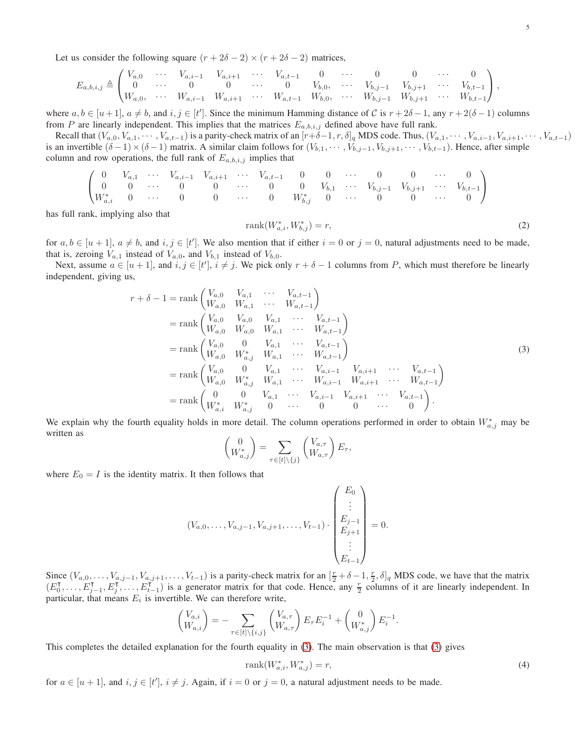Let us consider the following square $(r+2\delta-2)\times(r+2\delta-2)$ matrices,

$$E_{a,b,i,j} \triangleq \begin{pmatrix} V_{a,0} & \cdots & V_{a,i-1} & V_{a,i+1} & \cdots & V_{a,t-1} & 0 & \cdots & 0 & 0 & \cdots & 0 \\ 0 & \cdots & 0 & 0 & \cdots & 0 & V_{b,0}, & \cdots & V_{b,j-1} & V_{b,j+1} & \cdots & V_{b,t-1} \\ W_{a,0}, & \cdots & W_{a,i-1} & W_{a,i+1} & \cdots & W_{a,t-1} & W_{b,0}, & \cdots & W_{b,j-1} & W_{b,j+1} & \cdots & W_{b,t-1} \end{pmatrix},$$

where $a,b\in[u+1]$, $a\neq b$, and $i,j\in[t']$. Since the minimum Hamming distance of $\mathcal{C}$ is $r+2\delta-1$, any $r+2(\delta-1)$ columns from $P$ are linearly independent. This implies that the matrices $E_{a,b,i,j}$ defined above have full rank.

Recall that $(V_{a,0},V_{a,1},\cdots,V_{a,t-1})$ is a parity-check matrix of an $[r+\delta-1,r,\delta]_q$ MDS code. Thus, $(V_{a,1},\cdots,V_{a,i-1},V_{a,i+1},\cdots,V_{a,t-1})$ is an invertible $(\delta-1)\times(\delta-1)$ matrix. A similar claim follows for $(V_{b,1},\cdots,V_{b,j-1},V_{b,j+1},\cdots,V_{b,t-1})$. Hence, after simple column and row operations, the full rank of $E_{a,b,i,j}$ implies that

$$\begin{pmatrix} 0 & V_{a,1} & \cdots & V_{a,i-1} & V_{a,i+1} & \cdots & V_{a,t-1} & 0 & 0 & \cdots & 0 & 0 & \cdots & 0 \\ 0 & 0 & \cdots & 0 & 0 & \cdots & 0 & 0 & V_{b,1} & \cdots & V_{b,j-1} & V_{b,j+1} & \cdots & V_{b,t-1} \\ W^*_{a,i} & 0 & \cdots & 0 & 0 & \cdots & 0 & W^*_{b,j} & 0 & \cdots & 0 & 0 & \cdots & 0 \end{pmatrix}$$

has full rank, implying also that

$$\operatorname{rank}(W^*_{a,i},W^*_{b,j})=r, \tag{2}$$

for $a,b\in[u+1]$, $a\neq b$, and $i,j\in[t']$. We also mention that if either $i=0$ or $j=0$, natural adjustments need to be made, that is, zeroing $V_{a,1}$ instead of $V_{a,0}$, and $V_{b,1}$ instead of $V_{b,0}$.

Next, assume $a\in[u+1]$, and $i,j\in[t']$, $i\neq j$. We pick only $r+\delta-1$ columns from $P$, which must therefore be linearly independent, giving us,

$$\begin{aligned} r+\delta-1 &= \operatorname{rank}\begin{pmatrix} V_{a,0} & V_{a,1} & \cdots & V_{a,t-1} \\ W_{a,0} & W_{a,1} & \cdots & W_{a,t-1} \end{pmatrix} \\ &= \operatorname{rank}\begin{pmatrix} V_{a,0} & V_{a,0} & V_{a,1} & \cdots & V_{a,t-1} \\ W_{a,0} & W_{a,0} & W_{a,1} & \cdots & W_{a,t-1} \end{pmatrix} \\ &= \operatorname{rank}\begin{pmatrix} V_{a,0} & 0 & V_{a,1} & \cdots & V_{a,t-1} \\ W_{a,0} & W^*_{a,j} & W_{a,1} & \cdots & W_{a,t-1} \end{pmatrix} \\ &= \operatorname{rank}\begin{pmatrix} V_{a,0} & 0 & V_{a,1} & \cdots & V_{a,i-1} & V_{a,i+1} & \cdots & V_{a,t-1} \\ W_{a,0} & W^*_{a,j} & W_{a,1} & \cdots & W_{a,i-1} & W_{a,i+1} & \cdots & W_{a,t-1} \end{pmatrix} \\ &= \operatorname{rank}\begin{pmatrix} 0 & 0 & V_{a,1} & \cdots & V_{a,i-1} & V_{a,i+1} & \cdots & V_{a,t-1} \\ W^*_{a,i} & W^*_{a,j} & 0 & \cdots & 0 & 0 & \cdots & 0 \end{pmatrix}. \end{aligned} \tag{3}$$

We explain why the fourth equality holds in more detail. The column operations performed in order to obtain $W^*_{a,j}$ may be written as

$$\begin{pmatrix} 0 \\ W^*_{a,j} \end{pmatrix} = \sum_{\tau\in[t]\setminus\{j\}} \begin{pmatrix} V_{a,\tau} \\ W_{a,\tau} \end{pmatrix} E_\tau,$$

where $E_0=I$ is the identity matrix. It then follows that

$$(V_{a,0},\ldots,V_{a,j-1},V_{a,j+1},\ldots,V_{t-1})\cdot\begin{pmatrix} E_0 \\ \vdots \\ E_{j-1} \\ E_{j+1} \\ \vdots \\ E_{t-1} \end{pmatrix}=0.$$

Since $(V_{a,0},\ldots,V_{a,j-1},V_{a,j+1},\ldots,V_{t-1})$ is a parity-check matrix for an $[\frac{r}{2}+\delta-1,\frac{r}{2},\delta]_q$ MDS code, we have that the matrix $(E_0^\intercal,\ldots,E_{j-1}^\intercal,E_j^\intercal,\ldots,E_{t-1}^\intercal)$ is a generator matrix for that code. Hence, any $\frac{r}{2}$ columns of it are linearly independent. In particular, that means $E_i$ is invertible. We can therefore write,

$$\begin{pmatrix} V_{a,i} \\ W_{a,i} \end{pmatrix} = -\sum_{\tau\in[t]\setminus\{i,j\}} \begin{pmatrix} V_{a,\tau} \\ W_{a,\tau} \end{pmatrix} E_\tau E_i^{-1} + \begin{pmatrix} 0 \\ W^*_{a,j} \end{pmatrix} E_i^{-1}.$$

This completes the detailed explanation for the fourth equality in (3). The main observation is that (3) gives

$$\operatorname{rank}(W^*_{a,i},W^*_{a,j})=r, \tag{4}$$

for $a\in[u+1]$, and $i,j\in[t']$, $i\neq j$. Again, if $i=0$ or $j=0$, a natural adjustment needs to be made.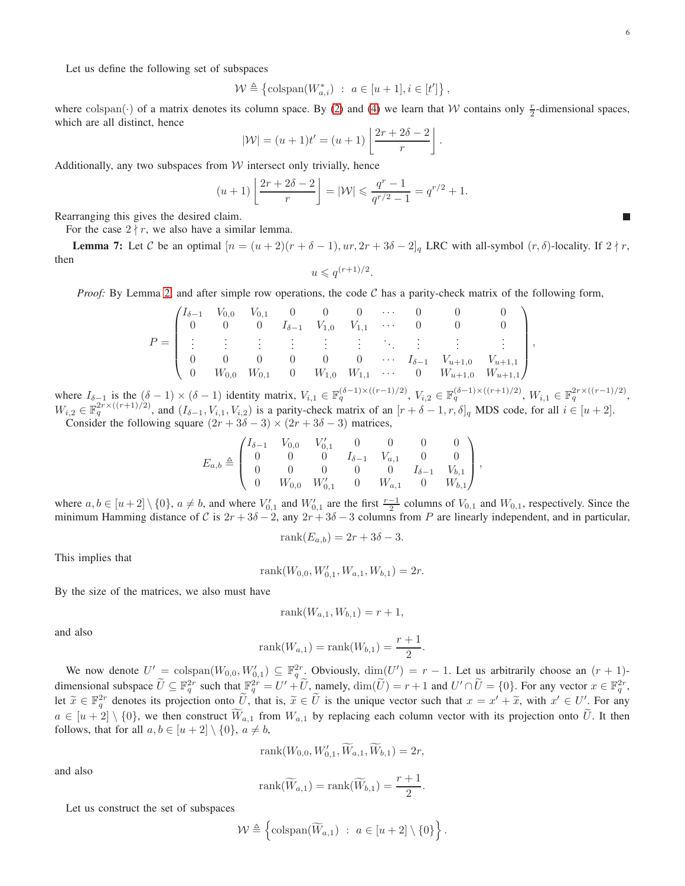Let us define the following set of subspaces

$$\mathcal{W} \triangleq \left\{ \mathrm{colspan}(W^*_{a,i}) \ : \ a \in [u+1], i \in [t'] \right\},$$

where $\mathrm{colspan}(\cdot)$ of a matrix denotes its column space. By (2) and (4) we learn that $\mathcal{W}$ contains only $\frac{r}{2}$-dimensional spaces, which are all distinct, hence

$$|\mathcal{W}| = (u+1)t' = (u+1)\left\lfloor \frac{2r+2\delta-2}{r} \right\rfloor .$$

Additionally, any two subspaces from $\mathcal{W}$ intersect only trivially, hence

$$(u+1)\left\lfloor \frac{2r+2\delta-2}{r} \right\rfloor = |\mathcal{W}| \leqslant \frac{q^r-1}{q^{r/2}-1} = q^{r/2}+1.$$

Rearranging this gives the desired claim. ■

For the case $2 \nmid r$, we also have a similar lemma.

**Lemma 7:** Let $\mathcal{C}$ be an optimal $[n = (u+2)(r+\delta-1), ur, 2r+3\delta-2]_q$ LRC with all-symbol $(r,\delta)$-locality. If $2 \nmid r$, then

$$u \leqslant q^{(r+1)/2}.$$

*Proof:* By Lemma 2 and after simple row operations, the code $\mathcal{C}$ has a parity-check matrix of the following form,

$$P = \begin{pmatrix} I_{\delta-1} & V_{0,0} & V_{0,1} & 0 & 0 & 0 & \cdots & 0 & 0 & 0 \\ 0 & 0 & 0 & I_{\delta-1} & V_{1,0} & V_{1,1} & \cdots & 0 & 0 & 0 \\ \vdots & \vdots & \vdots & \vdots & \vdots & \vdots & \ddots & \vdots & \vdots & \vdots \\ 0 & 0 & 0 & 0 & 0 & 0 & \cdots & I_{\delta-1} & V_{u+1,0} & V_{u+1,1} \\ 0 & W_{0,0} & W_{0,1} & 0 & W_{1,0} & W_{1,1} & \cdots & 0 & W_{u+1,0} & W_{u+1,1} \end{pmatrix},$$

where $I_{\delta-1}$ is the $(\delta-1)\times(\delta-1)$ identity matrix, $V_{i,1} \in \mathbb{F}_q^{(\delta-1)\times((r-1)/2)}$, $V_{i,2} \in \mathbb{F}_q^{(\delta-1)\times((r+1)/2)}$, $W_{i,1} \in \mathbb{F}_q^{2r\times((r-1)/2)}$, $W_{i,2} \in \mathbb{F}_q^{2r\times((r+1)/2)}$, and $(I_{\delta-1}, V_{i,1}, V_{i,2})$ is a parity-check matrix of an $[r+\delta-1, r, \delta]_q$ MDS code, for all $i \in [u+2]$.

Consider the following square $(2r+3\delta-3)\times(2r+3\delta-3)$ matrices,

$$E_{a,b} \triangleq \begin{pmatrix} I_{\delta-1} & V_{0,0} & V'_{0,1} & 0 & 0 & 0 & 0 \\ 0 & 0 & 0 & I_{\delta-1} & V_{a,1} & 0 & 0 \\ 0 & 0 & 0 & 0 & 0 & I_{\delta-1} & V_{b,1} \\ 0 & W_{0,0} & W'_{0,1} & 0 & W_{a,1} & 0 & W_{b,1} \end{pmatrix},$$

where $a, b \in [u+2]\setminus\{0\}$, $a \neq b$, and where $V'_{0,1}$ and $W'_{0,1}$ are the first $\frac{r-1}{2}$ columns of $V_{0,1}$ and $W_{0,1}$, respectively. Since the minimum Hamming distance of $\mathcal{C}$ is $2r+3\delta-2$, any $2r+3\delta-3$ columns from $P$ are linearly independent, and in particular,

$$\mathrm{rank}(E_{a,b}) = 2r+3\delta-3.$$

This implies that

$$\mathrm{rank}(W_{0,0}, W'_{0,1}, W_{a,1}, W_{b,1}) = 2r.$$

By the size of the matrices, we also must have

$$\mathrm{rank}(W_{a,1}, W_{b,1}) = r+1,$$

and also

$$\mathrm{rank}(W_{a,1}) = \mathrm{rank}(W_{b,1}) = \frac{r+1}{2}.$$

We now denote $U' = \mathrm{colspan}(W_{0,0}, W'_{0,1}) \subseteq \mathbb{F}_q^{2r}$. Obviously, $\dim(U') = r-1$. Let us arbitrarily choose an $(r+1)$-dimensional subspace $\widetilde{U} \subseteq \mathbb{F}_q^{2r}$ such that $\mathbb{F}_q^{2r} = U' + \widetilde{U}$, namely, $\dim(\widetilde{U}) = r+1$ and $U' \cap \widetilde{U} = \{0\}$. For any vector $x \in \mathbb{F}_q^{2r}$, let $\widetilde{x} \in \mathbb{F}_q^{2r}$ denotes its projection onto $\widetilde{U}$, that is, $\widetilde{x} \in \widetilde{U}$ is the unique vector such that $x = x' + \widetilde{x}$, with $x' \in U'$. For any $a \in [u+2]\setminus\{0\}$, we then construct $\widetilde{W}_{a,1}$ from $W_{a,1}$ by replacing each column vector with its projection onto $\widetilde{U}$. It then follows, that for all $a, b \in [u+2]\setminus\{0\}$, $a \neq b$,

$$\mathrm{rank}(W_{0,0}, W'_{0,1}, \widetilde{W}_{a,1}, \widetilde{W}_{b,1}) = 2r,$$

and also

$$\mathrm{rank}(\widetilde{W}_{a,1}) = \mathrm{rank}(\widetilde{W}_{b,1}) = \frac{r+1}{2}.$$

Let us construct the set of subspaces

$$\mathcal{W} \triangleq \left\{ \mathrm{colspan}(\widetilde{W}_{a,1}) \ : \ a \in [u+2]\setminus\{0\} \right\}.$$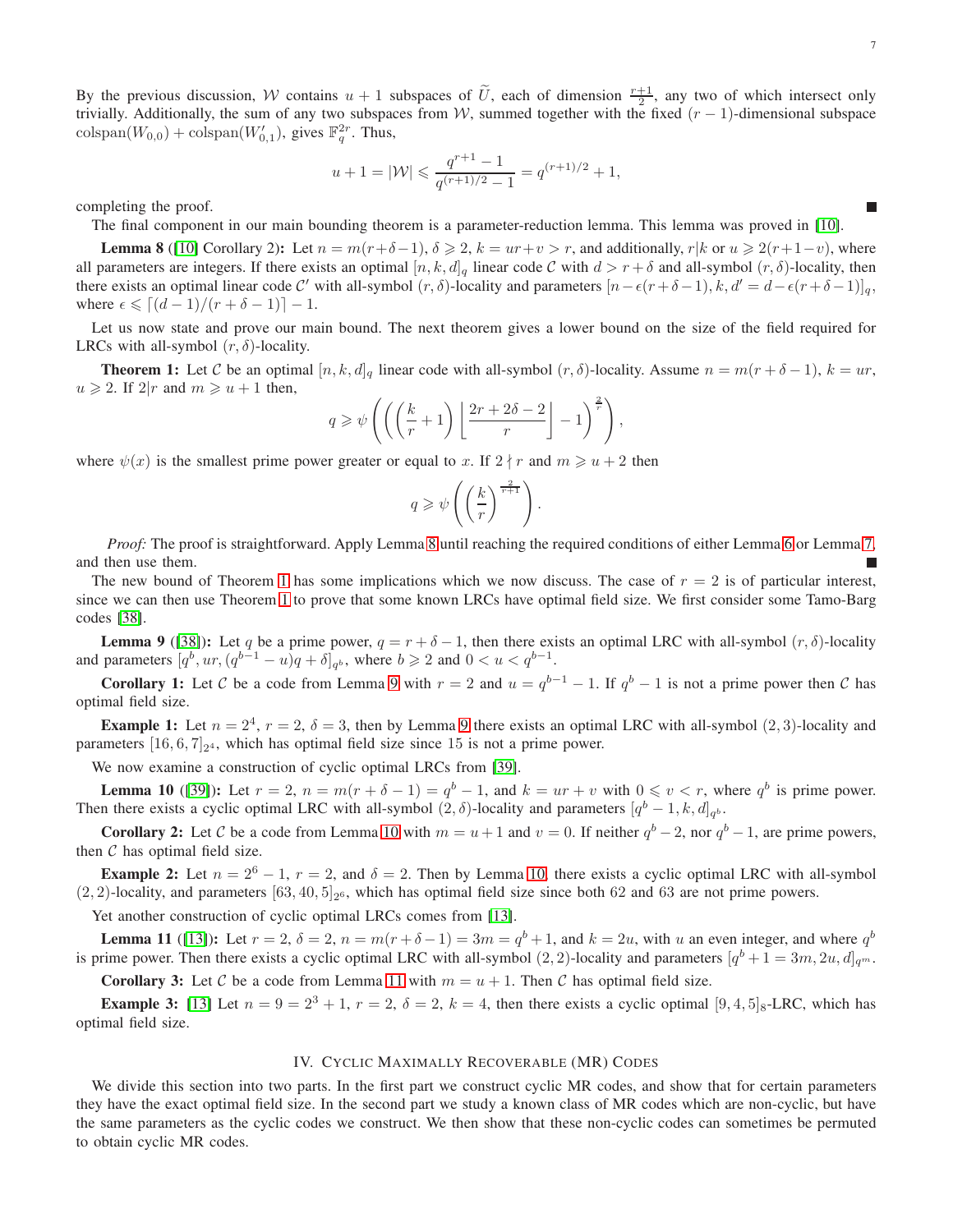By the previous discussion, $\mathcal{W}$ contains $u+1$ subspaces of $\widetilde{U}$, each of dimension $\frac{r+1}{2}$, any two of which intersect only trivially. Additionally, the sum of any two subspaces from $\mathcal{W}$, summed together with the fixed $(r-1)$-dimensional subspace $\mathrm{colspan}(W_{0,0}) + \mathrm{colspan}(W'_{0,1})$, gives $\mathbb{F}_q^{2r}$. Thus,

$$u+1 = |\mathcal{W}| \leqslant \frac{q^{r+1}-1}{q^{(r+1)/2}-1} = q^{(r+1)/2}+1,$$

completing the proof. ■

The final component in our main bounding theorem is a parameter-reduction lemma. This lemma was proved in [10].

**Lemma 8** ([10] Corollary 2)**:** Let $n = m(r+\delta-1)$, $\delta \geqslant 2$, $k = ur+v > r$, and additionally, $r|k$ or $u \geqslant 2(r+1-v)$, where all parameters are integers. If there exists an optimal $[n,k,d]_q$ linear code $\mathcal{C}$ with $d > r+\delta$ and all-symbol $(r,\delta)$-locality, then there exists an optimal linear code $\mathcal{C}'$ with all-symbol $(r,\delta)$-locality and parameters $[n-\epsilon(r+\delta-1), k, d' = d-\epsilon(r+\delta-1)]_q$, where $\epsilon \leqslant \lceil (d-1)/(r+\delta-1) \rceil - 1$.

Let us now state and prove our main bound. The next theorem gives a lower bound on the size of the field required for LRCs with all-symbol $(r,\delta)$-locality.

**Theorem 1:** Let $\mathcal{C}$ be an optimal $[n,k,d]_q$ linear code with all-symbol $(r,\delta)$-locality. Assume $n = m(r+\delta-1)$, $k = ur$, $u \geqslant 2$. If $2|r$ and $m \geqslant u+1$ then,

$$q \geqslant \psi\left(\left(\left(\frac{k}{r}+1\right)\left\lfloor \frac{2r+2\delta-2}{r} \right\rfloor - 1\right)^{\frac{2}{r}}\right),$$

where $\psi(x)$ is the smallest prime power greater or equal to $x$. If $2 \nmid r$ and $m \geqslant u+2$ then

$$q \geqslant \psi\left(\left(\frac{k}{r}\right)^{\frac{2}{r+1}}\right).$$

*Proof:* The proof is straightforward. Apply Lemma 8 until reaching the required conditions of either Lemma 6 or Lemma 7, and then use them. ■

The new bound of Theorem 1 has some implications which we now discuss. The case of $r=2$ is of particular interest, since we can then use Theorem 1 to prove that some known LRCs have optimal field size. We first consider some Tamo-Barg codes [38].

**Lemma 9** ([38])**:** Let $q$ be a prime power, $q = r+\delta-1$, then there exists an optimal LRC with all-symbol $(r,\delta)$-locality and parameters $[q^b, ur, (q^{b-1}-u)q+\delta]_{q^b}$, where $b \geqslant 2$ and $0 < u < q^{b-1}$.

**Corollary 1:** Let $\mathcal{C}$ be a code from Lemma 9 with $r=2$ and $u = q^{b-1}-1$. If $q^b-1$ is not a prime power then $\mathcal{C}$ has optimal field size.

**Example 1:** Let $n = 2^4$, $r=2$, $\delta=3$, then by Lemma 9 there exists an optimal LRC with all-symbol $(2,3)$-locality and parameters $[16,6,7]_{2^4}$, which has optimal field size since 15 is not a prime power.

We now examine a construction of cyclic optimal LRCs from [39].

**Lemma 10** ([39])**:** Let $r=2$, $n = m(r+\delta-1) = q^b-1$, and $k = ur+v$ with $0 \leqslant v < r$, where $q^b$ is prime power. Then there exists a cyclic optimal LRC with all-symbol $(2,\delta)$-locality and parameters $[q^b-1,k,d]_{q^b}$.

**Corollary 2:** Let $\mathcal{C}$ be a code from Lemma 10 with $m = u+1$ and $v=0$. If neither $q^b-2$, nor $q^b-1$, are prime powers, then $\mathcal{C}$ has optimal field size.

**Example 2:** Let $n = 2^6-1$, $r=2$, and $\delta=2$. Then by Lemma 10, there exists a cyclic optimal LRC with all-symbol $(2,2)$-locality, and parameters $[63,40,5]_{2^6}$, which has optimal field size since both 62 and 63 are not prime powers.

Yet another construction of cyclic optimal LRCs comes from [13].

**Lemma 11** ([13])**:** Let $r=2$, $\delta=2$, $n = m(r+\delta-1) = 3m = q^b+1$, and $k = 2u$, with $u$ an even integer, and where $q^b$ is prime power. Then there exists a cyclic optimal LRC with all-symbol $(2,2)$-locality and parameters $[q^b+1 = 3m, 2u, d]_{q^m}$.

**Corollary 3:** Let $\mathcal{C}$ be a code from Lemma 11 with $m = u+1$. Then $\mathcal{C}$ has optimal field size.

**Example 3:** [13] Let $n = 9 = 2^3+1$, $r=2$, $\delta=2$, $k=4$, then there exists a cyclic optimal $[9,4,5]_8$-LRC, which has optimal field size.

## IV. Cyclic Maximally Recoverable (MR) Codes

We divide this section into two parts. In the first part we construct cyclic MR codes, and show that for certain parameters they have the exact optimal field size. In the second part we study a known class of MR codes which are non-cyclic, but have the same parameters as the cyclic codes we construct. We then show that these non-cyclic codes can sometimes be permuted to obtain cyclic MR codes.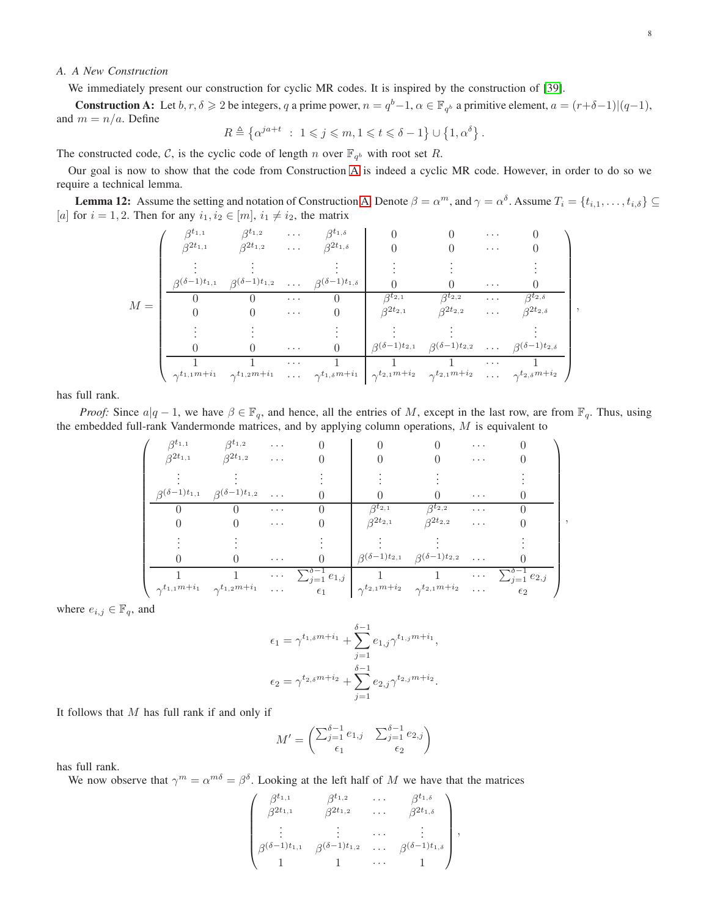### A. A New Construction

We immediately present our construction for cyclic MR codes. It is inspired by the construction of [39].

**Construction A:** Let $b, r, \delta \geqslant 2$ be integers, $q$ a prime power, $n = q^b - 1$, $\alpha \in \mathbb{F}_{q^b}$ a primitive element, $a = (r+\delta-1)|(q-1)$, and $m = n/a$. Define

$$R \triangleq \left\{ \alpha^{ja+t} \ : \ 1 \leqslant j \leqslant m, 1 \leqslant t \leqslant \delta - 1 \right\} \cup \left\{ 1, \alpha^{\delta} \right\}.$$

The constructed code, $\mathcal{C}$, is the cyclic code of length $n$ over $\mathbb{F}_{q^b}$ with root set $R$.

Our goal is now to show that the code from Construction A is indeed a cyclic MR code. However, in order to do so we require a technical lemma.

**Lemma 12:** Assume the setting and notation of Construction A. Denote $\beta = \alpha^m$, and $\gamma = \alpha^{\delta}$. Assume $T_i = \{t_{i,1}, \dots, t_{i,\delta}\} \subseteq [a]$ for $i = 1, 2$. Then for any $i_1, i_2 \in [m]$, $i_1 \neq i_2$, the matrix

$$M = \left( \begin{array}{cccc|cccc}
\beta^{t_{1,1}} & \beta^{t_{1,2}} & \dots & \beta^{t_{1,\delta}} & 0 & 0 & \dots & 0 \\
\beta^{2t_{1,1}} & \beta^{2t_{1,2}} & \dots & \beta^{2t_{1,\delta}} & 0 & 0 & \dots & 0 \\
\vdots & \vdots & & \vdots & \vdots & \vdots & & \vdots \\
\beta^{(\delta-1)t_{1,1}} & \beta^{(\delta-1)t_{1,2}} & \dots & \beta^{(\delta-1)t_{1,\delta}} & 0 & 0 & \dots & 0 \\
\hline
0 & 0 & \dots & 0 & \beta^{t_{2,1}} & \beta^{t_{2,2}} & \dots & \beta^{t_{2,\delta}} \\
0 & 0 & \dots & 0 & \beta^{2t_{2,1}} & \beta^{2t_{2,2}} & \dots & \beta^{2t_{2,\delta}} \\
\vdots & \vdots & & \vdots & \vdots & \vdots & & \vdots \\
0 & 0 & \dots & 0 & \beta^{(\delta-1)t_{2,1}} & \beta^{(\delta-1)t_{2,2}} & \dots & \beta^{(\delta-1)t_{2,\delta}} \\
\hline
1 & 1 & \dots & 1 & 1 & 1 & \dots & 1 \\
\gamma^{t_{1,1}m+i_1} & \gamma^{t_{1,2}m+i_1} & \dots & \gamma^{t_{1,\delta}m+i_1} & \gamma^{t_{2,1}m+i_2} & \gamma^{t_{2,1}m+i_2} & \dots & \gamma^{t_{2,\delta}m+i_2}
\end{array} \right),$$

has full rank.

*Proof:* Since $a|q-1$, we have $\beta \in \mathbb{F}_q$, and hence, all the entries of $M$, except in the last row, are from $\mathbb{F}_q$. Thus, using the embedded full-rank Vandermonde matrices, and by applying column operations, $M$ is equivalent to

$$\left( \begin{array}{cccc|cccc}
\beta^{t_{1,1}} & \beta^{t_{1,2}} & \dots & 0 & 0 & 0 & \dots & 0 \\
\beta^{2t_{1,1}} & \beta^{2t_{1,2}} & \dots & 0 & 0 & 0 & \dots & 0 \\
\vdots & \vdots & & \vdots & \vdots & \vdots & & \vdots \\
\beta^{(\delta-1)t_{1,1}} & \beta^{(\delta-1)t_{1,2}} & \dots & 0 & 0 & 0 & \dots & 0 \\
\hline
0 & 0 & \dots & 0 & \beta^{t_{2,1}} & \beta^{t_{2,2}} & \dots & 0 \\
0 & 0 & \dots & 0 & \beta^{2t_{2,1}} & \beta^{2t_{2,2}} & \dots & 0 \\
\vdots & \vdots & & \vdots & \vdots & \vdots & & \vdots \\
0 & 0 & \dots & 0 & \beta^{(\delta-1)t_{2,1}} & \beta^{(\delta-1)t_{2,2}} & \dots & 0 \\
\hline
1 & 1 & \dots & \sum_{j=1}^{\delta-1} e_{1,j} & 1 & 1 & \dots & \sum_{j=1}^{\delta-1} e_{2,j} \\
\gamma^{t_{1,1}m+i_1} & \gamma^{t_{1,2}m+i_1} & \dots & \epsilon_1 & \gamma^{t_{2,1}m+i_2} & \gamma^{t_{2,1}m+i_2} & \dots & \epsilon_2
\end{array} \right),$$

where $e_{i,j} \in \mathbb{F}_q$, and

$$\epsilon_1 = \gamma^{t_{1,\delta}m+i_1} + \sum_{j=1}^{\delta-1} e_{1,j} \gamma^{t_{1,j}m+i_1},$$

$$\epsilon_2 = \gamma^{t_{2,\delta}m+i_2} + \sum_{j=1}^{\delta-1} e_{2,j} \gamma^{t_{2,j}m+i_2}.$$

It follows that $M$ has full rank if and only if

$$M' = \begin{pmatrix} \sum_{j=1}^{\delta-1} e_{1,j} & \sum_{j=1}^{\delta-1} e_{2,j} \\ \epsilon_1 & \epsilon_2 \end{pmatrix}$$

has full rank.

We now observe that $\gamma^m = \alpha^{m\delta} = \beta^{\delta}$. Looking at the left half of $M$ we have that the matrices

$$\begin{pmatrix}
\beta^{t_{1,1}} & \beta^{t_{1,2}} & \dots & \beta^{t_{1,\delta}} \\
\beta^{2t_{1,1}} & \beta^{2t_{1,2}} & \dots & \beta^{2t_{1,\delta}} \\
\vdots & \vdots & \dots & \vdots \\
\beta^{(\delta-1)t_{1,1}} & \beta^{(\delta-1)t_{1,2}} & \dots & \beta^{(\delta-1)t_{1,\delta}} \\
1 & 1 & \dots & 1
\end{pmatrix},$$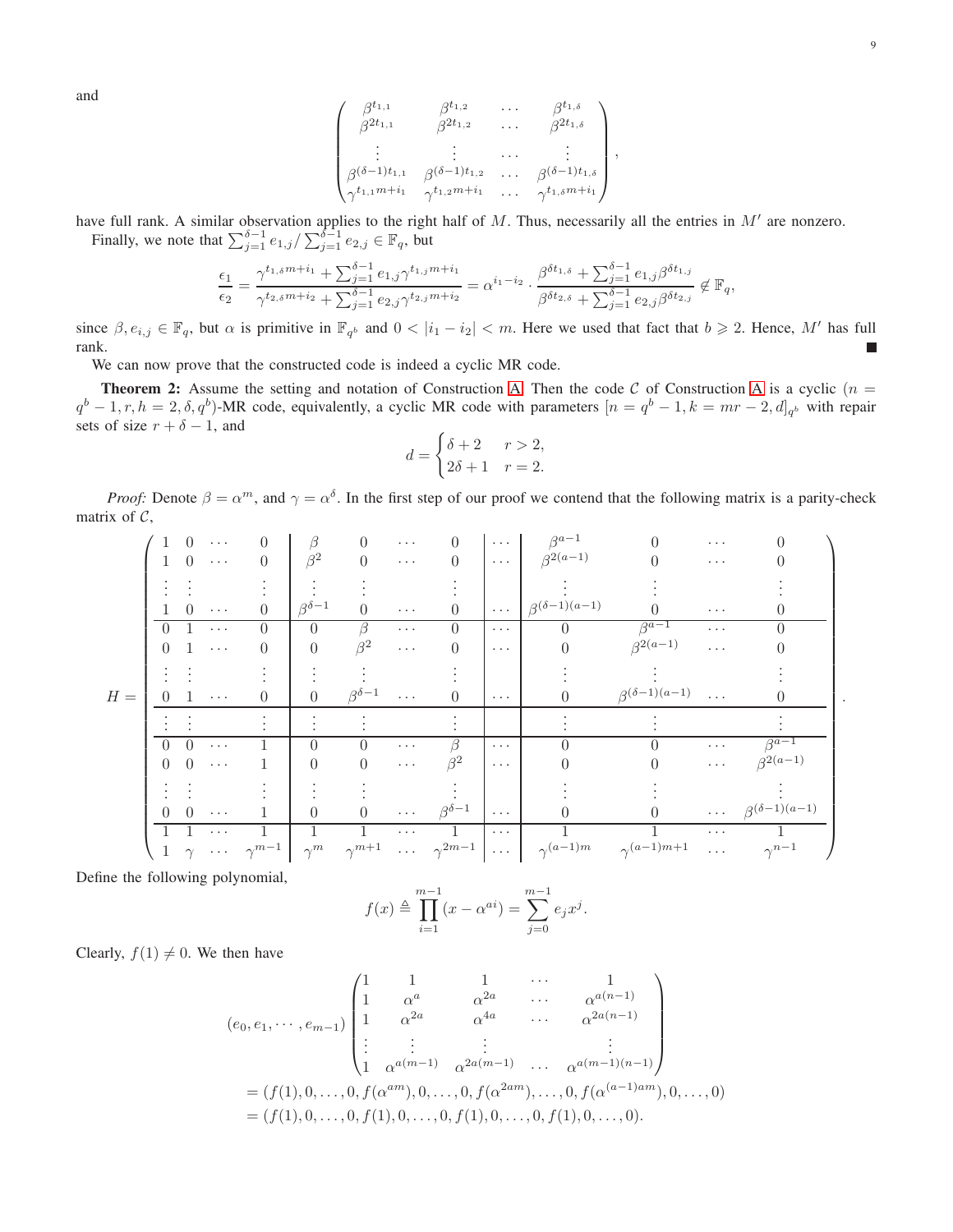and

$$
\begin{pmatrix}
\beta^{t_{1,1}} & \beta^{t_{1,2}} & \cdots & \beta^{t_{1,\delta}} \\
\beta^{2t_{1,1}} & \beta^{2t_{1,2}} & \cdots & \beta^{2t_{1,\delta}} \\
\vdots & \vdots & \cdots & \vdots \\
\beta^{(\delta-1)t_{1,1}} & \beta^{(\delta-1)t_{1,2}} & \cdots & \beta^{(\delta-1)t_{1,\delta}} \\
\gamma^{t_{1,1}m+i_1} & \gamma^{t_{1,2}m+i_1} & \cdots & \gamma^{t_{1,\delta}m+i_1}
\end{pmatrix},
$$

have full rank. A similar observation applies to the right half of $M$. Thus, necessarily all the entries in $M'$ are nonzero.

Finally, we note that $\sum_{j=1}^{\delta-1} e_{1,j} / \sum_{j=1}^{\delta-1} e_{2,j} \in \mathbb{F}_q$, but

$$
\frac{\epsilon_1}{\epsilon_2} = \frac{\gamma^{t_{1,\delta}m+i_1} + \sum_{j=1}^{\delta-1} e_{1,j}\gamma^{t_{1,j}m+i_1}}{\gamma^{t_{2,\delta}m+i_2} + \sum_{j=1}^{\delta-1} e_{2,j}\gamma^{t_{2,j}m+i_2}} = \alpha^{i_1-i_2} \cdot \frac{\beta^{\delta t_{1,\delta}} + \sum_{j=1}^{\delta-1} e_{1,j}\beta^{\delta t_{1,j}}}{\beta^{\delta t_{2,\delta}} + \sum_{j=1}^{\delta-1} e_{2,j}\beta^{\delta t_{2,j}}} \notin \mathbb{F}_q,
$$

since $\beta, e_{i,j} \in \mathbb{F}_q$, but $\alpha$ is primitive in $\mathbb{F}_{q^b}$ and $0 < |i_1 - i_2| < m$. Here we used that fact that $b \geqslant 2$. Hence, $M'$ has full rank. ■

We can now prove that the constructed code is indeed a cyclic MR code.

**Theorem 2:** Assume the setting and notation of Construction A. Then the code $\mathcal{C}$ of Construction A is a cyclic $(n = q^b - 1, r, h = 2, \delta, q^b)$-MR code, equivalently, a cyclic MR code with parameters $[n = q^b - 1, k = mr - 2, d]_{q^b}$ with repair sets of size $r + \delta - 1$, and

$$
d = \begin{cases} \delta + 2 & r > 2, \\ 2\delta + 1 & r = 2. \end{cases}
$$

*Proof:* Denote $\beta = \alpha^m$, and $\gamma = \alpha^\delta$. In the first step of our proof we contend that the following matrix is a parity-check matrix of $\mathcal{C}$,

$$
H = \left(\begin{array}{cccc|cccc|c|cccc}
1 & 0 & \cdots & 0 & \beta & 0 & \cdots & 0 & \cdots & \beta^{a-1} & 0 & \cdots & 0 \\
1 & 0 & \cdots & 0 & \beta^2 & 0 & \cdots & 0 & \cdots & \beta^{2(a-1)} & 0 & \cdots & 0 \\
\vdots & \vdots & & \vdots & \vdots & \vdots & & \vdots & & \vdots & \vdots & & \vdots \\
1 & 0 & \cdots & 0 & \beta^{\delta-1} & 0 & \cdots & 0 & \cdots & \beta^{(\delta-1)(a-1)} & 0 & \cdots & 0 \\
\hline
0 & 1 & \cdots & 0 & 0 & \beta & \cdots & 0 & \cdots & 0 & \beta^{a-1} & \cdots & 0 \\
0 & 1 & \cdots & 0 & 0 & \beta^2 & \cdots & 0 & \cdots & 0 & \beta^{2(a-1)} & \cdots & 0 \\
\vdots & \vdots & & \vdots & \vdots & \vdots & & \vdots & & \vdots & \vdots & & \vdots \\
0 & 1 & \cdots & 0 & 0 & \beta^{\delta-1} & \cdots & 0 & \cdots & 0 & \beta^{(\delta-1)(a-1)} & \cdots & 0 \\
\hline
\vdots & \vdots & & \vdots & \vdots & \vdots & & \vdots & & \vdots & \vdots & & \vdots \\
\hline
0 & 0 & \cdots & 1 & 0 & 0 & \cdots & \beta & \cdots & 0 & 0 & \cdots & \beta^{a-1} \\
0 & 0 & \cdots & 1 & 0 & 0 & \cdots & \beta^2 & \cdots & 0 & 0 & \cdots & \beta^{2(a-1)} \\
\vdots & \vdots & & \vdots & \vdots & \vdots & & \vdots & & \vdots & \vdots & & \vdots \\
0 & 0 & \cdots & 1 & 0 & 0 & \cdots & \beta^{\delta-1} & \cdots & 0 & 0 & \cdots & \beta^{(\delta-1)(a-1)} \\
\hline
1 & 1 & \cdots & 1 & 1 & 1 & \cdots & 1 & \cdots & 1 & 1 & \cdots & 1 \\
1 & \gamma & \cdots & \gamma^{m-1} & \gamma^m & \gamma^{m+1} & \cdots & \gamma^{2m-1} & \cdots & \gamma^{(a-1)m} & \gamma^{(a-1)m+1} & \cdots & \gamma^{n-1}
\end{array}\right).
$$

Define the following polynomial,

$$
f(x) \triangleq \prod_{i=1}^{m-1} (x - \alpha^{ai}) = \sum_{j=0}^{m-1} e_j x^j.
$$

Clearly, $f(1) \neq 0$. We then have

$$
\begin{aligned}
&(e_0, e_1, \cdots, e_{m-1}) \begin{pmatrix}
1 & 1 & 1 & \cdots & 1 \\
1 & \alpha^a & \alpha^{2a} & \cdots & \alpha^{a(n-1)} \\
1 & \alpha^{2a} & \alpha^{4a} & \cdots & \alpha^{2a(n-1)} \\
\vdots & \vdots & \vdots & & \vdots \\
1 & \alpha^{a(m-1)} & \alpha^{2a(m-1)} & \cdots & \alpha^{a(m-1)(n-1)}
\end{pmatrix} \\
&= (f(1), 0, \ldots, 0, f(\alpha^{am}), 0, \ldots, 0, f(\alpha^{2am}), \ldots, 0, f(\alpha^{(a-1)am}), 0, \ldots, 0) \\
&= (f(1), 0, \ldots, 0, f(1), 0, \ldots, 0, f(1), 0, \ldots, 0, f(1), 0, \ldots, 0).
\end{aligned}
$$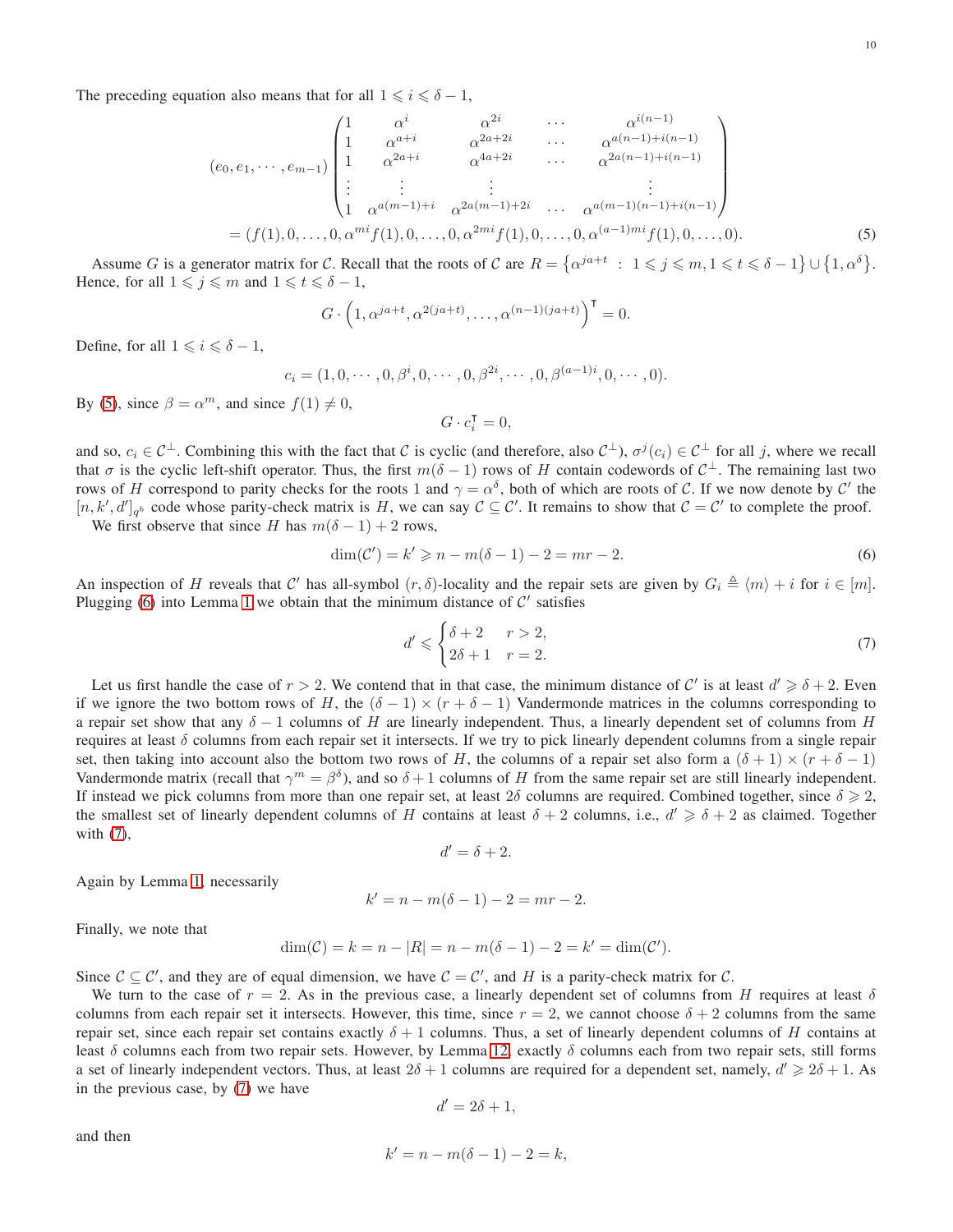The preceding equation also means that for all $1 \leqslant i \leqslant \delta - 1$,

$$
(e_0, e_1, \cdots, e_{m-1}) \begin{pmatrix} 1 & \alpha^{i} & \alpha^{2i} & \cdots & \alpha^{i(n-1)} \\ 1 & \alpha^{a+i} & \alpha^{2a+2i} & \cdots & \alpha^{a(n-1)+i(n-1)} \\ 1 & \alpha^{2a+i} & \alpha^{4a+2i} & \cdots & \alpha^{2a(n-1)+i(n-1)} \\ \vdots & \vdots & \vdots & & \vdots \\ 1 & \alpha^{a(m-1)+i} & \alpha^{2a(m-1)+2i} & \cdots & \alpha^{a(m-1)(n-1)+i(n-1)} \end{pmatrix}
$$
$$
= (f(1), 0, \dots, 0, \alpha^{mi} f(1), 0, \dots, 0, \alpha^{2mi} f(1), 0, \dots, 0, \alpha^{(a-1)mi} f(1), 0, \dots, 0). \tag{5}
$$

Assume $G$ is a generator matrix for $\mathcal{C}$. Recall that the roots of $\mathcal{C}$ are $R = \left\{\alpha^{ja+t} \;:\; 1 \leqslant j \leqslant m, 1 \leqslant t \leqslant \delta - 1\right\} \cup \left\{1, \alpha^{\delta}\right\}$. Hence, for all $1 \leqslant j \leqslant m$ and $1 \leqslant t \leqslant \delta - 1$,

$$
G \cdot \left(1, \alpha^{ja+t}, \alpha^{2(ja+t)}, \dots, \alpha^{(n-1)(ja+t)}\right)^{\intercal} = 0.
$$

Define, for all $1 \leqslant i \leqslant \delta - 1$,

$$
c_i = (1, 0, \cdots, 0, \beta^{i}, 0, \cdots, 0, \beta^{2i}, \cdots, 0, \beta^{(a-1)i}, 0, \cdots, 0).
$$

By (5), since $\beta = \alpha^m$, and since $f(1) \neq 0$,

$$
G \cdot c_i^{\intercal} = 0,
$$

and so, $c_i \in \mathcal{C}^{\perp}$. Combining this with the fact that $\mathcal{C}$ is cyclic (and therefore, also $\mathcal{C}^{\perp}$), $\sigma^j(c_i) \in \mathcal{C}^{\perp}$ for all $j$, where we recall that $\sigma$ is the cyclic left-shift operator. Thus, the first $m(\delta - 1)$ rows of $H$ contain codewords of $\mathcal{C}^{\perp}$. The remaining last two rows of $H$ correspond to parity checks for the roots $1$ and $\gamma = \alpha^{\delta}$, both of which are roots of $\mathcal{C}$. If we now denote by $\mathcal{C}'$ the $[n, k', d']_{q^b}$ code whose parity-check matrix is $H$, we can say $\mathcal{C} \subseteq \mathcal{C}'$. It remains to show that $\mathcal{C} = \mathcal{C}'$ to complete the proof.

We first observe that since $H$ has $m(\delta - 1) + 2$ rows,

$$
\dim(\mathcal{C}') = k' \geqslant n - m(\delta - 1) - 2 = mr - 2. \tag{6}
$$

An inspection of $H$ reveals that $\mathcal{C}'$ has all-symbol $(r, \delta)$-locality and the repair sets are given by $G_i \triangleq \langle m \rangle + i$ for $i \in [m]$. Plugging (6) into Lemma 1 we obtain that the minimum distance of $\mathcal{C}'$ satisfies

$$
d' \leqslant \begin{cases} \delta + 2 & r > 2, \\ 2\delta + 1 & r = 2. \end{cases} \tag{7}
$$

Let us first handle the case of $r > 2$. We contend that in that case, the minimum distance of $\mathcal{C}'$ is at least $d' \geqslant \delta + 2$. Even if we ignore the two bottom rows of $H$, the $(\delta - 1) \times (r + \delta - 1)$ Vandermonde matrices in the columns corresponding to a repair set show that any $\delta - 1$ columns of $H$ are linearly independent. Thus, a linearly dependent set of columns from $H$ requires at least $\delta$ columns from each repair set it intersects. If we try to pick linearly dependent columns from a single repair set, then taking into account also the bottom two rows of $H$, the columns of a repair set also form a $(\delta + 1) \times (r + \delta - 1)$ Vandermonde matrix (recall that $\gamma^m = \beta^{\delta}$), and so $\delta + 1$ columns of $H$ from the same repair set are still linearly independent. If instead we pick columns from more than one repair set, at least $2\delta$ columns are required. Combined together, since $\delta \geqslant 2$, the smallest set of linearly dependent columns of $H$ contains at least $\delta + 2$ columns, i.e., $d' \geqslant \delta + 2$ as claimed. Together with (7),

$$
d' = \delta + 2.
$$

Again by Lemma 1, necessarily

$$
k' = n - m(\delta - 1) - 2 = mr - 2.
$$

Finally, we note that

$$
\dim(\mathcal{C}) = k = n - |R| = n - m(\delta - 1) - 2 = k' = \dim(\mathcal{C}').
$$

Since $\mathcal{C} \subseteq \mathcal{C}'$, and they are of equal dimension, we have $\mathcal{C} = \mathcal{C}'$, and $H$ is a parity-check matrix for $\mathcal{C}$.

We turn to the case of $r = 2$. As in the previous case, a linearly dependent set of columns from $H$ requires at least $\delta$ columns from each repair set it intersects. However, this time, since $r = 2$, we cannot choose $\delta + 2$ columns from the same repair set, since each repair set contains exactly $\delta + 1$ columns. Thus, a set of linearly dependent columns of $H$ contains at least $\delta$ columns each from two repair sets. However, by Lemma 12, exactly $\delta$ columns each from two repair sets, still forms a set of linearly independent vectors. Thus, at least $2\delta + 1$ columns are required for a dependent set, namely, $d' \geqslant 2\delta + 1$. As in the previous case, by (7) we have

$$
d' = 2\delta + 1,
$$

and then

$$
k' = n - m(\delta - 1) - 2 = k,
$$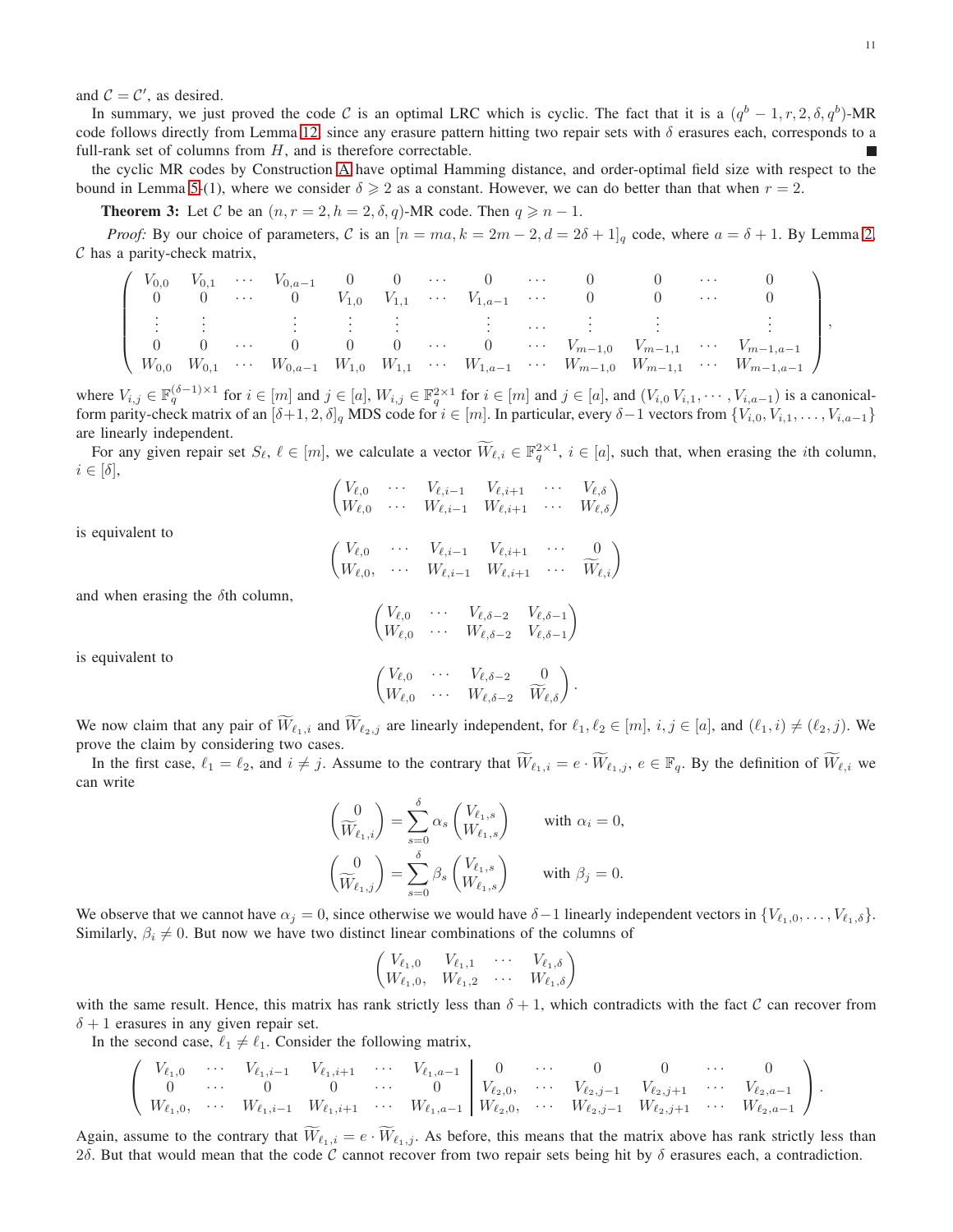and $\mathcal{C} = \mathcal{C}'$, as desired.

In summary, we just proved the code $\mathcal{C}$ is an optimal LRC which is cyclic. The fact that it is a $(q^b-1, r, 2, \delta, q^b)$-MR code follows directly from Lemma 12, since any erasure pattern hitting two repair sets with $\delta$ erasures each, corresponds to a full-rank set of columns from $H$, and is therefore correctable. ∎

the cyclic MR codes by Construction A have optimal Hamming distance, and order-optimal field size with respect to the bound in Lemma 5-(1), where we consider $\delta \geqslant 2$ as a constant. However, we can do better than that when $r = 2$.

**Theorem 3:** Let $\mathcal{C}$ be an $(n, r=2, h=2, \delta, q)$-MR code. Then $q \geqslant n-1$.

*Proof:* By our choice of parameters, $\mathcal{C}$ is an $[n = ma, k = 2m-2, d = 2\delta+1]_q$ code, where $a = \delta + 1$. By Lemma 2, $\mathcal{C}$ has a parity-check matrix,

$$\begin{pmatrix} V_{0,0} & V_{0,1} & \cdots & V_{0,a-1} & 0 & 0 & \cdots & 0 & \cdots & 0 & 0 & \cdots & 0 \\ 0 & 0 & \cdots & 0 & V_{1,0} & V_{1,1} & \cdots & V_{1,a-1} & \cdots & 0 & 0 & \cdots & 0 \\ \vdots & \vdots & & \vdots & \vdots & \vdots & & \vdots & \cdots & \vdots & \vdots & & \vdots \\ 0 & 0 & \cdots & 0 & 0 & 0 & \cdots & 0 & \cdots & V_{m-1,0} & V_{m-1,1} & \cdots & V_{m-1,a-1} \\ W_{0,0} & W_{0,1} & \cdots & W_{0,a-1} & W_{1,0} & W_{1,1} & \cdots & W_{1,a-1} & \cdots & W_{m-1,0} & W_{m-1,1} & \cdots & W_{m-1,a-1} \end{pmatrix},$$

where $V_{i,j} \in \mathbb{F}_q^{(\delta-1)\times 1}$ for $i \in [m]$ and $j \in [a]$, $W_{i,j} \in \mathbb{F}_q^{2\times 1}$ for $i \in [m]$ and $j \in [a]$, and $(V_{i,0}\, V_{i,1}, \cdots, V_{i,a-1})$ is a canonical-form parity-check matrix of an $[\delta+1, 2, \delta]_q$ MDS code for $i \in [m]$. In particular, every $\delta-1$ vectors from $\{V_{i,0}, V_{i,1}, \ldots, V_{i,a-1}\}$ are linearly independent.

For any given repair set $S_\ell$, $\ell \in [m]$, we calculate a vector $\widetilde{W}_{\ell,i} \in \mathbb{F}_q^{2\times 1}$, $i \in [a]$, such that, when erasing the $i$th column, $i \in [\delta]$,

$$\begin{pmatrix} V_{\ell,0} & \cdots & V_{\ell,i-1} & V_{\ell,i+1} & \cdots & V_{\ell,\delta} \\ W_{\ell,0} & \cdots & W_{\ell,i-1} & W_{\ell,i+1} & \cdots & W_{\ell,\delta} \end{pmatrix}$$

is equivalent to

$$\begin{pmatrix} V_{\ell,0} & \cdots & V_{\ell,i-1} & V_{\ell,i+1} & \cdots & 0 \\ W_{\ell,0}, & \cdots & W_{\ell,i-1} & W_{\ell,i+1} & \cdots & \widetilde{W}_{\ell,i} \end{pmatrix}$$

and when erasing the $\delta$th column,

$$\begin{pmatrix} V_{\ell,0} & \cdots & V_{\ell,\delta-2} & V_{\ell,\delta-1} \\ W_{\ell,0} & \cdots & W_{\ell,\delta-2} & V_{\ell,\delta-1} \end{pmatrix}$$

is equivalent to

$$\begin{pmatrix} V_{\ell,0} & \cdots & V_{\ell,\delta-2} & 0 \\ W_{\ell,0} & \cdots & W_{\ell,\delta-2} & \widetilde{W}_{\ell,\delta} \end{pmatrix}.$$

We now claim that any pair of $\widetilde{W}_{\ell_1,i}$ and $\widetilde{W}_{\ell_2,j}$ are linearly independent, for $\ell_1, \ell_2 \in [m]$, $i, j \in [a]$, and $(\ell_1, i) \neq (\ell_2, j)$. We prove the claim by considering two cases.

In the first case, $\ell_1 = \ell_2$, and $i \neq j$. Assume to the contrary that $\widetilde{W}_{\ell_1,i} = e \cdot \widetilde{W}_{\ell_1,j}$, $e \in \mathbb{F}_q$. By the definition of $\widetilde{W}_{\ell,i}$ we can write

$$\begin{pmatrix} 0 \\ \widetilde{W}_{\ell_1,i} \end{pmatrix} = \sum_{s=0}^{\delta} \alpha_s \begin{pmatrix} V_{\ell_1,s} \\ W_{\ell_1,s} \end{pmatrix} \qquad \text{with } \alpha_i = 0,$$

$$\begin{pmatrix} 0 \\ \widetilde{W}_{\ell_1,j} \end{pmatrix} = \sum_{s=0}^{\delta} \beta_s \begin{pmatrix} V_{\ell_1,s} \\ W_{\ell_1,s} \end{pmatrix} \qquad \text{with } \beta_j = 0.$$

We observe that we cannot have $\alpha_j = 0$, since otherwise we would have $\delta-1$ linearly independent vectors in $\{V_{\ell_1,0}, \ldots, V_{\ell_1,\delta}\}$. Similarly, $\beta_i \neq 0$. But now we have two distinct linear combinations of the columns of

$$\begin{pmatrix} V_{\ell_1,0} & V_{\ell_1,1} & \cdots & V_{\ell_1,\delta} \\ W_{\ell_1,0}, & W_{\ell_1,2} & \cdots & W_{\ell_1,\delta} \end{pmatrix}$$

with the same result. Hence, this matrix has rank strictly less than $\delta+1$, which contradicts with the fact $\mathcal{C}$ can recover from $\delta+1$ erasures in any given repair set.

In the second case, $\ell_1 \neq \ell_1$. Consider the following matrix,

$$\left(\begin{array}{cccccc|cccccc} V_{\ell_1,0} & \cdots & V_{\ell_1,i-1} & V_{\ell_1,i+1} & \cdots & V_{\ell_1,a-1} & 0 & \cdots & 0 & 0 & \cdots & 0 \\ 0 & \cdots & 0 & 0 & \cdots & 0 & V_{\ell_2,0}, & \cdots & V_{\ell_2,j-1} & V_{\ell_2,j+1} & \cdots & V_{\ell_2,a-1} \\ W_{\ell_1,0}, & \cdots & W_{\ell_1,i-1} & W_{\ell_1,i+1} & \cdots & W_{\ell_1,a-1} & W_{\ell_2,0}, & \cdots & W_{\ell_2,j-1} & W_{\ell_2,j+1} & \cdots & W_{\ell_2,a-1} \end{array}\right).$$

Again, assume to the contrary that $\widetilde{W}_{\ell_1,i} = e \cdot \widetilde{W}_{\ell_1,j}$. As before, this means that the matrix above has rank strictly less than $2\delta$. But that would mean that the code $\mathcal{C}$ cannot recover from two repair sets being hit by $\delta$ erasures each, a contradiction.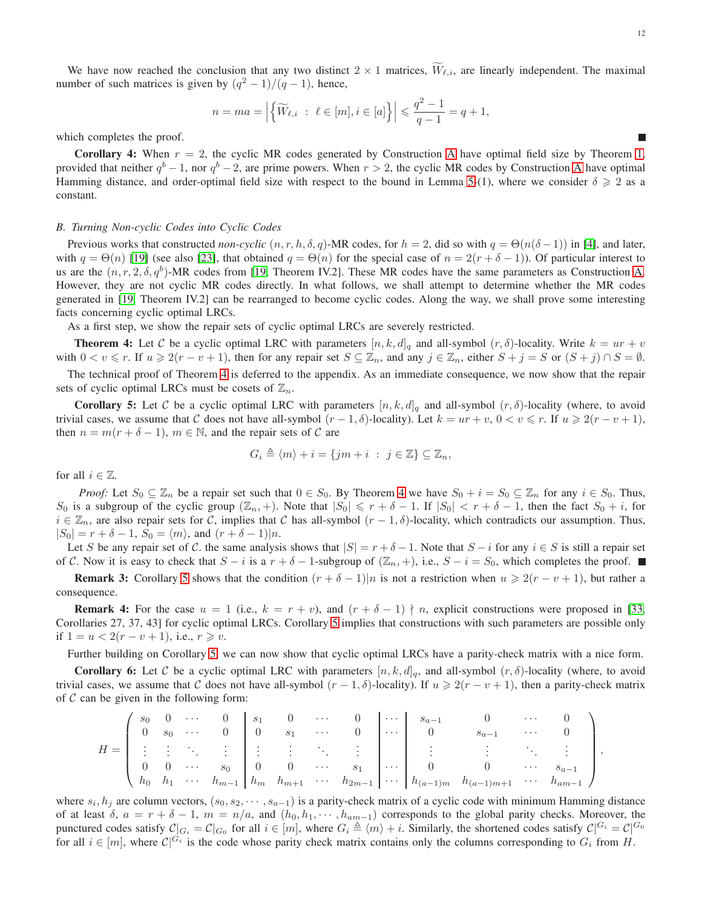We have now reached the conclusion that any two distinct $2 \times 1$ matrices, $\widetilde{W}_{\ell,i}$, are linearly independent. The maximal number of such matrices is given by $(q^2-1)/(q-1)$, hence,

$$n = ma = \left| \left\{ \widetilde{W}_{\ell,i} \;:\; \ell \in [m], i \in [a] \right\} \right| \leqslant \frac{q^2-1}{q-1} = q+1,$$

which completes the proof. ∎

**Corollary 4:** When $r = 2$, the cyclic MR codes generated by Construction A have optimal field size by Theorem 1, provided that neither $q^b - 1$, nor $q^b - 2$, are prime powers. When $r > 2$, the cyclic MR codes by Construction A have optimal Hamming distance, and order-optimal field size with respect to the bound in Lemma 5-(1), where we consider $\delta \geqslant 2$ as a constant.

### *B. Turning Non-cyclic Codes into Cyclic Codes*

Previous works that constructed *non-cyclic* $(n, r, h, \delta, q)$-MR codes, for $h = 2$, did so with $q = \Theta(n(\delta-1))$ in [4], and later, with $q = \Theta(n)$ [19] (see also [23], that obtained $q = \Theta(n)$ for the special case of $n = 2(r+\delta-1)$). Of particular interest to us are the $(n, r, 2, \delta, q^b)$-MR codes from [19, Theorem IV.2]. These MR codes have the same parameters as Construction A. However, they are not cyclic MR codes directly. In what follows, we shall attempt to determine whether the MR codes generated in [19, Theorem IV.2] can be rearranged to become cyclic codes. Along the way, we shall prove some interesting facts concerning cyclic optimal LRCs.

As a first step, we show the repair sets of cyclic optimal LRCs are severely restricted.

**Theorem 4:** Let $\mathcal{C}$ be a cyclic optimal LRC with parameters $[n, k, d]_q$ and all-symbol $(r, \delta)$-locality. Write $k = ur + v$ with $0 < v \leqslant r$. If $u \geqslant 2(r - v + 1)$, then for any repair set $S \subseteq \mathbb{Z}_n$, and any $j \in \mathbb{Z}_n$, either $S + j = S$ or $(S + j) \cap S = \emptyset$.

The technical proof of Theorem 4 is deferred to the appendix. As an immediate consequence, we now show that the repair sets of cyclic optimal LRCs must be cosets of $\mathbb{Z}_n$.

**Corollary 5:** Let $\mathcal{C}$ be a cyclic optimal LRC with parameters $[n, k, d]_q$ and all-symbol $(r, \delta)$-locality (where, to avoid trivial cases, we assume that $\mathcal{C}$ does not have all-symbol $(r-1, \delta)$-locality). Let $k = ur + v$, $0 < v \leqslant r$. If $u \geqslant 2(r - v + 1)$, then $n = m(r + \delta - 1)$, $m \in \mathbb{N}$, and the repair sets of $\mathcal{C}$ are

$$G_i \triangleq \langle m \rangle + i = \{jm + i \;:\; j \in \mathbb{Z}\} \subseteq \mathbb{Z}_n,$$

for all $i \in \mathbb{Z}$.

*Proof:* Let $S_0 \subseteq \mathbb{Z}_n$ be a repair set such that $0 \in S_0$. By Theorem 4 we have $S_0 + i = S_0 \subseteq \mathbb{Z}_n$ for any $i \in S_0$. Thus, $S_0$ is a subgroup of the cyclic group $(\mathbb{Z}_n, +)$. Note that $|S_0| \leqslant r + \delta - 1$. If $|S_0| < r + \delta - 1$, then the fact $S_0 + i$, for $i \in \mathbb{Z}_n$, are also repair sets for $\mathcal{C}$, implies that $\mathcal{C}$ has all-symbol $(r-1, \delta)$-locality, which contradicts our assumption. Thus, $|S_0| = r + \delta - 1$, $S_0 = \langle m \rangle$, and $(r + \delta - 1) | n$.

Let $S$ be any repair set of $\mathcal{C}$. the same analysis shows that $|S| = r + \delta - 1$. Note that $S - i$ for any $i \in S$ is still a repair set of $\mathcal{C}$. Now it is easy to check that $S - i$ is a $r + \delta - 1$-subgroup of $(\mathbb{Z}_n, +)$, i.e., $S - i = S_0$, which completes the proof. ∎

**Remark 3:** Corollary 5 shows that the condition $(r + \delta - 1)|n$ is not a restriction when $u \geqslant 2(r - v + 1)$, but rather a consequence.

**Remark 4:** For the case $u = 1$ (i.e., $k = r + v$), and $(r + \delta - 1) \nmid n$, explicit constructions were proposed in [33, Corollaries 27, 37, 43] for cyclic optimal LRCs. Corollary 5 implies that constructions with such parameters are possible only if $1 = u < 2(r - v + 1)$, i.e., $r \geqslant v$.

Further building on Corollary 5, we can now show that cyclic optimal LRCs have a parity-check matrix with a nice form.

**Corollary 6:** Let $\mathcal{C}$ be a cyclic optimal LRC with parameters $[n, k, d]_q$, and all-symbol $(r, \delta)$-locality (where, to avoid trivial cases, we assume that $\mathcal{C}$ does not have all-symbol $(r-1, \delta)$-locality). If $u \geqslant 2(r - v + 1)$, then a parity-check matrix of $\mathcal{C}$ can be given in the following form:

$$H = \left( \begin{array}{cccc|cccc|c|cccc}
s_0 & 0 & \cdots & 0 & s_1 & 0 & \cdots & 0 & \cdots & s_{a-1} & 0 & \cdots & 0 \\
0 & s_0 & \cdots & 0 & 0 & s_1 & \cdots & 0 & \cdots & 0 & s_{a-1} & \cdots & 0 \\
\vdots & \vdots & \ddots & \vdots & \vdots & \vdots & \ddots & \vdots & & \vdots & \vdots & \ddots & \vdots \\
0 & 0 & \cdots & s_0 & 0 & 0 & \cdots & s_1 & \cdots & 0 & 0 & \cdots & s_{a-1} \\
h_0 & h_1 & \cdots & h_{m-1} & h_m & h_{m+1} & \cdots & h_{2m-1} & \cdots & h_{(a-1)m} & h_{(a-1)m+1} & \cdots & h_{am-1}
\end{array} \right),$$

where $s_i, h_j$ are column vectors, $(s_0, s_2, \cdots, s_{a-1})$ is a parity-check matrix of a cyclic code with minimum Hamming distance of at least $\delta$, $a = r + \delta - 1$, $m = n/a$, and $(h_0, h_1, \cdots, h_{am-1})$ corresponds to the global parity checks. Moreover, the punctured codes satisfy $\mathcal{C}|_{G_i} = \mathcal{C}|_{G_0}$ for all $i \in [m]$, where $G_i \triangleq \langle m \rangle + i$. Similarly, the shortened codes satisfy $\mathcal{C}|^{G_i} = \mathcal{C}|^{G_0}$ for all $i \in [m]$, where $\mathcal{C}|^{G_i}$ is the code whose parity check matrix contains only the columns corresponding to $G_i$ from $H$.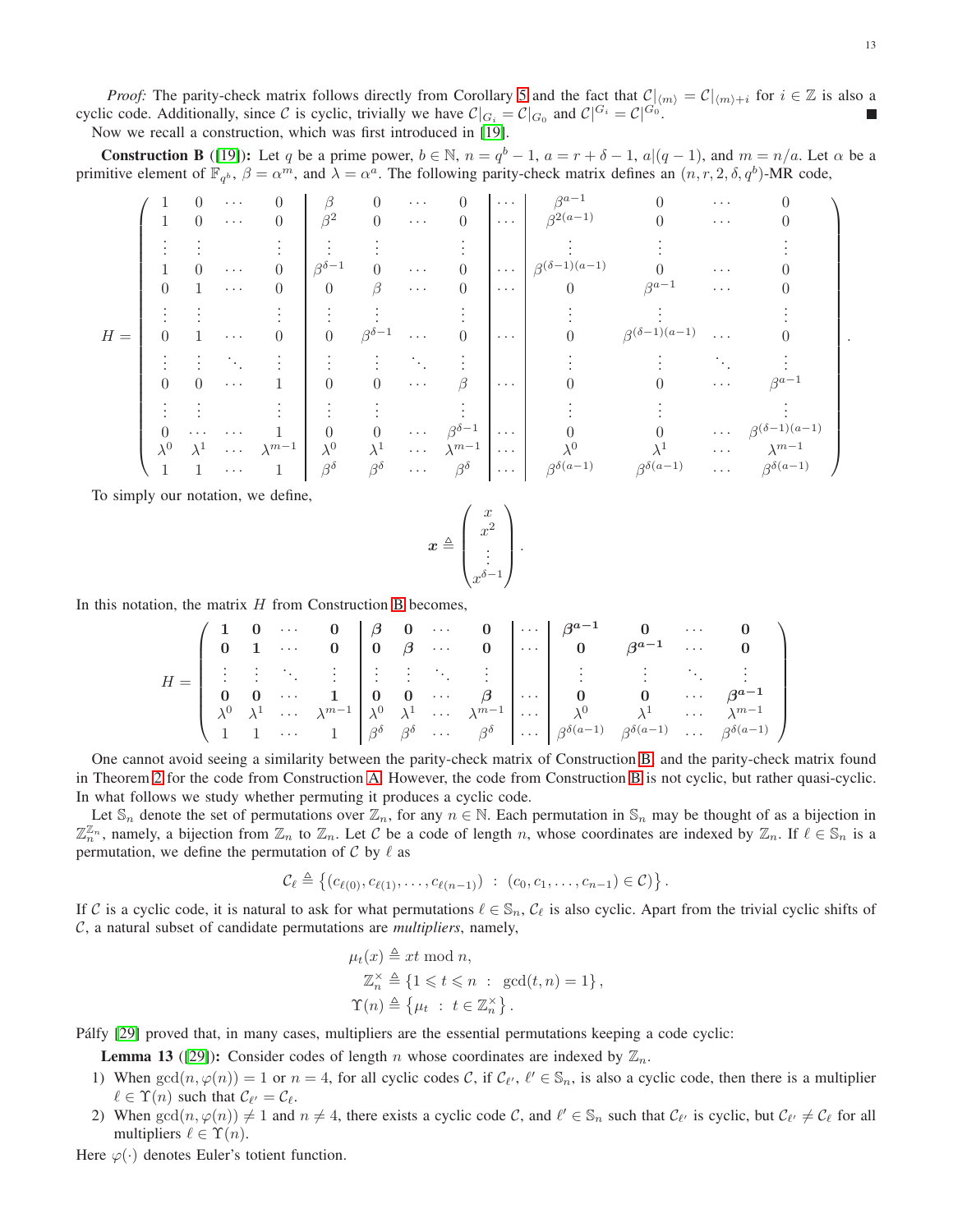*Proof:* The parity-check matrix follows directly from Corollary 5 and the fact that $\mathcal{C}|_{\langle m\rangle} = \mathcal{C}|_{\langle m\rangle+i}$ for $i \in \mathbb{Z}$ is also a cyclic code. Additionally, since $\mathcal{C}$ is cyclic, trivially we have $\mathcal{C}|_{G_i} = \mathcal{C}|_{G_0}$ and $\mathcal{C}|^{G_i} = \mathcal{C}|^{G_0}$. ∎

Now we recall a construction, which was first introduced in [19].

**Construction B** ([19])**:** Let $q$ be a prime power, $b \in \mathbb{N}$, $n = q^b - 1$, $a = r + \delta - 1$, $a|(q-1)$, and $m = n/a$. Let $\alpha$ be a primitive element of $\mathbb{F}_{q^b}$, $\beta = \alpha^m$, and $\lambda = \alpha^a$. The following parity-check matrix defines an $(n, r, 2, \delta, q^b)$-MR code,

$$
H = \left(\begin{array}{cccc|cccc|c|cccc}
1 & 0 & \cdots & 0 & \beta & 0 & \cdots & 0 & \cdots & \beta^{a-1} & 0 & \cdots & 0 \\
1 & 0 & \cdots & 0 & \beta^2 & 0 & \cdots & 0 & \cdots & \beta^{2(a-1)} & 0 & \cdots & 0 \\
\vdots & \vdots & & \vdots & \vdots & \vdots & & \vdots & & \vdots & \vdots & & \vdots \\
1 & 0 & \cdots & 0 & \beta^{\delta-1} & 0 & \cdots & 0 & \cdots & \beta^{(\delta-1)(a-1)} & 0 & \cdots & 0 \\
0 & 1 & \cdots & 0 & 0 & \beta & \cdots & 0 & \cdots & 0 & \beta^{a-1} & \cdots & 0 \\
\vdots & \vdots & & \vdots & \vdots & \vdots & & \vdots & & \vdots & \vdots & & \vdots \\
0 & 1 & \cdots & 0 & 0 & \beta^{\delta-1} & \cdots & 0 & \cdots & 0 & \beta^{(\delta-1)(a-1)} & \cdots & 0 \\
\vdots & \vdots & \ddots & \vdots & \vdots & \vdots & \ddots & \vdots & & \vdots & \vdots & \ddots & \vdots \\
0 & 0 & \cdots & 1 & 0 & 0 & \cdots & \beta & \cdots & 0 & 0 & \cdots & \beta^{a-1} \\
\vdots & \vdots & & \vdots & \vdots & \vdots & & \vdots & & \vdots & \vdots & & \vdots \\
0 & \cdots & \cdots & 1 & 0 & 0 & \cdots & \beta^{\delta-1} & \cdots & 0 & 0 & \cdots & \beta^{(\delta-1)(a-1)} \\
\lambda^0 & \lambda^1 & \cdots & \lambda^{m-1} & \lambda^0 & \lambda^1 & \cdots & \lambda^{m-1} & \cdots & \lambda^0 & \lambda^1 & \cdots & \lambda^{m-1} \\
1 & 1 & \cdots & 1 & \beta^\delta & \beta^\delta & \cdots & \beta^\delta & \cdots & \beta^{\delta(a-1)} & \beta^{\delta(a-1)} & \cdots & \beta^{\delta(a-1)}
\end{array}\right).
$$

To simply our notation, we define,

$$
\boldsymbol{x} \triangleq \begin{pmatrix} x \\ x^2 \\ \vdots \\ x^{\delta-1} \end{pmatrix}.
$$

In this notation, the matrix $H$ from Construction B becomes,

$$
H = \left(\begin{array}{cccc|cccc|c|cccc}
\boldsymbol{1} & \boldsymbol{0} & \cdots & \boldsymbol{0} & \boldsymbol{\beta} & \boldsymbol{0} & \cdots & \boldsymbol{0} & \cdots & \boldsymbol{\beta^{a-1}} & \boldsymbol{0} & \cdots & \boldsymbol{0} \\
\boldsymbol{0} & \boldsymbol{1} & \cdots & \boldsymbol{0} & \boldsymbol{0} & \boldsymbol{\beta} & \cdots & \boldsymbol{0} & \cdots & \boldsymbol{0} & \boldsymbol{\beta^{a-1}} & \cdots & \boldsymbol{0} \\
\vdots & \vdots & \ddots & \vdots & \vdots & \vdots & \ddots & \vdots & & \vdots & \vdots & \ddots & \vdots \\
\boldsymbol{0} & \boldsymbol{0} & \cdots & \boldsymbol{1} & \boldsymbol{0} & \boldsymbol{0} & \cdots & \boldsymbol{\beta} & \cdots & \boldsymbol{0} & \boldsymbol{0} & \cdots & \boldsymbol{\beta^{a-1}} \\
\lambda^0 & \lambda^1 & \cdots & \lambda^{m-1} & \lambda^0 & \lambda^1 & \cdots & \lambda^{m-1} & \cdots & \lambda^0 & \lambda^1 & \cdots & \lambda^{m-1} \\
1 & 1 & \cdots & 1 & \beta^\delta & \beta^\delta & \cdots & \beta^\delta & \cdots & \beta^{\delta(a-1)} & \beta^{\delta(a-1)} & \cdots & \beta^{\delta(a-1)}
\end{array}\right)
$$

One cannot avoid seeing a similarity between the parity-check matrix of Construction B and the parity-check matrix found in Theorem 2 for the code from Construction A. However, the code from Construction B is not cyclic, but rather quasi-cyclic. In what follows we study whether permuting it produces a cyclic code.

Let $\mathbb{S}_n$ denote the set of permutations over $\mathbb{Z}_n$, for any $n \in \mathbb{N}$. Each permutation in $\mathbb{S}_n$ may be thought of as a bijection in $\mathbb{Z}_n^{\mathbb{Z}_n}$, namely, a bijection from $\mathbb{Z}_n$ to $\mathbb{Z}_n$. Let $\mathcal{C}$ be a code of length $n$, whose coordinates are indexed by $\mathbb{Z}_n$. If $\ell \in \mathbb{S}_n$ is a permutation, we define the permutation of $\mathcal{C}$ by $\ell$ as

$$
\mathcal{C}_\ell \triangleq \left\{ (c_{\ell(0)}, c_{\ell(1)}, \dots, c_{\ell(n-1)}) \ : \ (c_0, c_1, \dots, c_{n-1}) \in \mathcal{C} \right\}.
$$

If $\mathcal{C}$ is a cyclic code, it is natural to ask for what permutations $\ell \in \mathbb{S}_n$, $\mathcal{C}_\ell$ is also cyclic. Apart from the trivial cyclic shifts of $\mathcal{C}$, a natural subset of candidate permutations are *multipliers*, namely,

$$
\begin{aligned}
\mu_t(x) &\triangleq xt \bmod n, \\
\mathbb{Z}_n^\times &\triangleq \{1 \leqslant t \leqslant n \ : \ \gcd(t, n) = 1\}, \\
\Upsilon(n) &\triangleq \{\mu_t \ : \ t \in \mathbb{Z}_n^\times\}.
\end{aligned}
$$

Pálfy [29] proved that, in many cases, multipliers are the essential permutations keeping a code cyclic:

**Lemma 13** ([29])**:** Consider codes of length $n$ whose coordinates are indexed by $\mathbb{Z}_n$.

1) When $\gcd(n, \varphi(n)) = 1$ or $n = 4$, for all cyclic codes $\mathcal{C}$, if $\mathcal{C}_{\ell'}$, $\ell' \in \mathbb{S}_n$, is also a cyclic code, then there is a multiplier $\ell \in \Upsilon(n)$ such that $\mathcal{C}_{\ell'} = \mathcal{C}_\ell$.
2) When $\gcd(n, \varphi(n)) \neq 1$ and $n \neq 4$, there exists a cyclic code $\mathcal{C}$, and $\ell' \in \mathbb{S}_n$ such that $\mathcal{C}_{\ell'}$ is cyclic, but $\mathcal{C}_{\ell'} \neq \mathcal{C}_\ell$ for all multipliers $\ell \in \Upsilon(n)$.

Here $\varphi(\cdot)$ denotes Euler's totient function.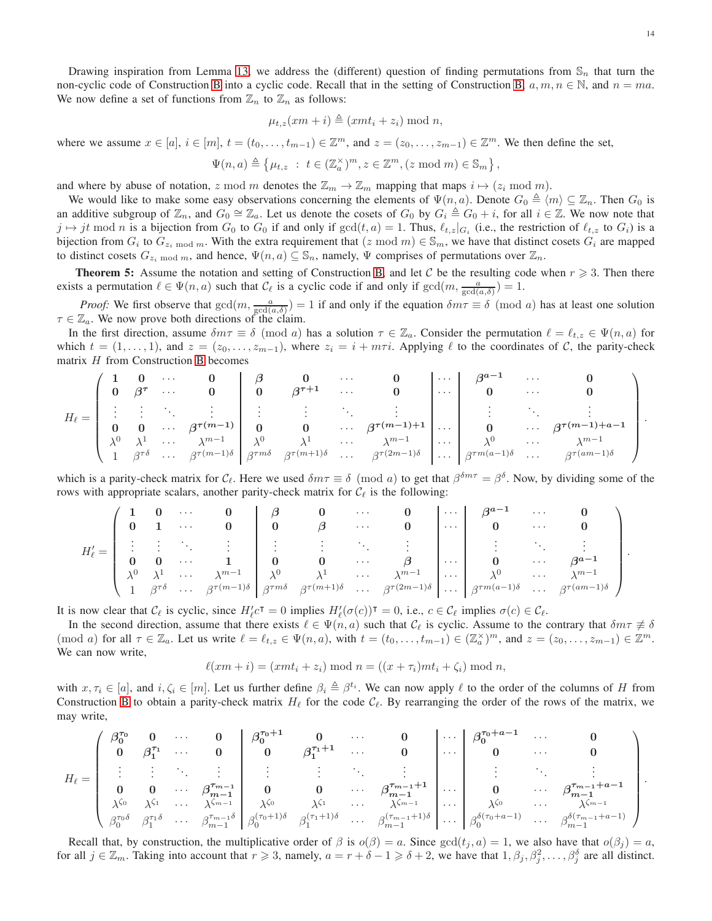Drawing inspiration from Lemma 13, we address the (different) question of finding permutations from $\mathbb{S}_n$ that turn the non-cyclic code of Construction B into a cyclic code. Recall that in the setting of Construction B, $a, m, n \in \mathbb{N}$, and $n = ma$. We now define a set of functions from $\mathbb{Z}_n$ to $\mathbb{Z}_n$ as follows:

$$\mu_{t,z}(xm+i) \triangleq (xmt_i + z_i) \bmod n,$$

where we assume $x \in [a]$, $i \in [m]$, $t = (t_0, \dots, t_{m-1}) \in \mathbb{Z}^m$, and $z = (z_0, \dots, z_{m-1}) \in \mathbb{Z}^m$. We then define the set,

$$\Psi(n,a) \triangleq \left\{ \mu_{t,z} \ : \ t \in (\mathbb{Z}_a^\times)^m, z \in \mathbb{Z}^m, (z \bmod m) \in \mathbb{S}_m \right\},$$

and where by abuse of notation, $z \bmod m$ denotes the $\mathbb{Z}_m \to \mathbb{Z}_m$ mapping that maps $i \mapsto (z_i \bmod m)$.

We would like to make some easy observations concerning the elements of $\Psi(n,a)$. Denote $G_0 \triangleq \langle m \rangle \subseteq \mathbb{Z}_n$. Then $G_0$ is an additive subgroup of $\mathbb{Z}_n$, and $G_0 \cong \mathbb{Z}_a$. Let us denote the cosets of $G_0$ by $G_i \triangleq G_0 + i$, for all $i \in \mathbb{Z}$. We now note that $j \mapsto jt \bmod n$ is a bijection from $G_0$ to $G_0$ if and only if $\gcd(t,a) = 1$. Thus, $\ell_{t,z}|_{G_i}$ (i.e., the restriction of $\ell_{t,z}$ to $G_i$) is a bijection from $G_i$ to $G_{z_i \bmod m}$. With the extra requirement that $(z \bmod m) \in \mathbb{S}_m$, we have that distinct cosets $G_i$ are mapped to distinct cosets $G_{z_i \bmod m}$, and hence, $\Psi(n,a) \subseteq \mathbb{S}_n$, namely, $\Psi$ comprises of permutations over $\mathbb{Z}_n$.

**Theorem 5:** Assume the notation and setting of Construction B, and let $\mathcal{C}$ be the resulting code when $r \geqslant 3$. Then there exists a permutation $\ell \in \Psi(n,a)$ such that $\mathcal{C}_\ell$ is a cyclic code if and only if $\gcd(m, \frac{a}{\gcd(a,\delta)}) = 1$.

*Proof:* We first observe that $\gcd(m, \frac{a}{\gcd(a,\delta)}) = 1$ if and only if the equation $\delta m \tau \equiv \delta \pmod a$ has at least one solution $\tau \in \mathbb{Z}_a$. We now prove both directions of the claim.

In the first direction, assume $\delta m \tau \equiv \delta \pmod a$ has a solution $\tau \in \mathbb{Z}_a$. Consider the permutation $\ell = \ell_{t,z} \in \Psi(n,a)$ for which $t = (1, \dots, 1)$, and $z = (z_0, \dots, z_{m-1})$, where $z_i = i + m\tau i$. Applying $\ell$ to the coordinates of $\mathcal{C}$, the parity-check matrix $H$ from Construction B becomes

$$H_\ell = \left(\begin{array}{cccc|cccc|c|ccc}
\boldsymbol{1} & \boldsymbol{0} & \cdots & \boldsymbol{0} & \boldsymbol{\beta} & \boldsymbol{0} & \cdots & \boldsymbol{0} & \cdots & \boldsymbol{\beta^{a-1}} & \cdots & \boldsymbol{0} \\
\boldsymbol{0} & \boldsymbol{\beta^{\tau}} & \cdots & \boldsymbol{0} & \boldsymbol{0} & \boldsymbol{\beta^{\tau+1}} & \cdots & \boldsymbol{0} & \cdots & \boldsymbol{0} & \cdots & \boldsymbol{0} \\
\vdots & \vdots & \ddots & \vdots & \vdots & \vdots & \ddots & \vdots & & \vdots & \ddots & \vdots \\
\boldsymbol{0} & \boldsymbol{0} & \cdots & \boldsymbol{\beta^{\tau(m-1)}} & \boldsymbol{0} & \boldsymbol{0} & \cdots & \boldsymbol{\beta^{\tau(m-1)+1}} & \cdots & \boldsymbol{0} & \cdots & \boldsymbol{\beta^{\tau(m-1)+a-1}} \\
\lambda^0 & \lambda^1 & \cdots & \lambda^{m-1} & \lambda^0 & \lambda^1 & \cdots & \lambda^{m-1} & \cdots & \lambda^0 & \cdots & \lambda^{m-1} \\
1 & \beta^{\tau\delta} & \cdots & \beta^{\tau(m-1)\delta} & \beta^{\tau m\delta} & \beta^{\tau(m+1)\delta} & \cdots & \beta^{\tau(2m-1)\delta} & \cdots & \beta^{\tau m(a-1)\delta} & \cdots & \beta^{\tau(am-1)\delta}
\end{array}\right).$$

which is a parity-check matrix for $\mathcal{C}_\ell$. Here we used $\delta m \tau \equiv \delta \pmod a$ to get that $\beta^{\delta m \tau} = \beta^\delta$. Now, by dividing some of the rows with appropriate scalars, another parity-check matrix for $\mathcal{C}_\ell$ is the following:

$$H'_\ell = \left(\begin{array}{cccc|cccc|c|ccc}
\boldsymbol{1} & \boldsymbol{0} & \cdots & \boldsymbol{0} & \boldsymbol{\beta} & \boldsymbol{0} & \cdots & \boldsymbol{0} & \cdots & \boldsymbol{\beta^{a-1}} & \cdots & \boldsymbol{0} \\
\boldsymbol{0} & \boldsymbol{1} & \cdots & \boldsymbol{0} & \boldsymbol{0} & \boldsymbol{\beta} & \cdots & \boldsymbol{0} & \cdots & \boldsymbol{0} & \cdots & \boldsymbol{0} \\
\vdots & \vdots & \ddots & \vdots & \vdots & \vdots & \ddots & \vdots & & \vdots & \ddots & \vdots \\
\boldsymbol{0} & \boldsymbol{0} & \cdots & \boldsymbol{1} & \boldsymbol{0} & \boldsymbol{0} & \cdots & \boldsymbol{\beta} & \cdots & \boldsymbol{0} & \cdots & \boldsymbol{\beta^{a-1}} \\
\lambda^0 & \lambda^1 & \cdots & \lambda^{m-1} & \lambda^0 & \lambda^1 & \cdots & \lambda^{m-1} & \cdots & \lambda^0 & \cdots & \lambda^{m-1} \\
1 & \beta^{\tau\delta} & \cdots & \beta^{\tau(m-1)\delta} & \beta^{\tau m\delta} & \beta^{\tau(m+1)\delta} & \cdots & \beta^{\tau(2m-1)\delta} & \cdots & \beta^{\tau m(a-1)\delta} & \cdots & \beta^{\tau(am-1)\delta}
\end{array}\right).$$

It is now clear that $\mathcal{C}_\ell$ is cyclic, since $H'_\ell c^\intercal = 0$ implies $H'_\ell(\sigma(c))^\intercal = 0$, i.e., $c \in \mathcal{C}_\ell$ implies $\sigma(c) \in \mathcal{C}_\ell$.

In the second direction, assume that there exists $\ell \in \Psi(n,a)$ such that $\mathcal{C}_\ell$ is cyclic. Assume to the contrary that $\delta m \tau \not\equiv \delta \pmod a$ for all $\tau \in \mathbb{Z}_a$. Let us write $\ell = \ell_{t,z} \in \Psi(n,a)$, with $t = (t_0, \dots, t_{m-1}) \in (\mathbb{Z}_a^\times)^m$, and $z = (z_0, \dots, z_{m-1}) \in \mathbb{Z}^m$. We can now write,

$$\ell(xm+i) = (xmt_i + z_i) \bmod n = ((x+\tau_i)mt_i + \zeta_i) \bmod n,$$

with $x, \tau_i \in [a]$, and $i, \zeta_i \in [m]$. Let us further define $\beta_i \triangleq \beta^{t_i}$. We can now apply $\ell$ to the order of the columns of $H$ from Construction B to obtain a parity-check matrix $H_\ell$ for the code $\mathcal{C}_\ell$. By rearranging the order of the rows of the matrix, we may write,

$$H_\ell = \left(\begin{array}{cccc|cccc|c|ccc}
\boldsymbol{\beta_0^{\tau_0}} & \boldsymbol{0} & \cdots & \boldsymbol{0} & \boldsymbol{\beta_0^{\tau_0+1}} & \boldsymbol{0} & \cdots & \boldsymbol{0} & \cdots & \boldsymbol{\beta_0^{\tau_0+a-1}} & \cdots & \boldsymbol{0} \\
\boldsymbol{0} & \boldsymbol{\beta_1^{\tau_1}} & \cdots & \boldsymbol{0} & \boldsymbol{0} & \boldsymbol{\beta_1^{\tau_1+1}} & \cdots & \boldsymbol{0} & \cdots & \boldsymbol{0} & \cdots & \boldsymbol{0} \\
\vdots & \vdots & \ddots & \vdots & \vdots & \vdots & \ddots & \vdots & & \vdots & \ddots & \vdots \\
\boldsymbol{0} & \boldsymbol{0} & \cdots & \boldsymbol{\beta_{m-1}^{\tau_{m-1}}} & \boldsymbol{0} & \boldsymbol{0} & \cdots & \boldsymbol{\beta_{m-1}^{\tau_{m-1}+1}} & \cdots & \boldsymbol{0} & \cdots & \boldsymbol{\beta_{m-1}^{\tau_{m-1}+a-1}} \\
\lambda^{\zeta_0} & \lambda^{\zeta_1} & \cdots & \lambda^{\zeta_{m-1}} & \lambda^{\zeta_0} & \lambda^{\zeta_1} & \cdots & \lambda^{\zeta_{m-1}} & \cdots & \lambda^{\zeta_0} & \cdots & \lambda^{\zeta_{m-1}} \\
\beta_0^{\tau_0\delta} & \beta_1^{\tau_1\delta} & \cdots & \beta_{m-1}^{\tau_{m-1}\delta} & \beta_0^{(\tau_0+1)\delta} & \beta_1^{(\tau_1+1)\delta} & \cdots & \beta_{m-1}^{(\tau_{m-1}+1)\delta} & \cdots & \beta_0^{\delta(\tau_0+a-1)} & \cdots & \beta_{m-1}^{\delta(\tau_{m-1}+a-1)}
\end{array}\right).$$

Recall that, by construction, the multiplicative order of $\beta$ is $o(\beta) = a$. Since $\gcd(t_j, a) = 1$, we also have that $o(\beta_j) = a$, for all $j \in \mathbb{Z}_m$. Taking into account that $r \geqslant 3$, namely, $a = r + \delta - 1 \geqslant \delta + 2$, we have that $1, \beta_j, \beta_j^2, \dots, \beta_j^\delta$ are all distinct.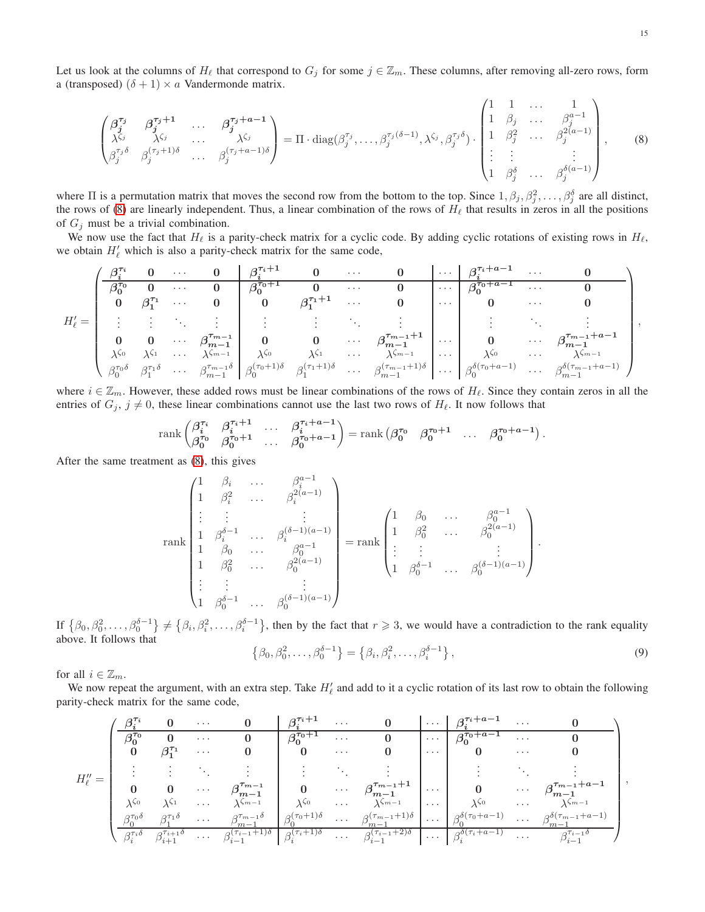Let us look at the columns of $H_\ell$ that correspond to $G_j$ for some $j \in \mathbb{Z}_m$. These columns, after removing all-zero rows, form a (transposed) $(\delta+1) \times a$ Vandermonde matrix.

$$
\begin{pmatrix}
\boldsymbol{\beta_j^{\tau_j}} & \boldsymbol{\beta_j^{\tau_j+1}} & \dots & \boldsymbol{\beta_j^{\tau_j+a-1}} \\
\lambda^{\zeta_j} & \lambda^{\zeta_j} & \dots & \lambda^{\zeta_j} \\
\beta_j^{\tau_j \delta} & \beta_j^{(\tau_j+1)\delta} & \dots & \beta_j^{(\tau_j+a-1)\delta}
\end{pmatrix}
= \Pi \cdot \operatorname{diag}(\beta_j^{\tau_j}, \dots, \beta_j^{\tau_j(\delta-1)}, \lambda^{\zeta_j}, \beta_j^{\tau_j \delta}) \cdot
\begin{pmatrix}
1 & 1 & \dots & 1 \\
1 & \beta_j & \dots & \beta_j^{a-1} \\
1 & \beta_j^2 & \dots & \beta_j^{2(a-1)} \\
\vdots & \vdots & & \vdots \\
1 & \beta_j^{\delta} & \dots & \beta_j^{\delta(a-1)}
\end{pmatrix}, \tag{8}
$$

where $\Pi$ is a permutation matrix that moves the second row from the bottom to the top. Since $1, \beta_j, \beta_j^2, \dots, \beta_j^\delta$ are all distinct, the rows of (8) are linearly independent. Thus, a linear combination of the rows of $H_\ell$ that results in zeros in all the positions of $G_j$ must be a trivial combination.

We now use the fact that $H_\ell$ is a parity-check matrix for a cyclic code. By adding cyclic rotations of existing rows in $H_\ell$, we obtain $H'_\ell$ which is also a parity-check matrix for the same code,

$$
H'_\ell = \left(\begin{array}{cccc|cccc|c|ccc}
\boldsymbol{\beta_i^{\tau_i}} & \boldsymbol{0} & \cdots & \boldsymbol{0} & \boldsymbol{\beta_i^{\tau_i+1}} & \boldsymbol{0} & \cdots & \boldsymbol{0} & \cdots & \boldsymbol{\beta_i^{\tau_i+a-1}} & \cdots & \boldsymbol{0} \\
\hline
\boldsymbol{\beta_0^{\tau_0}} & \boldsymbol{0} & \cdots & \boldsymbol{0} & \boldsymbol{\beta_0^{\tau_0+1}} & \boldsymbol{0} & \cdots & \boldsymbol{0} & \cdots & \boldsymbol{\beta_0^{\tau_0+a-1}} & \cdots & \boldsymbol{0} \\
\boldsymbol{0} & \boldsymbol{\beta_1^{\tau_1}} & \cdots & \boldsymbol{0} & \boldsymbol{0} & \boldsymbol{\beta_1^{\tau_1+1}} & \cdots & \boldsymbol{0} & \cdots & \boldsymbol{0} & \cdots & \boldsymbol{0} \\
\vdots & \vdots & \ddots & \vdots & \vdots & \vdots & \ddots & \vdots & & \vdots & \ddots & \vdots \\
\boldsymbol{0} & \boldsymbol{0} & \cdots & \boldsymbol{\beta_{m-1}^{\tau_{m-1}}} & \boldsymbol{0} & \boldsymbol{0} & \cdots & \boldsymbol{\beta_{m-1}^{\tau_{m-1}+1}} & \cdots & \boldsymbol{0} & \cdots & \boldsymbol{\beta_{m-1}^{\tau_{m-1}+a-1}} \\
\lambda^{\zeta_0} & \lambda^{\zeta_1} & \cdots & \lambda^{\zeta_{m-1}} & \lambda^{\zeta_0} & \lambda^{\zeta_1} & \cdots & \lambda^{\zeta_{m-1}} & \cdots & \lambda^{\zeta_0} & \cdots & \lambda^{\zeta_{m-1}} \\
\beta_0^{\tau_0\delta} & \beta_1^{\tau_1\delta} & \cdots & \beta_{m-1}^{\tau_{m-1}\delta} & \beta_0^{(\tau_0+1)\delta} & \beta_1^{(\tau_1+1)\delta} & \cdots & \beta_{m-1}^{(\tau_{m-1}+1)\delta} & \cdots & \beta_0^{\delta(\tau_0+a-1)} & \cdots & \beta_{m-1}^{\delta(\tau_{m-1}+a-1)}
\end{array}\right),
$$

where $i \in \mathbb{Z}_m$. However, these added rows must be linear combinations of the rows of $H_\ell$. Since they contain zeros in all the entries of $G_j$, $j \neq 0$, these linear combinations cannot use the last two rows of $H_\ell$. It now follows that

$$
\operatorname{rank}\begin{pmatrix}
\boldsymbol{\beta_i^{\tau_i}} & \boldsymbol{\beta_i^{\tau_i+1}} & \dots & \boldsymbol{\beta_i^{\tau_i+a-1}} \\
\boldsymbol{\beta_0^{\tau_0}} & \boldsymbol{\beta_0^{\tau_0+1}} & \dots & \boldsymbol{\beta_0^{\tau_0+a-1}}
\end{pmatrix}
= \operatorname{rank}\begin{pmatrix}
\boldsymbol{\beta_0^{\tau_0}} & \boldsymbol{\beta_0^{\tau_0+1}} & \dots & \boldsymbol{\beta_0^{\tau_0+a-1}}
\end{pmatrix}.
$$

After the same treatment as (8), this gives

$$
\operatorname{rank}\begin{pmatrix}
1 & \beta_i & \dots & \beta_i^{a-1} \\
1 & \beta_i^2 & \dots & \beta_i^{2(a-1)} \\
\vdots & \vdots & & \vdots \\
1 & \beta_i^{\delta-1} & \dots & \beta_i^{(\delta-1)(a-1)} \\
1 & \beta_0 & \dots & \beta_0^{a-1} \\
1 & \beta_0^2 & \dots & \beta_0^{2(a-1)} \\
\vdots & \vdots & & \vdots \\
1 & \beta_0^{\delta-1} & \dots & \beta_0^{(\delta-1)(a-1)}
\end{pmatrix}
= \operatorname{rank}\begin{pmatrix}
1 & \beta_0 & \dots & \beta_0^{a-1} \\
1 & \beta_0^2 & \dots & \beta_0^{2(a-1)} \\
\vdots & \vdots & & \vdots \\
1 & \beta_0^{\delta-1} & \dots & \beta_0^{(\delta-1)(a-1)}
\end{pmatrix}.
$$

If $\{\beta_0, \beta_0^2, \dots, \beta_0^{\delta-1}\} \neq \{\beta_i, \beta_i^2, \dots, \beta_i^{\delta-1}\}$, then by the fact that $r \geqslant 3$, we would have a contradiction to the rank equality above. It follows that

$$
\{\beta_0, \beta_0^2, \dots, \beta_0^{\delta-1}\} = \{\beta_i, \beta_i^2, \dots, \beta_i^{\delta-1}\}, \tag{9}
$$

for all $i \in \mathbb{Z}_m$.

We now repeat the argument, with an extra step. Take $H'_\ell$ and add to it a cyclic rotation of its last row to obtain the following parity-check matrix for the same code,

$$
H''_\ell = \left(\begin{array}{cccc|ccc|c|ccc}
\boldsymbol{\beta_i^{\tau_i}} & \boldsymbol{0} & \cdots & \boldsymbol{0} & \boldsymbol{\beta_i^{\tau_i+1}} & \cdots & \boldsymbol{0} & \cdots & \boldsymbol{\beta_i^{\tau_i+a-1}} & \cdots & \boldsymbol{0} \\
\hline
\boldsymbol{\beta_0^{\tau_0}} & \boldsymbol{0} & \cdots & \boldsymbol{0} & \boldsymbol{\beta_0^{\tau_0+1}} & \cdots & \boldsymbol{0} & \cdots & \boldsymbol{\beta_0^{\tau_0+a-1}} & \cdots & \boldsymbol{0} \\
\boldsymbol{0} & \boldsymbol{\beta_1^{\tau_1}} & \cdots & \boldsymbol{0} & \boldsymbol{0} & \cdots & \boldsymbol{0} & \cdots & \boldsymbol{0} & \cdots & \boldsymbol{0} \\
\vdots & \vdots & \ddots & \vdots & \vdots & \ddots & \vdots & & \vdots & \ddots & \vdots \\
\boldsymbol{0} & \boldsymbol{0} & \cdots & \boldsymbol{\beta_{m-1}^{\tau_{m-1}}} & \boldsymbol{0} & \cdots & \boldsymbol{\beta_{m-1}^{\tau_{m-1}+1}} & \cdots & \boldsymbol{0} & \cdots & \boldsymbol{\beta_{m-1}^{\tau_{m-1}+a-1}} \\
\lambda^{\zeta_0} & \lambda^{\zeta_1} & \cdots & \lambda^{\zeta_{m-1}} & \lambda^{\zeta_0} & \cdots & \lambda^{\zeta_{m-1}} & \cdots & \lambda^{\zeta_0} & \cdots & \lambda^{\zeta_{m-1}} \\
\beta_0^{\tau_0\delta} & \beta_1^{\tau_1\delta} & \cdots & \beta_{m-1}^{\tau_{m-1}\delta} & \beta_0^{(\tau_0+1)\delta} & \cdots & \beta_{m-1}^{(\tau_{m-1}+1)\delta} & \cdots & \beta_0^{\delta(\tau_0+a-1)} & \cdots & \beta_{m-1}^{\delta(\tau_{m-1}+a-1)} \\
\hline
\beta_i^{\tau_i\delta} & \beta_{i+1}^{\tau_{i+1}\delta} & \cdots & \beta_{i-1}^{(\tau_{i-1}+1)\delta} & \beta_i^{(\tau_i+1)\delta} & \cdots & \beta_{i-1}^{(\tau_{i-1}+2)\delta} & \cdots & \beta_i^{\delta(\tau_i+a-1)} & \cdots & \beta_{i-1}^{\tau_{i-1}\delta}
\end{array}\right),
$$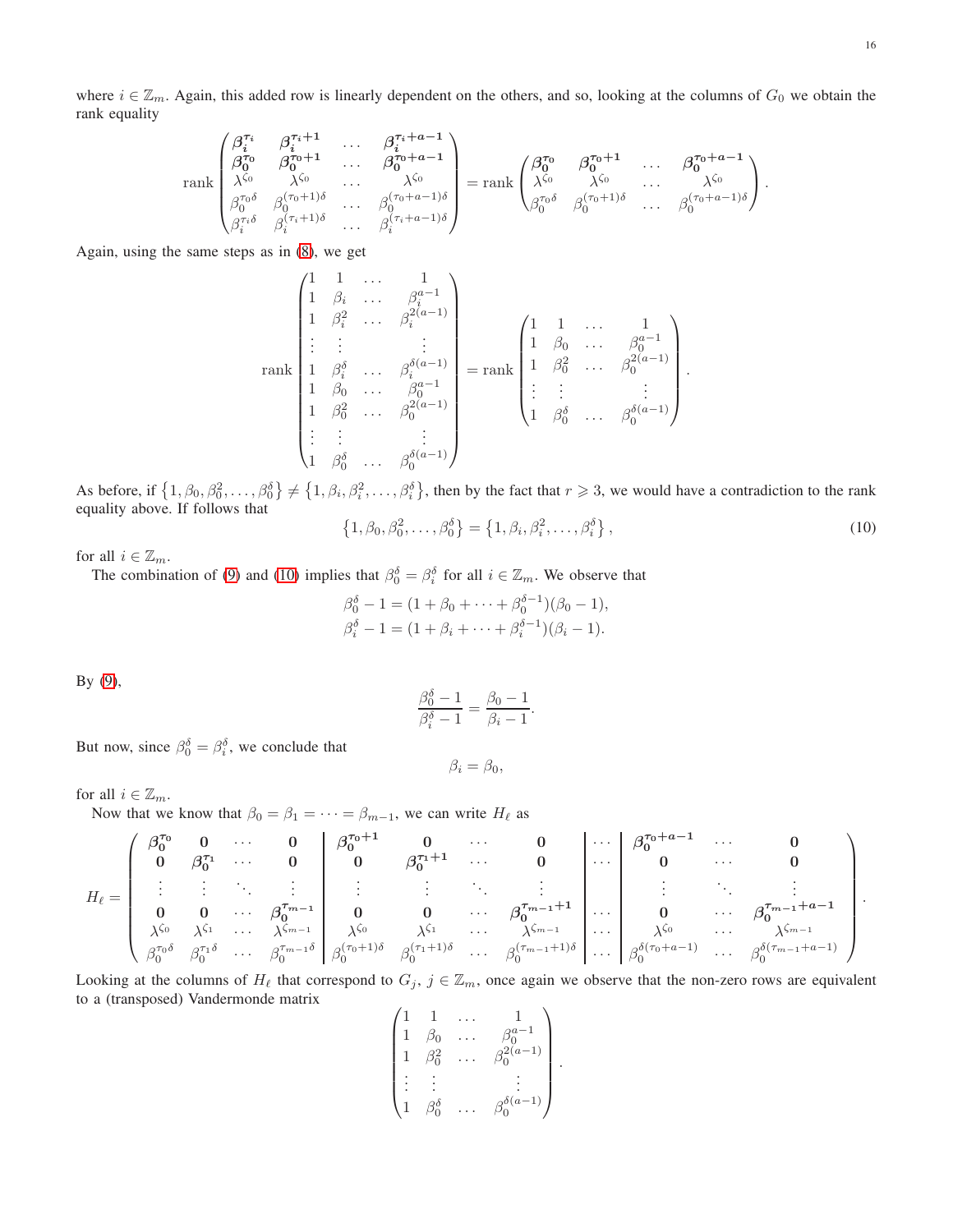where $i \in \mathbb{Z}_m$. Again, this added row is linearly dependent on the others, and so, looking at the columns of $G_0$ we obtain the rank equality

$$\operatorname{rank}\begin{pmatrix} \boldsymbol{\beta_i^{\tau_i}} & \boldsymbol{\beta_i^{\tau_i+1}} & \dots & \boldsymbol{\beta_i^{\tau_i+a-1}} \\ \boldsymbol{\beta_0^{\tau_0}} & \boldsymbol{\beta_0^{\tau_0+1}} & \dots & \boldsymbol{\beta_0^{\tau_0+a-1}} \\ \lambda^{\zeta_0} & \lambda^{\zeta_0} & \dots & \lambda^{\zeta_0} \\ \beta_0^{\tau_0\delta} & \beta_0^{(\tau_0+1)\delta} & \dots & \beta_0^{(\tau_0+a-1)\delta} \\ \beta_i^{\tau_i\delta} & \beta_i^{(\tau_i+1)\delta} & \dots & \beta_i^{(\tau_i+a-1)\delta} \end{pmatrix} = \operatorname{rank}\begin{pmatrix} \boldsymbol{\beta_0^{\tau_0}} & \boldsymbol{\beta_0^{\tau_0+1}} & \dots & \boldsymbol{\beta_0^{\tau_0+a-1}} \\ \lambda^{\zeta_0} & \lambda^{\zeta_0} & \dots & \lambda^{\zeta_0} \\ \beta_0^{\tau_0\delta} & \beta_0^{(\tau_0+1)\delta} & \dots & \beta_0^{(\tau_0+a-1)\delta} \end{pmatrix}.$$

Again, using the same steps as in (8), we get

$$\operatorname{rank}\begin{pmatrix} 1 & 1 & \dots & 1 \\ 1 & \beta_i & \dots & \beta_i^{a-1} \\ 1 & \beta_i^2 & \dots & \beta_i^{2(a-1)} \\ \vdots & \vdots & & \vdots \\ 1 & \beta_i^{\delta} & \dots & \beta_i^{\delta(a-1)} \\ 1 & \beta_0 & \dots & \beta_0^{a-1} \\ 1 & \beta_0^2 & \dots & \beta_0^{2(a-1)} \\ \vdots & \vdots & & \vdots \\ 1 & \beta_0^{\delta} & \dots & \beta_0^{\delta(a-1)} \end{pmatrix} = \operatorname{rank}\begin{pmatrix} 1 & 1 & \dots & 1 \\ 1 & \beta_0 & \dots & \beta_0^{a-1} \\ 1 & \beta_0^2 & \dots & \beta_0^{2(a-1)} \\ \vdots & \vdots & & \vdots \\ 1 & \beta_0^{\delta} & \dots & \beta_0^{\delta(a-1)} \end{pmatrix}.$$

As before, if $\{1, \beta_0, \beta_0^2, \dots, \beta_0^{\delta}\} \neq \{1, \beta_i, \beta_i^2, \dots, \beta_i^{\delta}\}$, then by the fact that $r \geqslant 3$, we would have a contradiction to the rank equality above. If follows that

$$\{1, \beta_0, \beta_0^2, \dots, \beta_0^{\delta}\} = \{1, \beta_i, \beta_i^2, \dots, \beta_i^{\delta}\}, \tag{10}$$

for all $i \in \mathbb{Z}_m$.

The combination of (9) and (10) implies that $\beta_0^{\delta} = \beta_i^{\delta}$ for all $i \in \mathbb{Z}_m$. We observe that

$$\beta_0^{\delta} - 1 = (1 + \beta_0 + \dots + \beta_0^{\delta-1})(\beta_0 - 1),$$
$$\beta_i^{\delta} - 1 = (1 + \beta_i + \dots + \beta_i^{\delta-1})(\beta_i - 1).$$

By (9),

$$\frac{\beta_0^{\delta} - 1}{\beta_i^{\delta} - 1} = \frac{\beta_0 - 1}{\beta_i - 1}.$$

But now, since $\beta_0^{\delta} = \beta_i^{\delta}$, we conclude that

$$\beta_i = \beta_0,$$

for all $i \in \mathbb{Z}_m$.

Now that we know that $\beta_0 = \beta_1 = \dots = \beta_{m-1}$, we can write $H_\ell$ as

$$H_\ell = \left(\begin{array}{cccc|cccc|c|ccc} \boldsymbol{\beta_0^{\tau_0}} & \mathbf{0} & \dots & \mathbf{0} & \boldsymbol{\beta_0^{\tau_0+1}} & \mathbf{0} & \dots & \mathbf{0} & \dots & \boldsymbol{\beta_0^{\tau_0+a-1}} & \dots & \mathbf{0} \\ \mathbf{0} & \boldsymbol{\beta_0^{\tau_1}} & \dots & \mathbf{0} & \mathbf{0} & \boldsymbol{\beta_0^{\tau_1+1}} & \dots & \mathbf{0} & \dots & \mathbf{0} & \dots & \mathbf{0} \\ \vdots & \vdots & \ddots & \vdots & \vdots & \vdots & \ddots & \vdots & & \vdots & \ddots & \vdots \\ \mathbf{0} & \mathbf{0} & \dots & \boldsymbol{\beta_0^{\tau_{m-1}}} & \mathbf{0} & \mathbf{0} & \dots & \boldsymbol{\beta_0^{\tau_{m-1}+1}} & \dots & \mathbf{0} & \dots & \boldsymbol{\beta_0^{\tau_{m-1}+a-1}} \\ \lambda^{\zeta_0} & \lambda^{\zeta_1} & \dots & \lambda^{\zeta_{m-1}} & \lambda^{\zeta_0} & \lambda^{\zeta_1} & \dots & \lambda^{\zeta_{m-1}} & \dots & \lambda^{\zeta_0} & \dots & \lambda^{\zeta_{m-1}} \\ \beta_0^{\tau_0\delta} & \beta_0^{\tau_1\delta} & \dots & \beta_0^{\tau_{m-1}\delta} & \beta_0^{(\tau_0+1)\delta} & \beta_0^{(\tau_1+1)\delta} & \dots & \beta_0^{(\tau_{m-1}+1)\delta} & \dots & \beta_0^{\delta(\tau_0+a-1)} & \dots & \beta_0^{\delta(\tau_{m-1}+a-1)} \end{array}\right).$$

Looking at the columns of $H_\ell$ that correspond to $G_j$, $j \in \mathbb{Z}_m$, once again we observe that the non-zero rows are equivalent to a (transposed) Vandermonde matrix

$$\begin{pmatrix} 1 & 1 & \dots & 1 \\ 1 & \beta_0 & \dots & \beta_0^{a-1} \\ 1 & \beta_0^2 & \dots & \beta_0^{2(a-1)} \\ \vdots & \vdots & & \vdots \\ 1 & \beta_0^{\delta} & \dots & \beta_0^{\delta(a-1)} \end{pmatrix}.$$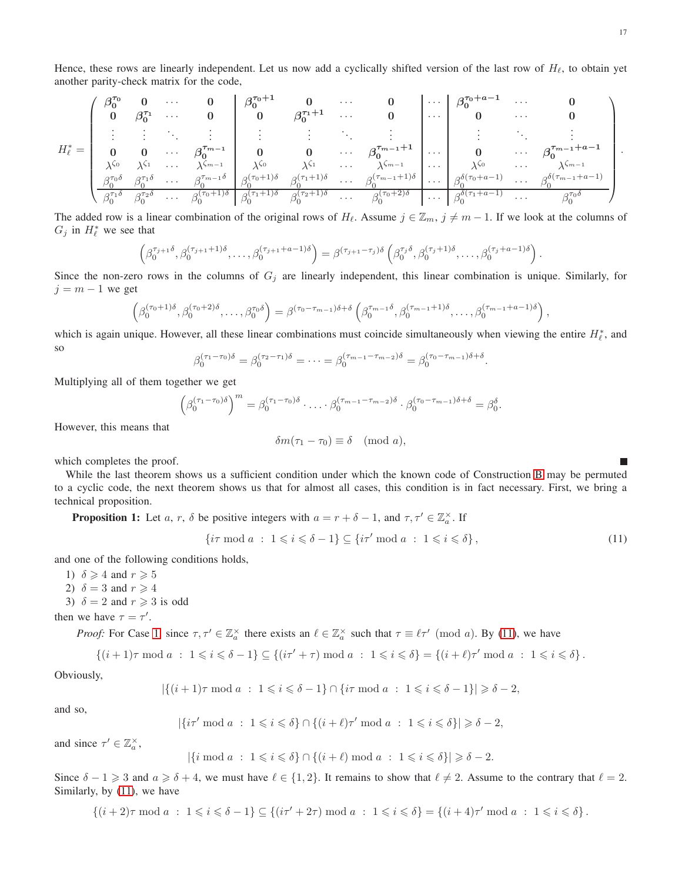Hence, these rows are linearly independent. Let us now add a cyclically shifted version of the last row of $H_\ell$, to obtain yet another parity-check matrix for the code,

$$
H_\ell^* = \left(\begin{array}{cccc|cccc|c|ccc}
\boldsymbol{\beta_0^{\tau_0}} & \mathbf{0} & \cdots & \mathbf{0} & \boldsymbol{\beta_0^{\tau_0+1}} & \mathbf{0} & \cdots & \mathbf{0} & \cdots & \boldsymbol{\beta_0^{\tau_0+a-1}} & \cdots & \mathbf{0} \\
\mathbf{0} & \boldsymbol{\beta_0^{\tau_1}} & \cdots & \mathbf{0} & \mathbf{0} & \boldsymbol{\beta_0^{\tau_1+1}} & \cdots & \mathbf{0} & \cdots & \mathbf{0} & \cdots & \mathbf{0} \\
\vdots & \vdots & \ddots & \vdots & \vdots & \vdots & \ddots & \vdots & & \vdots & \ddots & \vdots \\
\mathbf{0} & \mathbf{0} & \cdots & \boldsymbol{\beta_0^{\tau_{m-1}}} & \mathbf{0} & \mathbf{0} & \cdots & \boldsymbol{\beta_0^{\tau_{m-1}+1}} & \cdots & \mathbf{0} & \cdots & \boldsymbol{\beta_0^{\tau_{m-1}+a-1}} \\
\lambda^{\zeta_0} & \lambda^{\zeta_1} & \cdots & \lambda^{\zeta_{m-1}} & \lambda^{\zeta_0} & \lambda^{\zeta_1} & \cdots & \lambda^{\zeta_{m-1}} & \cdots & \lambda^{\zeta_0} & \cdots & \lambda^{\zeta_{m-1}} \\
\beta_0^{\tau_0\delta} & \beta_0^{\tau_1\delta} & \cdots & \beta_0^{\tau_{m-1}\delta} & \beta_0^{(\tau_0+1)\delta} & \beta_0^{(\tau_1+1)\delta} & \cdots & \beta_0^{(\tau_{m-1}+1)\delta} & \cdots & \beta_0^{\delta(\tau_0+a-1)} & \cdots & \beta_0^{\delta(\tau_{m-1}+a-1)} \\
\hline
\beta_0^{\tau_1\delta} & \beta_0^{\tau_2\delta} & \cdots & \beta_0^{(\tau_0+1)\delta} & \beta_0^{(\tau_1+1)\delta} & \beta_0^{(\tau_2+1)\delta} & \cdots & \beta_0^{(\tau_0+2)\delta} & \cdots & \beta_0^{\delta(\tau_1+a-1)} & \cdots & \beta_0^{\tau_0\delta}
\end{array}\right).
$$

The added row is a linear combination of the original rows of $H_\ell$. Assume $j \in \mathbb{Z}_m$, $j \neq m-1$. If we look at the columns of $G_j$ in $H_\ell^*$ we see that

$$
\left(\beta_0^{\tau_{j+1}\delta}, \beta_0^{(\tau_{j+1}+1)\delta}, \ldots, \beta_0^{(\tau_{j+1}+a-1)\delta}\right) = \beta^{(\tau_{j+1}-\tau_j)\delta}\left(\beta_0^{\tau_j\delta}, \beta_0^{(\tau_j+1)\delta}, \ldots, \beta_0^{(\tau_j+a-1)\delta}\right).
$$

Since the non-zero rows in the columns of $G_j$ are linearly independent, this linear combination is unique. Similarly, for $j = m-1$ we get

$$
\left(\beta_0^{(\tau_0+1)\delta}, \beta_0^{(\tau_0+2)\delta}, \ldots, \beta_0^{\tau_0\delta}\right) = \beta^{(\tau_0-\tau_{m-1})\delta+\delta}\left(\beta_0^{\tau_{m-1}\delta}, \beta_0^{(\tau_{m-1}+1)\delta}, \ldots, \beta_0^{(\tau_{m-1}+a-1)\delta}\right),
$$

which is again unique. However, all these linear combinations must coincide simultaneously when viewing the entire $H_\ell^*$, and so

$$
\beta_0^{(\tau_1-\tau_0)\delta} = \beta_0^{(\tau_2-\tau_1)\delta} = \cdots = \beta_0^{(\tau_{m-1}-\tau_{m-2})\delta} = \beta_0^{(\tau_0-\tau_{m-1})\delta+\delta}.
$$

Multiplying all of them together we get

$$
\left(\beta_0^{(\tau_1-\tau_0)\delta}\right)^m = \beta_0^{(\tau_1-\tau_0)\delta} \cdot \ldots \cdot \beta_0^{(\tau_{m-1}-\tau_{m-2})\delta} \cdot \beta_0^{(\tau_0-\tau_{m-1})\delta+\delta} = \beta_0^{\delta}.
$$

However, this means that

$$
\delta m(\tau_1-\tau_0) \equiv \delta \pmod{a},
$$

which completes the proof. ∎

While the last theorem shows us a sufficient condition under which the known code of Construction B may be permuted to a cyclic code, the next theorem shows us that for almost all cases, this condition is in fact necessary. First, we bring a technical proposition.

**Proposition 1:** Let $a$, $r$, $\delta$ be positive integers with $a = r + \delta - 1$, and $\tau, \tau' \in \mathbb{Z}_a^\times$. If

$$
\{i\tau \bmod a \;:\; 1 \leqslant i \leqslant \delta - 1\} \subseteq \{i\tau' \bmod a \;:\; 1 \leqslant i \leqslant \delta\}, \tag{11}
$$

and one of the following conditions holds,

1) $\delta \geqslant 4$ and $r \geqslant 5$
2) $\delta = 3$ and $r \geqslant 4$
3) $\delta = 2$ and $r \geqslant 3$ is odd

then we have $\tau = \tau'$.

*Proof:* For Case 1, since $\tau, \tau' \in \mathbb{Z}_a^\times$ there exists an $\ell \in \mathbb{Z}_a^\times$ such that $\tau \equiv \ell\tau' \pmod{a}$. By (11), we have

$$
\{(i+1)\tau \bmod a \;:\; 1 \leqslant i \leqslant \delta - 1\} \subseteq \{(i\tau' + \tau) \bmod a \;:\; 1 \leqslant i \leqslant \delta\} = \{(i+\ell)\tau' \bmod a \;:\; 1 \leqslant i \leqslant \delta\}.
$$

Obviously,

$$
|\{(i+1)\tau \bmod a \;:\; 1 \leqslant i \leqslant \delta - 1\} \cap \{i\tau \bmod a \;:\; 1 \leqslant i \leqslant \delta - 1\}| \geqslant \delta - 2,
$$

and so,

$$
|\{i\tau' \bmod a \;:\; 1 \leqslant i \leqslant \delta\} \cap \{(i+\ell)\tau' \bmod a \;:\; 1 \leqslant i \leqslant \delta\}| \geqslant \delta - 2,
$$

and since $\tau' \in \mathbb{Z}_a^\times$,

$$
|\{i \bmod a \;:\; 1 \leqslant i \leqslant \delta\} \cap \{(i+\ell) \bmod a \;:\; 1 \leqslant i \leqslant \delta\}| \geqslant \delta - 2.
$$

Since $\delta - 1 \geqslant 3$ and $a \geqslant \delta + 4$, we must have $\ell \in \{1, 2\}$. It remains to show that $\ell \neq 2$. Assume to the contrary that $\ell = 2$. Similarly, by (11), we have

$$
\{(i+2)\tau \bmod a \;:\; 1 \leqslant i \leqslant \delta - 1\} \subseteq \{(i\tau' + 2\tau) \bmod a \;:\; 1 \leqslant i \leqslant \delta\} = \{(i+4)\tau' \bmod a \;:\; 1 \leqslant i \leqslant \delta\}.
$$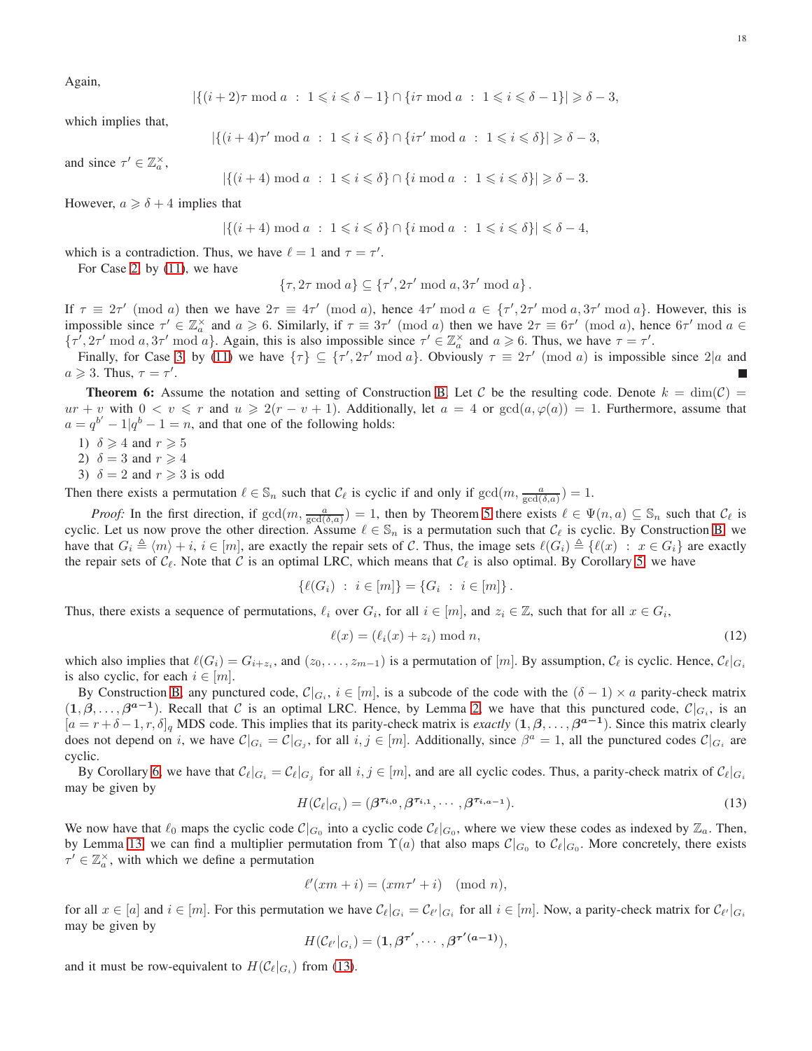Again,

$$|\{(i+2)\tau \bmod a \ : \ 1 \leqslant i \leqslant \delta - 1\} \cap \{i\tau \bmod a \ : \ 1 \leqslant i \leqslant \delta - 1\}| \geqslant \delta - 3,$$

which implies that,

$$|\{(i+4)\tau' \bmod a \ : \ 1 \leqslant i \leqslant \delta\} \cap \{i\tau' \bmod a \ : \ 1 \leqslant i \leqslant \delta\}| \geqslant \delta - 3,$$

and since $\tau' \in \mathbb{Z}_a^\times$,

$$|\{(i+4) \bmod a \ : \ 1 \leqslant i \leqslant \delta\} \cap \{i \bmod a \ : \ 1 \leqslant i \leqslant \delta\}| \geqslant \delta - 3.$$

However, $a \geqslant \delta + 4$ implies that

$$|\{(i+4) \bmod a \ : \ 1 \leqslant i \leqslant \delta\} \cap \{i \bmod a \ : \ 1 \leqslant i \leqslant \delta\}| \leqslant \delta - 4,$$

which is a contradiction. Thus, we have $\ell = 1$ and $\tau = \tau'$.

For Case 2, by (11), we have

$$\{\tau, 2\tau \bmod a\} \subseteq \{\tau', 2\tau' \bmod a, 3\tau' \bmod a\}.$$

If $\tau \equiv 2\tau' \pmod{a}$ then we have $2\tau \equiv 4\tau' \pmod{a}$, hence $4\tau' \bmod a \in \{\tau', 2\tau' \bmod a, 3\tau' \bmod a\}$. However, this is impossible since $\tau' \in \mathbb{Z}_a^\times$ and $a \geqslant 6$. Similarly, if $\tau \equiv 3\tau' \pmod{a}$ then we have $2\tau \equiv 6\tau' \pmod{a}$, hence $6\tau' \bmod a \in \{\tau', 2\tau' \bmod a, 3\tau' \bmod a\}$. Again, this is also impossible since $\tau' \in \mathbb{Z}_a^\times$ and $a \geqslant 6$. Thus, we have $\tau = \tau'$.

Finally, for Case 3, by (11) we have $\{\tau\} \subseteq \{\tau', 2\tau' \bmod a\}$. Obviously $\tau \equiv 2\tau' \pmod{a}$ is impossible since $2|a$ and $a \geqslant 3$. Thus, $\tau = \tau'$. ∎

**Theorem 6:** Assume the notation and setting of Construction B. Let $\mathcal{C}$ be the resulting code. Denote $k = \dim(\mathcal{C}) = ur + v$ with $0 < v \leqslant r$ and $u \geqslant 2(r - v + 1)$. Additionally, let $a = 4$ or $\gcd(a, \varphi(a)) = 1$. Furthermore, assume that $a = q^{b'} - 1 | q^b - 1 = n$, and that one of the following holds:

1) $\delta \geqslant 4$ and $r \geqslant 5$
2) $\delta = 3$ and $r \geqslant 4$
3) $\delta = 2$ and $r \geqslant 3$ is odd

Then there exists a permutation $\ell \in \mathbb{S}_n$ such that $\mathcal{C}_\ell$ is cyclic if and only if $\gcd(m, \frac{a}{\gcd(\delta, a)}) = 1$.

*Proof:* In the first direction, if $\gcd(m, \frac{a}{\gcd(\delta, a)}) = 1$, then by Theorem 5 there exists $\ell \in \Psi(n, a) \subseteq \mathbb{S}_n$ such that $\mathcal{C}_\ell$ is cyclic. Let us now prove the other direction. Assume $\ell \in \mathbb{S}_n$ is a permutation such that $\mathcal{C}_\ell$ is cyclic. By Construction B, we have that $G_i \triangleq \langle m \rangle + i$, $i \in [m]$, are exactly the repair sets of $\mathcal{C}$. Thus, the image sets $\ell(G_i) \triangleq \{\ell(x) \ : \ x \in G_i\}$ are exactly the repair sets of $\mathcal{C}_\ell$. Note that $\mathcal{C}$ is an optimal LRC, which means that $\mathcal{C}_\ell$ is also optimal. By Corollary 5, we have

$$\{\ell(G_i) \ : \ i \in [m]\} = \{G_i \ : \ i \in [m]\}.$$

Thus, there exists a sequence of permutations, $\ell_i$ over $G_i$, for all $i \in [m]$, and $z_i \in \mathbb{Z}$, such that for all $x \in G_i$,

$$\ell(x) = (\ell_i(x) + z_i) \bmod n, \tag{12}$$

which also implies that $\ell(G_i) = G_{i+z_i}$, and $(z_0, \dots, z_{m-1})$ is a permutation of $[m]$. By assumption, $\mathcal{C}_\ell$ is cyclic. Hence, $\mathcal{C}_\ell|_{G_i}$ is also cyclic, for each $i \in [m]$.

By Construction B, any punctured code, $\mathcal{C}|_{G_i}$, $i \in [m]$, is a subcode of the code with the $(\delta - 1) \times a$ parity-check matrix $(\mathbf{1}, \boldsymbol{\beta}, \dots, \boldsymbol{\beta}^{\mathbf{a-1}})$. Recall that $\mathcal{C}$ is an optimal LRC. Hence, by Lemma 2, we have that this punctured code, $\mathcal{C}|_{G_i}$, is an $[a = r + \delta - 1, r, \delta]_q$ MDS code. This implies that its parity-check matrix is *exactly* $(\mathbf{1}, \boldsymbol{\beta}, \dots, \boldsymbol{\beta}^{\mathbf{a-1}})$. Since this matrix clearly does not depend on $i$, we have $\mathcal{C}|_{G_i} = \mathcal{C}|_{G_j}$, for all $i, j \in [m]$. Additionally, since $\beta^a = 1$, all the punctured codes $\mathcal{C}|_{G_i}$ are cyclic.

By Corollary 6, we have that $\mathcal{C}_\ell|_{G_i} = \mathcal{C}_\ell|_{G_j}$ for all $i, j \in [m]$, and are all cyclic codes. Thus, a parity-check matrix of $\mathcal{C}_\ell|_{G_i}$ may be given by

$$H(\mathcal{C}_\ell|_{G_i}) = (\boldsymbol{\beta}^{\boldsymbol{\tau}_{i,0}}, \boldsymbol{\beta}^{\boldsymbol{\tau}_{i,1}}, \cdots, \boldsymbol{\beta}^{\boldsymbol{\tau}_{i,a-1}}). \tag{13}$$

We now have that $\ell_0$ maps the cyclic code $\mathcal{C}|_{G_0}$ into a cyclic code $\mathcal{C}_\ell|_{G_0}$, where we view these codes as indexed by $\mathbb{Z}_a$. Then, by Lemma 13, we can find a multiplier permutation from $\Upsilon(a)$ that also maps $\mathcal{C}|_{G_0}$ to $\mathcal{C}_\ell|_{G_0}$. More concretely, there exists $\tau' \in \mathbb{Z}_a^\times$, with which we define a permutation

$$\ell'(xm + i) = (xm\tau' + i) \pmod{n},$$

for all $x \in [a]$ and $i \in [m]$. For this permutation we have $\mathcal{C}_\ell|_{G_i} = \mathcal{C}_{\ell'}|_{G_i}$ for all $i \in [m]$. Now, a parity-check matrix for $\mathcal{C}_{\ell'}|_{G_i}$ may be given by

$$H(\mathcal{C}_{\ell'}|_{G_i}) = (\mathbf{1}, \boldsymbol{\beta}^{\boldsymbol{\tau'}}, \cdots, \boldsymbol{\beta}^{\boldsymbol{\tau'(a-1)}}),$$

and it must be row-equivalent to $H(\mathcal{C}_\ell|_{G_i})$ from (13).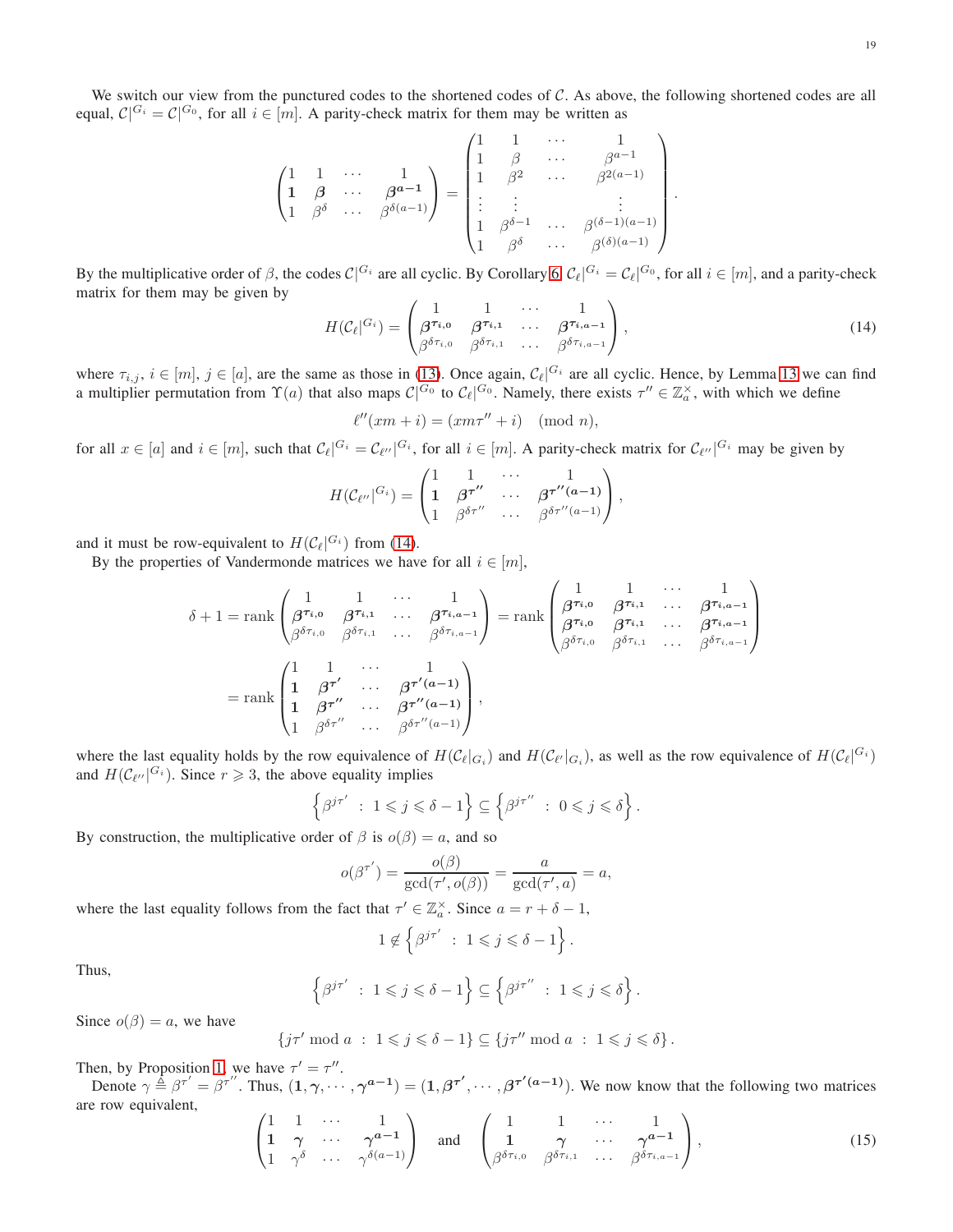We switch our view from the punctured codes to the shortened codes of $\mathcal{C}$. As above, the following shortened codes are all equal, $\mathcal{C}|^{G_i} = \mathcal{C}|^{G_0}$, for all $i \in [m]$. A parity-check matrix for them may be written as

$$\begin{pmatrix} 1 & 1 & \cdots & 1 \\ \mathbf{1} & \boldsymbol{\beta} & \cdots & \boldsymbol{\beta^{a-1}} \\ 1 & \beta^{\delta} & \cdots & \beta^{\delta(a-1)} \end{pmatrix} = \begin{pmatrix} 1 & 1 & \cdots & 1 \\ 1 & \beta & \cdots & \beta^{a-1} \\ 1 & \beta^2 & \cdots & \beta^{2(a-1)} \\ \vdots & \vdots & & \vdots \\ 1 & \beta^{\delta-1} & \cdots & \beta^{(\delta-1)(a-1)} \\ 1 & \beta^{\delta} & \cdots & \beta^{(\delta)(a-1)} \end{pmatrix}.$$

By the multiplicative order of $\beta$, the codes $\mathcal{C}|^{G_i}$ are all cyclic. By Corollary 6, $\mathcal{C}_\ell|^{G_i} = \mathcal{C}_\ell|^{G_0}$, for all $i \in [m]$, and a parity-check matrix for them may be given by

$$H(\mathcal{C}_\ell|^{G_i}) = \begin{pmatrix} 1 & 1 & \cdots & 1 \\ \boldsymbol{\beta^{\tau_{i,0}}} & \boldsymbol{\beta^{\tau_{i,1}}} & \cdots & \boldsymbol{\beta^{\tau_{i,a-1}}} \\ \beta^{\delta\tau_{i,0}} & \beta^{\delta\tau_{i,1}} & \cdots & \beta^{\delta\tau_{i,a-1}} \end{pmatrix}, \tag{14}$$

where $\tau_{i,j}$, $i \in [m]$, $j \in [a]$, are the same as those in (13). Once again, $\mathcal{C}_\ell|^{G_i}$ are all cyclic. Hence, by Lemma 13 we can find a multiplier permutation from $\Upsilon(a)$ that also maps $\mathcal{C}|^{G_0}$ to $\mathcal{C}_\ell|^{G_0}$. Namely, there exists $\tau'' \in \mathbb{Z}_a^\times$, with which we define

$$\ell''(xm+i) = (xm\tau'' + i) \pmod{n},$$

for all $x \in [a]$ and $i \in [m]$, such that $\mathcal{C}_\ell|^{G_i} = \mathcal{C}_{\ell''}|^{G_i}$, for all $i \in [m]$. A parity-check matrix for $\mathcal{C}_{\ell''}|^{G_i}$ may be given by

$$H(\mathcal{C}_{\ell''}|^{G_i}) = \begin{pmatrix} 1 & 1 & \cdots & 1 \\ \mathbf{1} & \boldsymbol{\beta^{\tau''}} & \cdots & \boldsymbol{\beta^{\tau''(a-1)}} \\ 1 & \beta^{\delta\tau''} & \cdots & \beta^{\delta\tau''(a-1)} \end{pmatrix},$$

and it must be row-equivalent to $H(\mathcal{C}_\ell|^{G_i})$ from (14).

By the properties of Vandermonde matrices we have for all $i \in [m]$,

$$\begin{aligned}
\delta+1 = \operatorname{rank} \begin{pmatrix} 1 & 1 & \cdots & 1 \\ \boldsymbol{\beta^{\tau_{i,0}}} & \boldsymbol{\beta^{\tau_{i,1}}} & \cdots & \boldsymbol{\beta^{\tau_{i,a-1}}} \\ \beta^{\delta\tau_{i,0}} & \beta^{\delta\tau_{i,1}} & \cdots & \beta^{\delta\tau_{i,a-1}} \end{pmatrix} &= \operatorname{rank} \begin{pmatrix} 1 & 1 & \cdots & 1 \\ \boldsymbol{\beta^{\tau_{i,0}}} & \boldsymbol{\beta^{\tau_{i,1}}} & \cdots & \boldsymbol{\beta^{\tau_{i,a-1}}} \\ \boldsymbol{\beta^{\tau_{i,0}}} & \boldsymbol{\beta^{\tau_{i,1}}} & \cdots & \boldsymbol{\beta^{\tau_{i,a-1}}} \\ \beta^{\delta\tau_{i,0}} & \beta^{\delta\tau_{i,1}} & \cdots & \beta^{\delta\tau_{i,a-1}} \end{pmatrix} \\
&= \operatorname{rank} \begin{pmatrix} 1 & 1 & \cdots & 1 \\ \mathbf{1} & \boldsymbol{\beta^{\tau'}} & \cdots & \boldsymbol{\beta^{\tau'(a-1)}} \\ \mathbf{1} & \boldsymbol{\beta^{\tau''}} & \cdots & \boldsymbol{\beta^{\tau''(a-1)}} \\ 1 & \beta^{\delta\tau''} & \cdots & \beta^{\delta\tau''(a-1)} \end{pmatrix},
\end{aligned}$$

where the last equality holds by the row equivalence of $H(\mathcal{C}_\ell|_{G_i})$ and $H(\mathcal{C}_{\ell'}|_{G_i})$, as well as the row equivalence of $H(\mathcal{C}_\ell|^{G_i})$ and $H(\mathcal{C}_{\ell''}|^{G_i})$. Since $r \geqslant 3$, the above equality implies

$$\left\{ \beta^{j\tau'} \ : \ 1 \leqslant j \leqslant \delta - 1 \right\} \subseteq \left\{ \beta^{j\tau''} \ : \ 0 \leqslant j \leqslant \delta \right\}.$$

By construction, the multiplicative order of $\beta$ is $o(\beta) = a$, and so

$$o(\beta^{\tau'}) = \frac{o(\beta)}{\gcd(\tau', o(\beta))} = \frac{a}{\gcd(\tau', a)} = a,$$

where the last equality follows from the fact that $\tau' \in \mathbb{Z}_a^\times$. Since $a = r + \delta - 1$,

$$1 \notin \left\{ \beta^{j\tau'} \ : \ 1 \leqslant j \leqslant \delta - 1 \right\}.$$

Thus,

$$\left\{ \beta^{j\tau'} \ : \ 1 \leqslant j \leqslant \delta - 1 \right\} \subseteq \left\{ \beta^{j\tau''} \ : \ 1 \leqslant j \leqslant \delta \right\}.$$

Since $o(\beta) = a$, we have

$$\{ j\tau' \bmod a \ : \ 1 \leqslant j \leqslant \delta - 1 \} \subseteq \{ j\tau'' \bmod a \ : \ 1 \leqslant j \leqslant \delta \}.$$

Then, by Proposition 1, we have $\tau' = \tau''$.

Denote $\gamma \triangleq \beta^{\tau'} = \beta^{\tau''}$. Thus, $(\mathbf{1}, \boldsymbol{\gamma}, \cdots, \boldsymbol{\gamma^{a-1}}) = (\mathbf{1}, \boldsymbol{\beta^{\tau'}}, \cdots, \boldsymbol{\beta^{\tau'(a-1)}})$. We now know that the following two matrices are row equivalent,

$$\begin{pmatrix} 1 & 1 & \cdots & 1 \\ \mathbf{1} & \boldsymbol{\gamma} & \cdots & \boldsymbol{\gamma^{a-1}} \\ 1 & \gamma^{\delta} & \cdots & \gamma^{\delta(a-1)} \end{pmatrix} \quad \text{and} \quad \begin{pmatrix} 1 & 1 & \cdots & 1 \\ \mathbf{1} & \boldsymbol{\gamma} & \cdots & \boldsymbol{\gamma^{a-1}} \\ \beta^{\delta\tau_{i,0}} & \beta^{\delta\tau_{i,1}} & \cdots & \beta^{\delta\tau_{i,a-1}} \end{pmatrix}, \tag{15}$$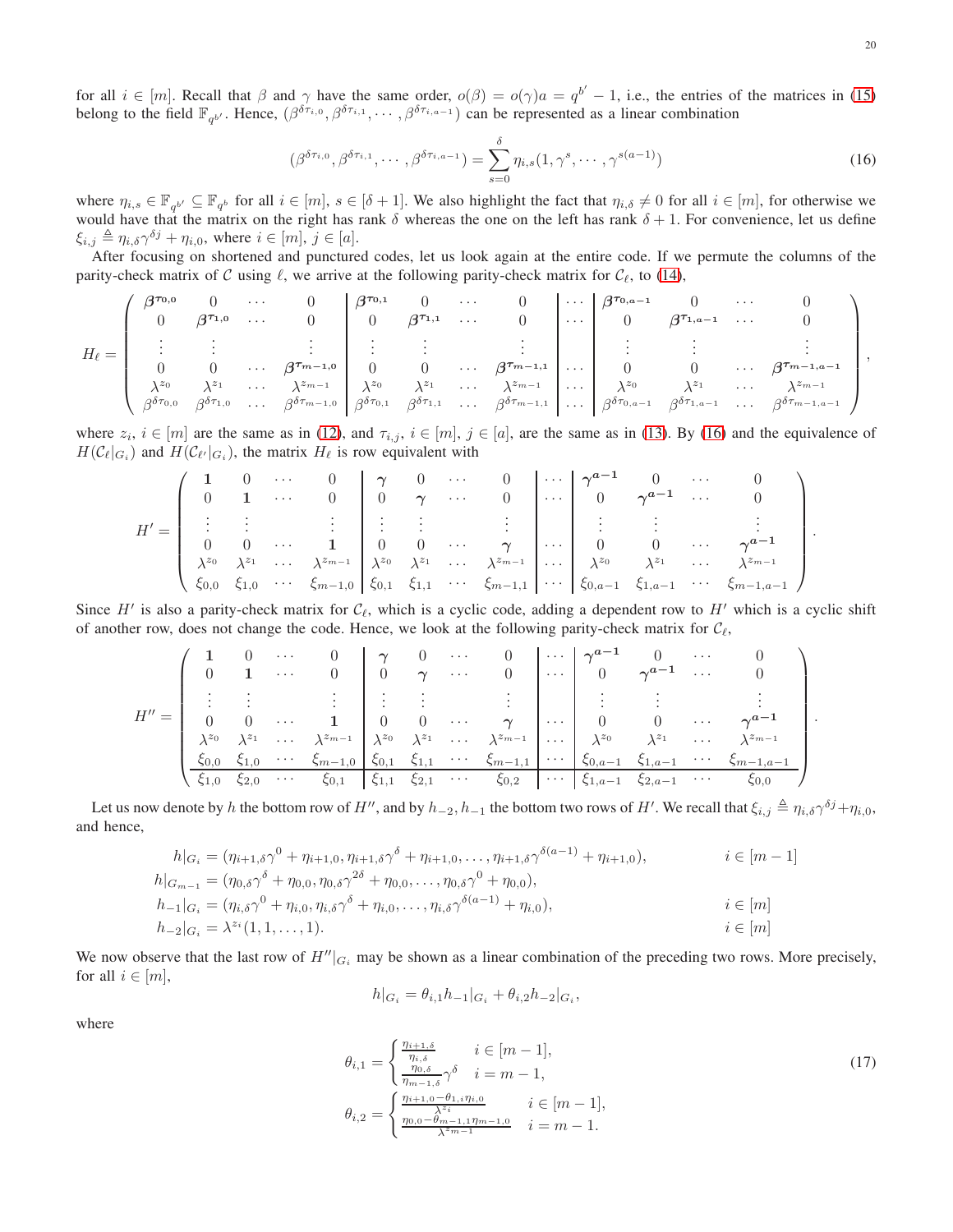for all $i \in [m]$. Recall that $\beta$ and $\gamma$ have the same order, $o(\beta) = o(\gamma)a = q^{b'} - 1$, i.e., the entries of the matrices in (15) belong to the field $\mathbb{F}_{q^{b'}}$. Hence, $(\beta^{\delta\tau_{i,0}}, \beta^{\delta\tau_{i,1}}, \cdots, \beta^{\delta\tau_{i,a-1}})$ can be represented as a linear combination

$$(\beta^{\delta\tau_{i,0}}, \beta^{\delta\tau_{i,1}}, \cdots, \beta^{\delta\tau_{i,a-1}}) = \sum_{s=0}^{\delta} \eta_{i,s}(1, \gamma^s, \cdots, \gamma^{s(a-1)}) \tag{16}$$

where $\eta_{i,s} \in \mathbb{F}_{q^{b'}} \subseteq \mathbb{F}_{q^b}$ for all $i \in [m]$, $s \in [\delta+1]$. We also highlight the fact that $\eta_{i,\delta} \neq 0$ for all $i \in [m]$, for otherwise we would have that the matrix on the right has rank $\delta$ whereas the one on the left has rank $\delta + 1$. For convenience, let us define $\xi_{i,j} \triangleq \eta_{i,\delta}\gamma^{\delta j} + \eta_{i,0}$, where $i \in [m]$, $j \in [a]$.

After focusing on shortened and punctured codes, let us look again at the entire code. If we permute the columns of the parity-check matrix of $\mathcal{C}$ using $\ell$, we arrive at the following parity-check matrix for $\mathcal{C}_\ell$, to (14),

$$H_\ell = \left(\begin{array}{cccc|cccc|c|cccc}
\boldsymbol{\beta^{\tau_{0,0}}} & 0 & \cdots & 0 & \boldsymbol{\beta^{\tau_{0,1}}} & 0 & \cdots & 0 & \cdots & \boldsymbol{\beta^{\tau_{0,a-1}}} & 0 & \cdots & 0 \\
0 & \boldsymbol{\beta^{\tau_{1,0}}} & \cdots & 0 & 0 & \boldsymbol{\beta^{\tau_{1,1}}} & \cdots & 0 & \cdots & 0 & \boldsymbol{\beta^{\tau_{1,a-1}}} & \cdots & 0 \\
\vdots & \vdots & & \vdots & \vdots & \vdots & & \vdots & & \vdots & \vdots & & \vdots \\
0 & 0 & \cdots & \boldsymbol{\beta^{\tau_{m-1,0}}} & 0 & 0 & \cdots & \boldsymbol{\beta^{\tau_{m-1,1}}} & \cdots & 0 & 0 & \cdots & \boldsymbol{\beta^{\tau_{m-1,a-1}}} \\
\lambda^{z_0} & \lambda^{z_1} & \cdots & \lambda^{z_{m-1}} & \lambda^{z_0} & \lambda^{z_1} & \cdots & \lambda^{z_{m-1}} & \cdots & \lambda^{z_0} & \lambda^{z_1} & \cdots & \lambda^{z_{m-1}} \\
\beta^{\delta\tau_{0,0}} & \beta^{\delta\tau_{1,0}} & \cdots & \beta^{\delta\tau_{m-1,0}} & \beta^{\delta\tau_{0,1}} & \beta^{\delta\tau_{1,1}} & \cdots & \beta^{\delta\tau_{m-1,1}} & \cdots & \beta^{\delta\tau_{0,a-1}} & \beta^{\delta\tau_{1,a-1}} & \cdots & \beta^{\delta\tau_{m-1,a-1}}
\end{array}\right),$$

where $z_i$, $i \in [m]$ are the same as in (12), and $\tau_{i,j}$, $i \in [m]$, $j \in [a]$, are the same as in (13). By (16) and the equivalence of $H(\mathcal{C}_\ell|_{G_i})$ and $H(\mathcal{C}_{\ell'}|_{G_i})$, the matrix $H_\ell$ is row equivalent with

$$H' = \left(\begin{array}{cccc|cccc|c|cccc}
\mathbf{1} & 0 & \cdots & 0 & \boldsymbol{\gamma} & 0 & \cdots & 0 & \cdots & \boldsymbol{\gamma^{a-1}} & 0 & \cdots & 0 \\
0 & \mathbf{1} & \cdots & 0 & 0 & \boldsymbol{\gamma} & \cdots & 0 & \cdots & 0 & \boldsymbol{\gamma^{a-1}} & \cdots & 0 \\
\vdots & \vdots & & \vdots & \vdots & \vdots & & \vdots & & \vdots & \vdots & & \vdots \\
0 & 0 & \cdots & \mathbf{1} & 0 & 0 & \cdots & \boldsymbol{\gamma} & \cdots & 0 & 0 & \cdots & \boldsymbol{\gamma^{a-1}} \\
\lambda^{z_0} & \lambda^{z_1} & \cdots & \lambda^{z_{m-1}} & \lambda^{z_0} & \lambda^{z_1} & \cdots & \lambda^{z_{m-1}} & \cdots & \lambda^{z_0} & \lambda^{z_1} & \cdots & \lambda^{z_{m-1}} \\
\xi_{0,0} & \xi_{1,0} & \cdots & \xi_{m-1,0} & \xi_{0,1} & \xi_{1,1} & \cdots & \xi_{m-1,1} & \cdots & \xi_{0,a-1} & \xi_{1,a-1} & \cdots & \xi_{m-1,a-1}
\end{array}\right).$$

Since $H'$ is also a parity-check matrix for $\mathcal{C}_\ell$, which is a cyclic code, adding a dependent row to $H'$ which is a cyclic shift of another row, does not change the code. Hence, we look at the following parity-check matrix for $\mathcal{C}_\ell$,

$$H'' = \left(\begin{array}{cccc|cccc|c|cccc}
\mathbf{1} & 0 & \cdots & 0 & \boldsymbol{\gamma} & 0 & \cdots & 0 & \cdots & \boldsymbol{\gamma^{a-1}} & 0 & \cdots & 0 \\
0 & \mathbf{1} & \cdots & 0 & 0 & \boldsymbol{\gamma} & \cdots & 0 & \cdots & 0 & \boldsymbol{\gamma^{a-1}} & \cdots & 0 \\
\vdots & \vdots & & \vdots & \vdots & \vdots & & \vdots & & \vdots & \vdots & & \vdots \\
0 & 0 & \cdots & \mathbf{1} & 0 & 0 & \cdots & \boldsymbol{\gamma} & \cdots & 0 & 0 & \cdots & \boldsymbol{\gamma^{a-1}} \\
\lambda^{z_0} & \lambda^{z_1} & \cdots & \lambda^{z_{m-1}} & \lambda^{z_0} & \lambda^{z_1} & \cdots & \lambda^{z_{m-1}} & \cdots & \lambda^{z_0} & \lambda^{z_1} & \cdots & \lambda^{z_{m-1}} \\
\xi_{0,0} & \xi_{1,0} & \cdots & \xi_{m-1,0} & \xi_{0,1} & \xi_{1,1} & \cdots & \xi_{m-1,1} & \cdots & \xi_{0,a-1} & \xi_{1,a-1} & \cdots & \xi_{m-1,a-1} \\
\hline
\xi_{1,0} & \xi_{2,0} & \cdots & \xi_{0,1} & \xi_{1,1} & \xi_{2,1} & \cdots & \xi_{0,2} & \cdots & \xi_{1,a-1} & \xi_{2,a-1} & \cdots & \xi_{0,0}
\end{array}\right).$$

Let us now denote by $h$ the bottom row of $H''$, and by $h_{-2}, h_{-1}$ the bottom two rows of $H'$. We recall that $\xi_{i,j} \triangleq \eta_{i,\delta}\gamma^{\delta j} + \eta_{i,0}$, and hence,

$$\begin{aligned}
h|_{G_i} &= (\eta_{i+1,\delta}\gamma^0 + \eta_{i+1,0}, \eta_{i+1,\delta}\gamma^\delta + \eta_{i+1,0}, \dots, \eta_{i+1,\delta}\gamma^{\delta(a-1)} + \eta_{i+1,0}), && i \in [m-1] \\
h|_{G_{m-1}} &= (\eta_{0,\delta}\gamma^\delta + \eta_{0,0}, \eta_{0,\delta}\gamma^{2\delta} + \eta_{0,0}, \dots, \eta_{0,\delta}\gamma^0 + \eta_{0,0}), \\
h_{-1}|_{G_i} &= (\eta_{i,\delta}\gamma^0 + \eta_{i,0}, \eta_{i,\delta}\gamma^\delta + \eta_{i,0}, \dots, \eta_{i,\delta}\gamma^{\delta(a-1)} + \eta_{i,0}), && i \in [m] \\
h_{-2}|_{G_i} &= \lambda^{z_i}(1, 1, \dots, 1). && i \in [m]
\end{aligned}$$

We now observe that the last row of $H''|_{G_i}$ may be shown as a linear combination of the preceding two rows. More precisely, for all $i \in [m]$,

$$h|_{G_i} = \theta_{i,1}h_{-1}|_{G_i} + \theta_{i,2}h_{-2}|_{G_i},$$

where

$$\begin{aligned}
\theta_{i,1} &= \begin{cases} \frac{\eta_{i+1,\delta}}{\eta_{i,\delta}} & i \in [m-1], \\ \frac{\eta_{0,\delta}}{\eta_{m-1,\delta}}\gamma^\delta & i = m-1, \end{cases} \\
\theta_{i,2} &= \begin{cases} \frac{\eta_{i+1,0} - \theta_{1,i}\eta_{i,0}}{\lambda^{z_i}} & i \in [m-1], \\ \frac{\eta_{0,0} - \theta_{m-1,1}\eta_{m-1,0}}{\lambda^{z_{m-1}}} & i = m-1. \end{cases}
\end{aligned} \tag{17}$$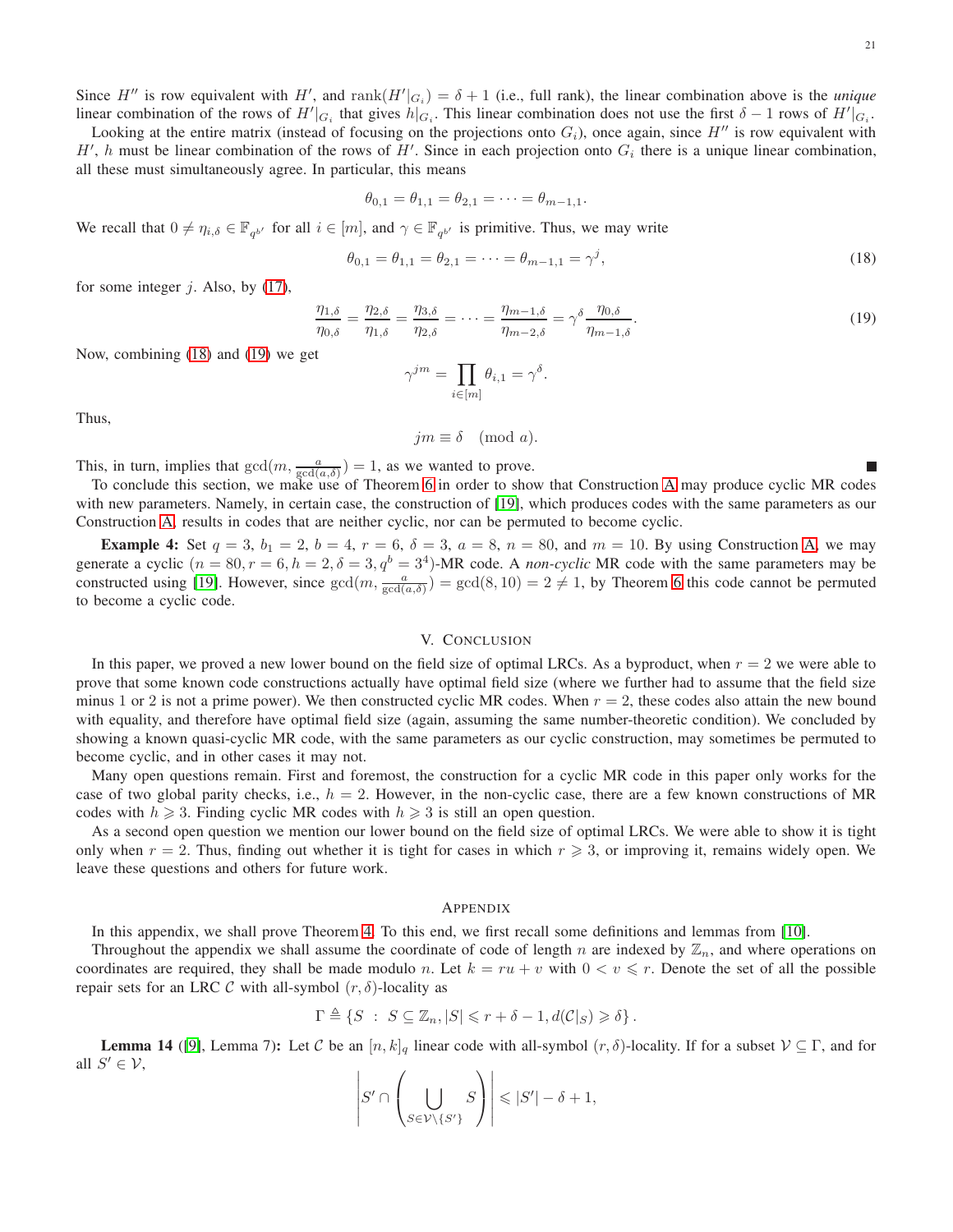Since $H''$ is row equivalent with $H'$, and $\text{rank}(H'|_{G_i}) = \delta + 1$ (i.e., full rank), the linear combination above is the *unique* linear combination of the rows of $H'|_{G_i}$ that gives $h|_{G_i}$. This linear combination does not use the first $\delta - 1$ rows of $H'|_{G_i}$.

Looking at the entire matrix (instead of focusing on the projections onto $G_i$), once again, since $H''$ is row equivalent with $H'$, $h$ must be linear combination of the rows of $H'$. Since in each projection onto $G_i$ there is a unique linear combination, all these must simultaneously agree. In particular, this means

$$\theta_{0,1} = \theta_{1,1} = \theta_{2,1} = \cdots = \theta_{m-1,1}.$$

We recall that $0 \neq \eta_{i,\delta} \in \mathbb{F}_{q^{b'}}$ for all $i \in [m]$, and $\gamma \in \mathbb{F}_{q^{b'}}$ is primitive. Thus, we may write

$$\theta_{0,1} = \theta_{1,1} = \theta_{2,1} = \cdots = \theta_{m-1,1} = \gamma^j, \tag{18}$$

for some integer $j$. Also, by (17),

$$\frac{\eta_{1,\delta}}{\eta_{0,\delta}} = \frac{\eta_{2,\delta}}{\eta_{1,\delta}} = \frac{\eta_{3,\delta}}{\eta_{2,\delta}} = \cdots = \frac{\eta_{m-1,\delta}}{\eta_{m-2,\delta}} = \gamma^\delta \frac{\eta_{0,\delta}}{\eta_{m-1,\delta}}. \tag{19}$$

Now, combining (18) and (19) we get

$$\gamma^{jm} = \prod_{i \in [m]} \theta_{i,1} = \gamma^\delta.$$

Thus,

$$jm \equiv \delta \pmod{a}.$$

This, in turn, implies that $\gcd(m, \frac{a}{\gcd(a,\delta)}) = 1$, as we wanted to prove. ■

To conclude this section, we make use of Theorem 6 in order to show that Construction A may produce cyclic MR codes with new parameters. Namely, in certain case, the construction of [19], which produces codes with the same parameters as our Construction A, results in codes that are neither cyclic, nor can be permuted to become cyclic.

**Example 4:** Set $q = 3$, $b_1 = 2$, $b = 4$, $r = 6$, $\delta = 3$, $a = 8$, $n = 80$, and $m = 10$. By using Construction A, we may generate a cyclic $(n = 80, r = 6, h = 2, \delta = 3, q^b = 3^4)$-MR code. A *non-cyclic* MR code with the same parameters may be constructed using [19]. However, since $\gcd(m, \frac{a}{\gcd(a,\delta)}) = \gcd(8, 10) = 2 \neq 1$, by Theorem 6 this code cannot be permuted to become a cyclic code.

## V. Conclusion

In this paper, we proved a new lower bound on the field size of optimal LRCs. As a byproduct, when $r = 2$ we were able to prove that some known code constructions actually have optimal field size (where we further had to assume that the field size minus 1 or 2 is not a prime power). We then constructed cyclic MR codes. When $r = 2$, these codes also attain the new bound with equality, and therefore have optimal field size (again, assuming the same number-theoretic condition). We concluded by showing a known quasi-cyclic MR code, with the same parameters as our cyclic construction, may sometimes be permuted to become cyclic, and in other cases it may not.

Many open questions remain. First and foremost, the construction for a cyclic MR code in this paper only works for the case of two global parity checks, i.e., $h = 2$. However, in the non-cyclic case, there are a few known constructions of MR codes with $h \geqslant 3$. Finding cyclic MR codes with $h \geqslant 3$ is still an open question.

As a second open question we mention our lower bound on the field size of optimal LRCs. We were able to show it is tight only when $r = 2$. Thus, finding out whether it is tight for cases in which $r \geqslant 3$, or improving it, remains widely open. We leave these questions and others for future work.

## Appendix

In this appendix, we shall prove Theorem 4. To this end, we first recall some definitions and lemmas from [10].

Throughout the appendix we shall assume the coordinate of code of length $n$ are indexed by $\mathbb{Z}_n$, and where operations on coordinates are required, they shall be made modulo $n$. Let $k = ru + v$ with $0 < v \leqslant r$. Denote the set of all the possible repair sets for an LRC $\mathcal{C}$ with all-symbol $(r, \delta)$-locality as

$$\Gamma \triangleq \{S \ : \ S \subseteq \mathbb{Z}_n, |S| \leqslant r + \delta - 1, d(\mathcal{C}|_S) \geqslant \delta\}.$$

**Lemma 14** ([9], Lemma 7)**:** Let $\mathcal{C}$ be an $[n, k]_q$ linear code with all-symbol $(r, \delta)$-locality. If for a subset $\mathcal{V} \subseteq \Gamma$, and for all $S' \in \mathcal{V}$,

$$\left| S' \cap \left( \bigcup_{S \in \mathcal{V} \setminus \{S'\}} S \right) \right| \leqslant |S'| - \delta + 1,$$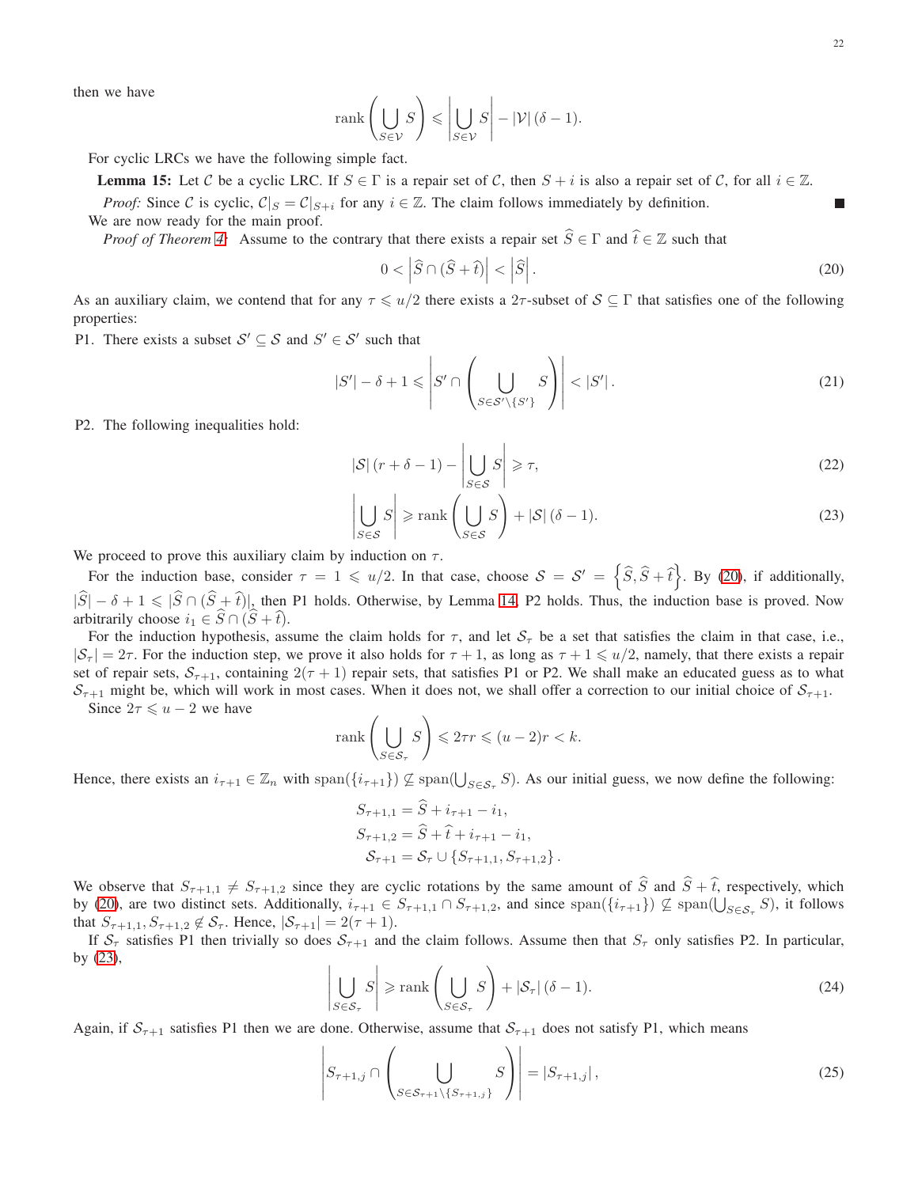then we have

$$\operatorname{rank}\left(\bigcup_{S\in\mathcal{V}} S\right) \leqslant \left|\bigcup_{S\in\mathcal{V}} S\right| - |\mathcal{V}|\,(\delta-1).$$

For cyclic LRCs we have the following simple fact.

**Lemma 15:** Let $\mathcal{C}$ be a cyclic LRC. If $S \in \Gamma$ is a repair set of $\mathcal{C}$, then $S+i$ is also a repair set of $\mathcal{C}$, for all $i \in \mathbb{Z}$.

*Proof:* Since $\mathcal{C}$ is cyclic, $\mathcal{C}|_S = \mathcal{C}|_{S+i}$ for any $i \in \mathbb{Z}$. The claim follows immediately by definition. ∎

We are now ready for the main proof.

*Proof of Theorem 4:* Assume to the contrary that there exists a repair set $\widehat{S} \in \Gamma$ and $\widehat{t} \in \mathbb{Z}$ such that

$$0 < \left|\widehat{S} \cap (\widehat{S}+\widehat{t})\right| < \left|\widehat{S}\right|. \tag{20}$$

As an auxiliary claim, we contend that for any $\tau \leqslant u/2$ there exists a $2\tau$-subset of $\mathcal{S} \subseteq \Gamma$ that satisfies one of the following properties:

P1. There exists a subset $\mathcal{S}' \subseteq \mathcal{S}$ and $S' \in \mathcal{S}'$ such that

$$|S'| - \delta + 1 \leqslant \left| S' \cap \left( \bigcup_{S\in\mathcal{S}'\setminus\{S'\}} S \right) \right| < |S'|. \tag{21}$$

P2. The following inequalities hold:

$$|\mathcal{S}|\,(r+\delta-1) - \left|\bigcup_{S\in\mathcal{S}} S\right| \geqslant \tau, \tag{22}$$

$$\left|\bigcup_{S\in\mathcal{S}} S\right| \geqslant \operatorname{rank}\left(\bigcup_{S\in\mathcal{S}} S\right) + |\mathcal{S}|\,(\delta-1). \tag{23}$$

We proceed to prove this auxiliary claim by induction on $\tau$.

For the induction base, consider $\tau = 1 \leqslant u/2$. In that case, choose $\mathcal{S} = \mathcal{S}' = \left\{\widehat{S}, \widehat{S}+\widehat{t}\right\}$. By (20), if additionally, $|\widehat{S}| - \delta + 1 \leqslant |\widehat{S} \cap (\widehat{S}+\widehat{t})|$, then P1 holds. Otherwise, by Lemma 14, P2 holds. Thus, the induction base is proved. Now arbitrarily choose $i_1 \in \widehat{S} \cap (\widehat{S}+\widehat{t})$.

For the induction hypothesis, assume the claim holds for $\tau$, and let $\mathcal{S}_\tau$ be a set that satisfies the claim in that case, i.e., $|\mathcal{S}_\tau| = 2\tau$. For the induction step, we prove it also holds for $\tau+1$, as long as $\tau+1 \leqslant u/2$, namely, that there exists a repair set of repair sets, $\mathcal{S}_{\tau+1}$, containing $2(\tau+1)$ repair sets, that satisfies P1 or P2. We shall make an educated guess as to what $\mathcal{S}_{\tau+1}$ might be, which will work in most cases. When it does not, we shall offer a correction to our initial choice of $\mathcal{S}_{\tau+1}$.

Since $2\tau \leqslant u-2$ we have

$$\operatorname{rank}\left(\bigcup_{S\in\mathcal{S}_\tau} S\right) \leqslant 2\tau r \leqslant (u-2)r < k.$$

Hence, there exists an $i_{\tau+1} \in \mathbb{Z}_n$ with $\operatorname{span}(\{i_{\tau+1}\}) \not\subseteq \operatorname{span}(\bigcup_{S\in\mathcal{S}_\tau} S)$. As our initial guess, we now define the following:

$$\begin{aligned}
S_{\tau+1,1} &= \widehat{S} + i_{\tau+1} - i_1, \\
S_{\tau+1,2} &= \widehat{S} + \widehat{t} + i_{\tau+1} - i_1, \\
\mathcal{S}_{\tau+1} &= \mathcal{S}_\tau \cup \{S_{\tau+1,1}, S_{\tau+1,2}\}.
\end{aligned}$$

We observe that $S_{\tau+1,1} \neq S_{\tau+1,2}$ since they are cyclic rotations by the same amount of $\widehat{S}$ and $\widehat{S}+\widehat{t}$, respectively, which by (20), are two distinct sets. Additionally, $i_{\tau+1} \in S_{\tau+1,1} \cap S_{\tau+1,2}$, and since $\operatorname{span}(\{i_{\tau+1}\}) \not\subseteq \operatorname{span}(\bigcup_{S\in\mathcal{S}_\tau} S)$, it follows that $S_{\tau+1,1}, S_{\tau+1,2} \notin \mathcal{S}_\tau$. Hence, $|\mathcal{S}_{\tau+1}| = 2(\tau+1)$.

If $\mathcal{S}_\tau$ satisfies P1 then trivially so does $\mathcal{S}_{\tau+1}$ and the claim follows. Assume then that $S_\tau$ only satisfies P2. In particular, by (23),

$$\left|\bigcup_{S\in\mathcal{S}_\tau} S\right| \geqslant \operatorname{rank}\left(\bigcup_{S\in\mathcal{S}_\tau} S\right) + |\mathcal{S}_\tau|\,(\delta-1). \tag{24}$$

Again, if $\mathcal{S}_{\tau+1}$ satisfies P1 then we are done. Otherwise, assume that $\mathcal{S}_{\tau+1}$ does not satisfy P1, which means

$$\left| S_{\tau+1,j} \cap \left( \bigcup_{S\in\mathcal{S}_{\tau+1}\setminus\{S_{\tau+1,j}\}} S \right) \right| = |S_{\tau+1,j}|, \tag{25}$$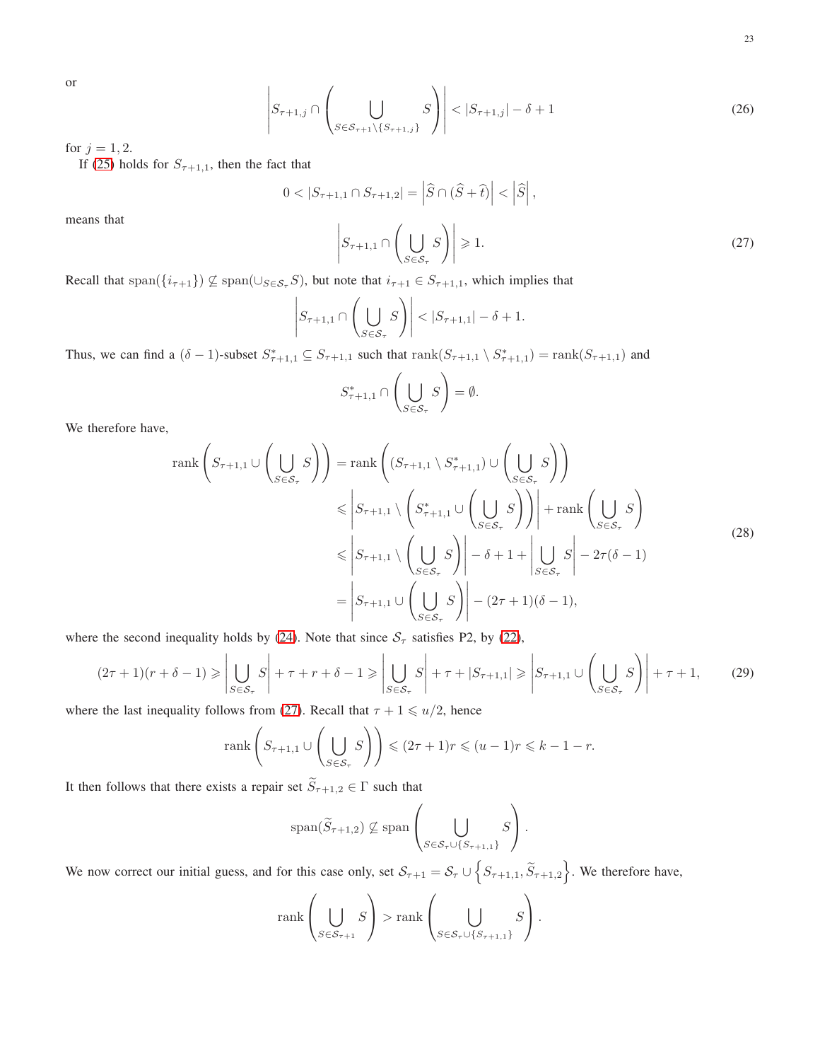or

$$\left| S_{\tau+1,j} \cap \left( \bigcup_{S \in \mathcal{S}_{\tau+1} \setminus \{S_{\tau+1,j}\}} S \right) \right| < |S_{\tau+1,j}| - \delta + 1 \tag{26}$$

for $j = 1, 2$.

If (25) holds for $S_{\tau+1,1}$, then the fact that

$$0 < |S_{\tau+1,1} \cap S_{\tau+1,2}| = \left| \widehat{S} \cap (\widehat{S} + \widehat{t}) \right| < \left| \widehat{S} \right|,$$

means that

$$\left| S_{\tau+1,1} \cap \left( \bigcup_{S \in \mathcal{S}_\tau} S \right) \right| \geqslant 1. \tag{27}$$

Recall that $\mathrm{span}(\{i_{\tau+1}\}) \not\subseteq \mathrm{span}(\cup_{S \in \mathcal{S}_\tau} S)$, but note that $i_{\tau+1} \in S_{\tau+1,1}$, which implies that

$$\left| S_{\tau+1,1} \cap \left( \bigcup_{S \in \mathcal{S}_\tau} S \right) \right| < |S_{\tau+1,1}| - \delta + 1.$$

Thus, we can find a $(\delta - 1)$-subset $S^*_{\tau+1,1} \subseteq S_{\tau+1,1}$ such that $\mathrm{rank}(S_{\tau+1,1} \setminus S^*_{\tau+1,1}) = \mathrm{rank}(S_{\tau+1,1})$ and

$$S^*_{\tau+1,1} \cap \left( \bigcup_{S \in \mathcal{S}_\tau} S \right) = \emptyset.$$

We therefore have,

$$\begin{aligned}
\mathrm{rank}\left( S_{\tau+1,1} \cup \left( \bigcup_{S \in \mathcal{S}_\tau} S \right) \right) &= \mathrm{rank}\left( (S_{\tau+1,1} \setminus S^*_{\tau+1,1}) \cup \left( \bigcup_{S \in \mathcal{S}_\tau} S \right) \right) \\
&\leqslant \left| S_{\tau+1,1} \setminus \left( S^*_{\tau+1,1} \cup \left( \bigcup_{S \in \mathcal{S}_\tau} S \right) \right) \right| + \mathrm{rank}\left( \bigcup_{S \in \mathcal{S}_\tau} S \right) \\
&\leqslant \left| S_{\tau+1,1} \setminus \left( \bigcup_{S \in \mathcal{S}_\tau} S \right) \right| - \delta + 1 + \left| \bigcup_{S \in \mathcal{S}_\tau} S \right| - 2\tau(\delta - 1) \\
&= \left| S_{\tau+1,1} \cup \left( \bigcup_{S \in \mathcal{S}_\tau} S \right) \right| - (2\tau + 1)(\delta - 1),
\end{aligned} \tag{28}$$

where the second inequality holds by (24). Note that since $\mathcal{S}_\tau$ satisfies P2, by (22),

$$(2\tau+1)(r+\delta-1) \geqslant \left| \bigcup_{S \in \mathcal{S}_\tau} S \right| + \tau + r + \delta - 1 \geqslant \left| \bigcup_{S \in \mathcal{S}_\tau} S \right| + \tau + |S_{\tau+1,1}| \geqslant \left| S_{\tau+1,1} \cup \left( \bigcup_{S \in \mathcal{S}_\tau} S \right) \right| + \tau + 1, \tag{29}$$

where the last inequality follows from (27). Recall that $\tau + 1 \leqslant u/2$, hence

$$\mathrm{rank}\left( S_{\tau+1,1} \cup \left( \bigcup_{S \in \mathcal{S}_\tau} S \right) \right) \leqslant (2\tau + 1)r \leqslant (u-1)r \leqslant k - 1 - r.$$

It then follows that there exists a repair set $\widetilde{S}_{\tau+1,2} \in \Gamma$ such that

$$\mathrm{span}(\widetilde{S}_{\tau+1,2}) \not\subseteq \mathrm{span}\left( \bigcup_{S \in \mathcal{S}_\tau \cup \{S_{\tau+1,1}\}} S \right).$$

We now correct our initial guess, and for this case only, set $\mathcal{S}_{\tau+1} = \mathcal{S}_\tau \cup \left\{ S_{\tau+1,1}, \widetilde{S}_{\tau+1,2} \right\}$. We therefore have,

$$\mathrm{rank}\left( \bigcup_{S \in \mathcal{S}_{\tau+1}} S \right) > \mathrm{rank}\left( \bigcup_{S \in \mathcal{S}_\tau \cup \{S_{\tau+1,1}\}} S \right).$$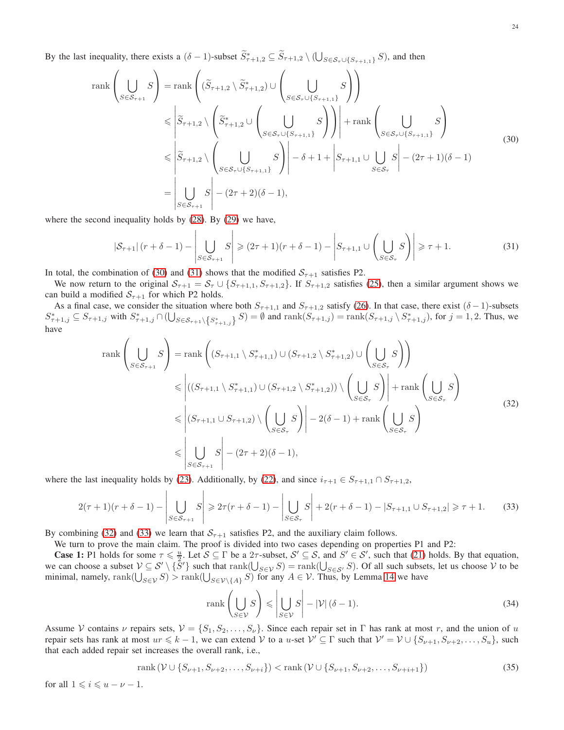By the last inequality, there exists a $(\delta-1)$-subset $\widetilde{S}^*_{\tau+1,2} \subseteq \widetilde{S}_{\tau+1,2} \setminus (\bigcup_{S\in\mathcal{S}_\tau\cup\{S_{\tau+1,1}\}} S)$, and then

$$
\begin{aligned}
\operatorname{rank}\left(\bigcup_{S\in\mathcal{S}_{\tau+1}} S\right) &= \operatorname{rank}\left((\widetilde{S}_{\tau+1,2}\setminus \widetilde{S}^*_{\tau+1,2}) \cup \left(\bigcup_{S\in\mathcal{S}_\tau\cup\{S_{\tau+1,1}\}} S\right)\right) \\
&\leqslant \left|\widetilde{S}_{\tau+1,2}\setminus\left(\widetilde{S}^*_{\tau+1,2}\cup\left(\bigcup_{S\in\mathcal{S}_\tau\cup\{S_{\tau+1,1}\}} S\right)\right)\right| + \operatorname{rank}\left(\bigcup_{S\in\mathcal{S}_\tau\cup\{S_{\tau+1,1}\}} S\right) \\
&\leqslant \left|\widetilde{S}_{\tau+1,2}\setminus\left(\bigcup_{S\in\mathcal{S}_\tau\cup\{S_{\tau+1,1}\}} S\right)\right| - \delta + 1 + \left|S_{\tau+1,1}\cup\bigcup_{S\in\mathcal{S}_\tau} S\right| - (2\tau+1)(\delta-1) \\
&= \left|\bigcup_{S\in\mathcal{S}_{\tau+1}} S\right| - (2\tau+2)(\delta-1),
\end{aligned} \tag{30}
$$

where the second inequality holds by (28). By (29) we have,

$$
|\mathcal{S}_{\tau+1}|(r+\delta-1) - \left|\bigcup_{S\in\mathcal{S}_{\tau+1}} S\right| \geqslant (2\tau+1)(r+\delta-1) - \left|S_{\tau+1,1}\cup\left(\bigcup_{S\in\mathcal{S}_\tau} S\right)\right| \geqslant \tau+1. \tag{31}
$$

In total, the combination of (30) and (31) shows that the modified $\mathcal{S}_{\tau+1}$ satisfies P2.

We now return to the original $\mathcal{S}_{\tau+1} = \mathcal{S}_\tau \cup \{S_{\tau+1,1}, S_{\tau+1,2}\}$. If $S_{\tau+1,2}$ satisfies (25), then a similar argument shows we can build a modified $\mathcal{S}_{\tau+1}$ for which P2 holds.

As a final case, we consider the situation where both $S_{\tau+1,1}$ and $S_{\tau+1,2}$ satisfy (26). In that case, there exist $(\delta-1)$-subsets $S^*_{\tau+1,j} \subseteq S_{\tau+1,j}$ with $S^*_{\tau+1,j} \cap (\bigcup_{S\in\mathcal{S}_{\tau+1}\setminus\{S^*_{\tau+1,j}\}} S) = \emptyset$ and $\operatorname{rank}(S_{\tau+1,j}) = \operatorname{rank}(S_{\tau+1,j}\setminus S^*_{\tau+1,j})$, for $j=1,2$. Thus, we have

$$
\begin{aligned}
\operatorname{rank}\left(\bigcup_{S\in\mathcal{S}_{\tau+1}} S\right) &= \operatorname{rank}\left((S_{\tau+1,1}\setminus S^*_{\tau+1,1}) \cup (S_{\tau+1,2}\setminus S^*_{\tau+1,2}) \cup \left(\bigcup_{S\in\mathcal{S}_\tau} S\right)\right) \\
&\leqslant \left|((S_{\tau+1,1}\setminus S^*_{\tau+1,1}) \cup (S_{\tau+1,2}\setminus S^*_{\tau+1,2}))\setminus\left(\bigcup_{S\in\mathcal{S}_\tau} S\right)\right| + \operatorname{rank}\left(\bigcup_{S\in\mathcal{S}_\tau} S\right) \\
&\leqslant \left|(S_{\tau+1,1}\cup S_{\tau+1,2})\setminus\left(\bigcup_{S\in\mathcal{S}_\tau} S\right)\right| - 2(\delta-1) + \operatorname{rank}\left(\bigcup_{S\in\mathcal{S}_\tau} S\right) \\
&\leqslant \left|\bigcup_{S\in\mathcal{S}_{\tau+1}} S\right| - (2\tau+2)(\delta-1),
\end{aligned} \tag{32}
$$

where the last inequality holds by (23). Additionally, by (22), and since $i_{\tau+1} \in S_{\tau+1,1}\cap S_{\tau+1,2}$,

$$
2(\tau+1)(r+\delta-1) - \left|\bigcup_{S\in\mathcal{S}_{\tau+1}} S\right| \geqslant 2\tau(r+\delta-1) - \left|\bigcup_{S\in\mathcal{S}_\tau} S\right| + 2(r+\delta-1) - |S_{\tau+1,1}\cup S_{\tau+1,2}| \geqslant \tau+1. \tag{33}
$$

By combining (32) and (33) we learn that $\mathcal{S}_{\tau+1}$ satisfies P2, and the auxiliary claim follows.

We turn to prove the main claim. The proof is divided into two cases depending on properties P1 and P2:

**Case 1:** P1 holds for some $\tau \leqslant \frac{u}{2}$. Let $\mathcal{S}\subseteq\Gamma$ be a $2\tau$-subset, $\mathcal{S}'\subseteq\mathcal{S}$, and $S'\in\mathcal{S}'$, such that (21) holds. By that equation, we can choose a subset $\mathcal{V}\subseteq\mathcal{S}'\setminus\{S'\}$ such that $\operatorname{rank}(\bigcup_{S\in\mathcal{V}} S) = \operatorname{rank}(\bigcup_{S\in\mathcal{S}'} S)$. Of all such subsets, let us choose $\mathcal{V}$ to be minimal, namely, $\operatorname{rank}(\bigcup_{S\in\mathcal{V}} S) > \operatorname{rank}(\bigcup_{S\in\mathcal{V}\setminus\{A\}} S)$ for any $A\in\mathcal{V}$. Thus, by Lemma 14 we have

$$
\operatorname{rank}\left(\bigcup_{S\in\mathcal{V}} S\right) \leqslant \left|\bigcup_{S\in\mathcal{V}} S\right| - |\mathcal{V}|(\delta-1). \tag{34}
$$

Assume $\mathcal{V}$ contains $\nu$ repairs sets, $\mathcal{V} = \{S_1, S_2, \dots, S_\nu\}$. Since each repair set in $\Gamma$ has rank at most $r$, and the union of $u$ repair sets has rank at most $ur \leqslant k-1$, we can extend $\mathcal{V}$ to a $u$-set $\mathcal{V}'\subseteq\Gamma$ such that $\mathcal{V}' = \mathcal{V}\cup\{S_{\nu+1}, S_{\nu+2}, \dots, S_u\}$, such that each added repair set increases the overall rank, i.e.,

$$
\operatorname{rank}(\mathcal{V}\cup\{S_{\nu+1}, S_{\nu+2}, \dots, S_{\nu+i}\}) < \operatorname{rank}(\mathcal{V}\cup\{S_{\nu+1}, S_{\nu+2}, \dots, S_{\nu+i+1}\}) \tag{35}
$$

for all $1\leqslant i\leqslant u-\nu-1$.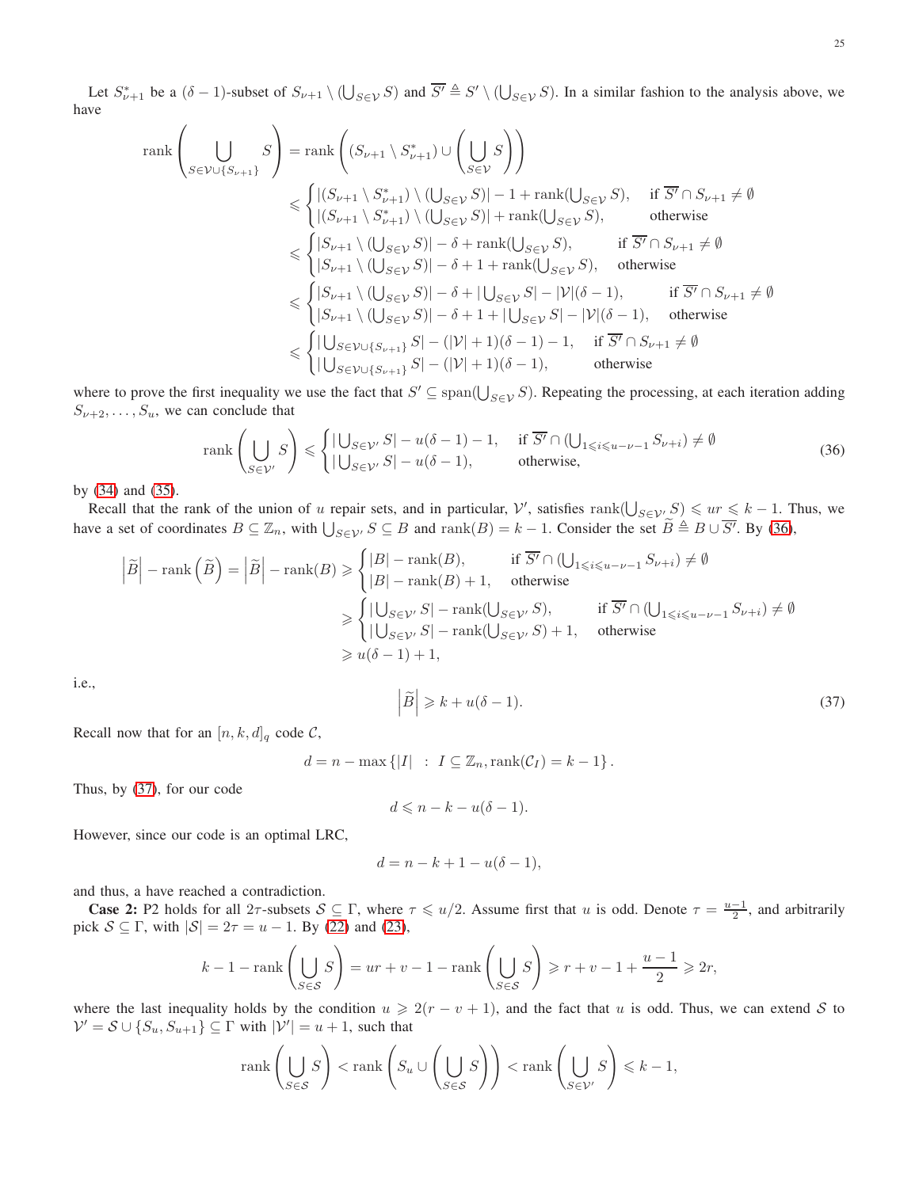Let $S^*_{\nu+1}$ be a $(\delta-1)$-subset of $S_{\nu+1} \setminus (\bigcup_{S\in\mathcal{V}} S)$ and $\overline{S'} \triangleq S' \setminus (\bigcup_{S\in\mathcal{V}} S)$. In a similar fashion to the analysis above, we have

$$
\begin{aligned}
\operatorname{rank}\left(\bigcup_{S\in\mathcal{V}\cup\{S_{\nu+1}\}} S\right) &= \operatorname{rank}\left((S_{\nu+1}\setminus S^*_{\nu+1}) \cup \left(\bigcup_{S\in\mathcal{V}} S\right)\right)\\
&\leqslant \begin{cases} |(S_{\nu+1}\setminus S^*_{\nu+1}) \setminus (\bigcup_{S\in\mathcal{V}} S)| - 1 + \operatorname{rank}(\bigcup_{S\in\mathcal{V}} S), & \text{if } \overline{S'} \cap S_{\nu+1} \neq \emptyset\\ |(S_{\nu+1}\setminus S^*_{\nu+1}) \setminus (\bigcup_{S\in\mathcal{V}} S)| + \operatorname{rank}(\bigcup_{S\in\mathcal{V}} S), & \text{otherwise}\end{cases}\\
&\leqslant \begin{cases} |S_{\nu+1} \setminus (\bigcup_{S\in\mathcal{V}} S)| - \delta + \operatorname{rank}(\bigcup_{S\in\mathcal{V}} S), & \text{if } \overline{S'} \cap S_{\nu+1} \neq \emptyset\\ |S_{\nu+1} \setminus (\bigcup_{S\in\mathcal{V}} S)| - \delta + 1 + \operatorname{rank}(\bigcup_{S\in\mathcal{V}} S), & \text{otherwise}\end{cases}\\
&\leqslant \begin{cases} |S_{\nu+1} \setminus (\bigcup_{S\in\mathcal{V}} S)| - \delta + |\bigcup_{S\in\mathcal{V}} S| - |\mathcal{V}|(\delta-1), & \text{if } \overline{S'} \cap S_{\nu+1} \neq \emptyset\\ |S_{\nu+1} \setminus (\bigcup_{S\in\mathcal{V}} S)| - \delta + 1 + |\bigcup_{S\in\mathcal{V}} S| - |\mathcal{V}|(\delta-1), & \text{otherwise}\end{cases}\\
&\leqslant \begin{cases} |\bigcup_{S\in\mathcal{V}\cup\{S_{\nu+1}\}} S| - (|\mathcal{V}|+1)(\delta-1) - 1, & \text{if } \overline{S'} \cap S_{\nu+1} \neq \emptyset\\ |\bigcup_{S\in\mathcal{V}\cup\{S_{\nu+1}\}} S| - (|\mathcal{V}|+1)(\delta-1), & \text{otherwise}\end{cases}
\end{aligned}
$$

where to prove the first inequality we use the fact that $S' \subseteq \operatorname{span}(\bigcup_{S\in\mathcal{V}} S)$. Repeating the processing, at each iteration adding $S_{\nu+2}, \dots, S_u$, we can conclude that

$$
\operatorname{rank}\left(\bigcup_{S\in\mathcal{V}'} S\right) \leqslant \begin{cases} |\bigcup_{S\in\mathcal{V}'} S| - u(\delta-1) - 1, & \text{if } \overline{S'} \cap (\bigcup_{1\leqslant i\leqslant u-\nu-1} S_{\nu+i}) \neq \emptyset\\ |\bigcup_{S\in\mathcal{V}'} S| - u(\delta-1), & \text{otherwise,}\end{cases} \tag{36}
$$

by (34) and (35).

Recall that the rank of the union of $u$ repair sets, and in particular, $\mathcal{V}'$, satisfies $\operatorname{rank}(\bigcup_{S\in\mathcal{V}'} S) \leqslant ur \leqslant k-1$. Thus, we have a set of coordinates $B \subseteq \mathbb{Z}_n$, with $\bigcup_{S\in\mathcal{V}'} S \subseteq B$ and $\operatorname{rank}(B) = k-1$. Consider the set $\widetilde{B} \triangleq B \cup \overline{S'}$. By (36),

$$
\begin{aligned}
\left|\widetilde{B}\right| - \operatorname{rank}\left(\widetilde{B}\right) = \left|\widetilde{B}\right| - \operatorname{rank}(B) &\geqslant \begin{cases} |B| - \operatorname{rank}(B), & \text{if } \overline{S'} \cap (\bigcup_{1\leqslant i\leqslant u-\nu-1} S_{\nu+i}) \neq \emptyset\\ |B| - \operatorname{rank}(B) + 1, & \text{otherwise}\end{cases}\\
&\geqslant \begin{cases} |\bigcup_{S\in\mathcal{V}'} S| - \operatorname{rank}(\bigcup_{S\in\mathcal{V}'} S), & \text{if } \overline{S'} \cap (\bigcup_{1\leqslant i\leqslant u-\nu-1} S_{\nu+i}) \neq \emptyset\\ |\bigcup_{S\in\mathcal{V}'} S| - \operatorname{rank}(\bigcup_{S\in\mathcal{V}'} S) + 1, & \text{otherwise}\end{cases}\\
&\geqslant u(\delta-1) + 1,
\end{aligned}
$$

i.e.,

$$
\left|\widetilde{B}\right| \geqslant k + u(\delta-1). \tag{37}
$$

Recall now that for an $[n,k,d]_q$ code $\mathcal{C}$,

$$
d = n - \max\left\{|I| \ : \ I \subseteq \mathbb{Z}_n, \operatorname{rank}(\mathcal{C}_I) = k-1\right\}.
$$

Thus, by (37), for our code

$$
d \leqslant n - k - u(\delta-1).
$$

However, since our code is an optimal LRC,

$$
d = n - k + 1 - u(\delta-1),
$$

and thus, a have reached a contradiction.

**Case 2:** P2 holds for all $2\tau$-subsets $\mathcal{S} \subseteq \Gamma$, where $\tau \leqslant u/2$. Assume first that $u$ is odd. Denote $\tau = \frac{u-1}{2}$, and arbitrarily pick $\mathcal{S} \subseteq \Gamma$, with $|\mathcal{S}| = 2\tau = u-1$. By (22) and (23),

$$
k - 1 - \operatorname{rank}\left(\bigcup_{S\in\mathcal{S}} S\right) = ur + v - 1 - \operatorname{rank}\left(\bigcup_{S\in\mathcal{S}} S\right) \geqslant r + v - 1 + \frac{u-1}{2} \geqslant 2r,
$$

where the last inequality holds by the condition $u \geqslant 2(r-v+1)$, and the fact that $u$ is odd. Thus, we can extend $\mathcal{S}$ to $\mathcal{V}' = \mathcal{S} \cup \{S_u, S_{u+1}\} \subseteq \Gamma$ with $|\mathcal{V}'| = u+1$, such that

$$
\operatorname{rank}\left(\bigcup_{S\in\mathcal{S}} S\right) < \operatorname{rank}\left(S_u \cup \left(\bigcup_{S\in\mathcal{S}} S\right)\right) < \operatorname{rank}\left(\bigcup_{S\in\mathcal{V}'} S\right) \leqslant k-1,
$$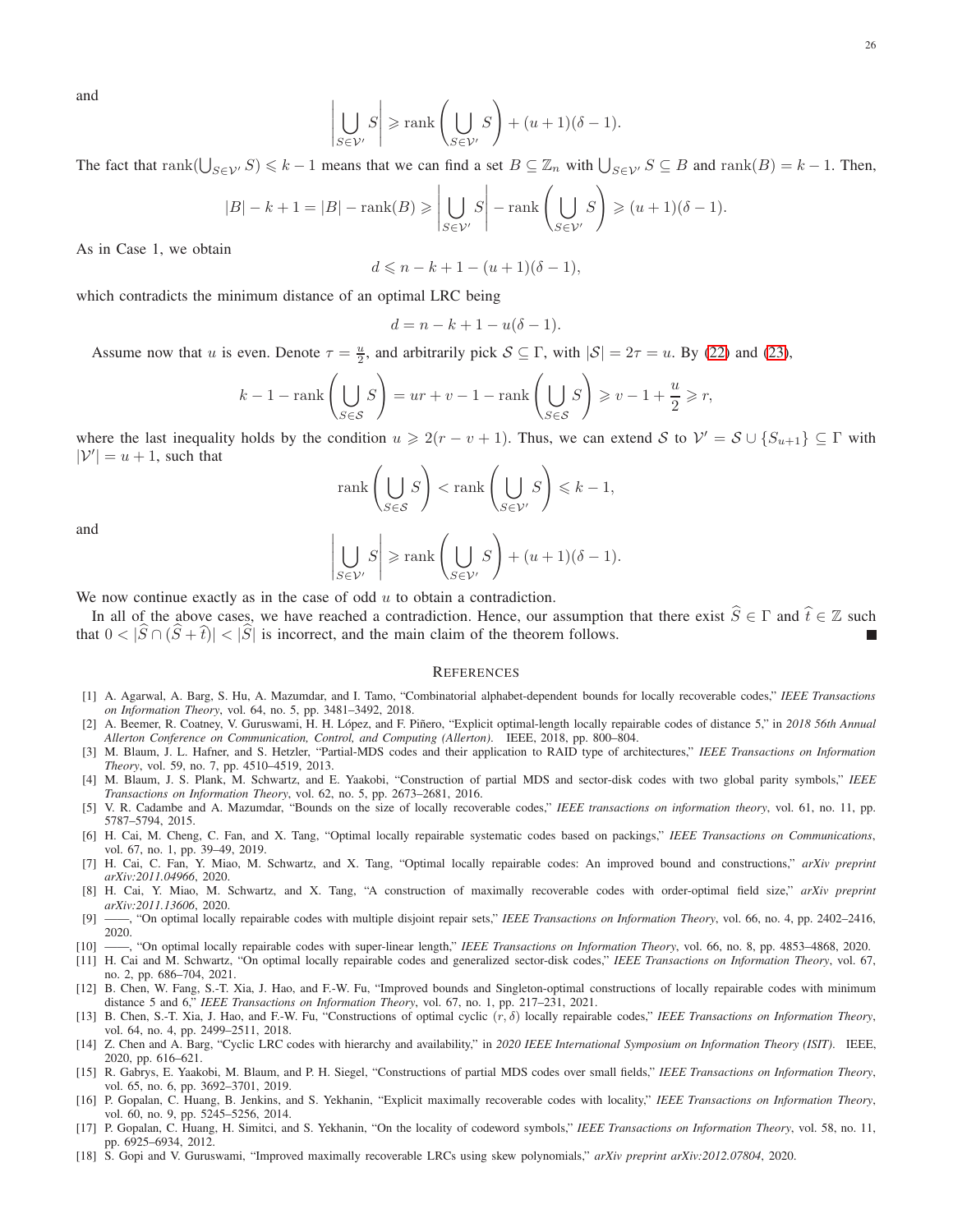and

$$\left|\bigcup_{S\in\mathcal{V}'} S\right| \geqslant \operatorname{rank}\left(\bigcup_{S\in\mathcal{V}'} S\right) + (u+1)(\delta-1).$$

The fact that $\operatorname{rank}(\bigcup_{S\in\mathcal{V}'} S) \leqslant k-1$ means that we can find a set $B \subseteq \mathbb{Z}_n$ with $\bigcup_{S\in\mathcal{V}'} S \subseteq B$ and $\operatorname{rank}(B) = k-1$. Then,

$$|B| - k + 1 = |B| - \operatorname{rank}(B) \geqslant \left|\bigcup_{S\in\mathcal{V}'} S\right| - \operatorname{rank}\left(\bigcup_{S\in\mathcal{V}'} S\right) \geqslant (u+1)(\delta-1).$$

As in Case 1, we obtain

$$d \leqslant n - k + 1 - (u+1)(\delta-1),$$

which contradicts the minimum distance of an optimal LRC being

$$d = n - k + 1 - u(\delta-1).$$

Assume now that $u$ is even. Denote $\tau = \frac{u}{2}$, and arbitrarily pick $\mathcal{S} \subseteq \Gamma$, with $|\mathcal{S}| = 2\tau = u$. By (22) and (23),

$$k - 1 - \operatorname{rank}\left(\bigcup_{S\in\mathcal{S}} S\right) = ur + v - 1 - \operatorname{rank}\left(\bigcup_{S\in\mathcal{S}} S\right) \geqslant v - 1 + \frac{u}{2} \geqslant r,$$

where the last inequality holds by the condition $u \geqslant 2(r - v + 1)$. Thus, we can extend $\mathcal{S}$ to $\mathcal{V}' = \mathcal{S} \cup \{S_{u+1}\} \subseteq \Gamma$ with $|\mathcal{V}'| = u+1$, such that

$$\operatorname{rank}\left(\bigcup_{S\in\mathcal{S}} S\right) < \operatorname{rank}\left(\bigcup_{S\in\mathcal{V}'} S\right) \leqslant k-1,$$

and

$$\left|\bigcup_{S\in\mathcal{V}'} S\right| \geqslant \operatorname{rank}\left(\bigcup_{S\in\mathcal{V}'} S\right) + (u+1)(\delta-1).$$

We now continue exactly as in the case of odd $u$ to obtain a contradiction.

In all of the above cases, we have reached a contradiction. Hence, our assumption that there exist $\widehat{S} \in \Gamma$ and $\widehat{t} \in \mathbb{Z}$ such that $0 < |\widehat{S} \cap (\widehat{S} + \widehat{t})| < |\widehat{S}|$ is incorrect, and the main claim of the theorem follows. ∎

## References

[1] A. Agarwal, A. Barg, S. Hu, A. Mazumdar, and I. Tamo, "Combinatorial alphabet-dependent bounds for locally recoverable codes," *IEEE Transactions on Information Theory*, vol. 64, no. 5, pp. 3481–3492, 2018.

[2] A. Beemer, R. Coatney, V. Guruswami, H. H. López, and F. Piñero, "Explicit optimal-length locally repairable codes of distance 5," in *2018 56th Annual Allerton Conference on Communication, Control, and Computing (Allerton)*. IEEE, 2018, pp. 800–804.

[3] M. Blaum, J. L. Hafner, and S. Hetzler, "Partial-MDS codes and their application to RAID type of architectures," *IEEE Transactions on Information Theory*, vol. 59, no. 7, pp. 4510–4519, 2013.

[4] M. Blaum, J. S. Plank, M. Schwartz, and E. Yaakobi, "Construction of partial MDS and sector-disk codes with two global parity symbols," *IEEE Transactions on Information Theory*, vol. 62, no. 5, pp. 2673–2681, 2016.

[5] V. R. Cadambe and A. Mazumdar, "Bounds on the size of locally recoverable codes," *IEEE transactions on information theory*, vol. 61, no. 11, pp. 5787–5794, 2015.

[6] H. Cai, M. Cheng, C. Fan, and X. Tang, "Optimal locally repairable systematic codes based on packings," *IEEE Transactions on Communications*, vol. 67, no. 1, pp. 39–49, 2019.

[7] H. Cai, C. Fan, Y. Miao, M. Schwartz, and X. Tang, "Optimal locally repairable codes: An improved bound and constructions," *arXiv preprint arXiv:2011.04966*, 2020.

[8] H. Cai, Y. Miao, M. Schwartz, and X. Tang, "A construction of maximally recoverable codes with order-optimal field size," *arXiv preprint arXiv:2011.13606*, 2020.

[9] ——, "On optimal locally repairable codes with multiple disjoint repair sets," *IEEE Transactions on Information Theory*, vol. 66, no. 4, pp. 2402–2416, 2020.

[10] ——, "On optimal locally repairable codes with super-linear length," *IEEE Transactions on Information Theory*, vol. 66, no. 8, pp. 4853–4868, 2020.

[11] H. Cai and M. Schwartz, "On optimal locally repairable codes and generalized sector-disk codes," *IEEE Transactions on Information Theory*, vol. 67, no. 2, pp. 686–704, 2021.

[12] B. Chen, W. Fang, S.-T. Xia, J. Hao, and F.-W. Fu, "Improved bounds and Singleton-optimal constructions of locally repairable codes with minimum distance 5 and 6," *IEEE Transactions on Information Theory*, vol. 67, no. 1, pp. 217–231, 2021.

[13] B. Chen, S.-T. Xia, J. Hao, and F.-W. Fu, "Constructions of optimal cyclic $(r, \delta)$ locally repairable codes," *IEEE Transactions on Information Theory*, vol. 64, no. 4, pp. 2499–2511, 2018.

[14] Z. Chen and A. Barg, "Cyclic LRC codes with hierarchy and availability," in *2020 IEEE International Symposium on Information Theory (ISIT)*. IEEE, 2020, pp. 616–621.

[15] R. Gabrys, E. Yaakobi, M. Blaum, and P. H. Siegel, "Constructions of partial MDS codes over small fields," *IEEE Transactions on Information Theory*, vol. 65, no. 6, pp. 3692–3701, 2019.

[16] P. Gopalan, C. Huang, B. Jenkins, and S. Yekhanin, "Explicit maximally recoverable codes with locality," *IEEE Transactions on Information Theory*, vol. 60, no. 9, pp. 5245–5256, 2014.

[17] P. Gopalan, C. Huang, H. Simitci, and S. Yekhanin, "On the locality of codeword symbols," *IEEE Transactions on Information Theory*, vol. 58, no. 11, pp. 6925–6934, 2012.

[18] S. Gopi and V. Guruswami, "Improved maximally recoverable LRCs using skew polynomials," *arXiv preprint arXiv:2012.07804*, 2020.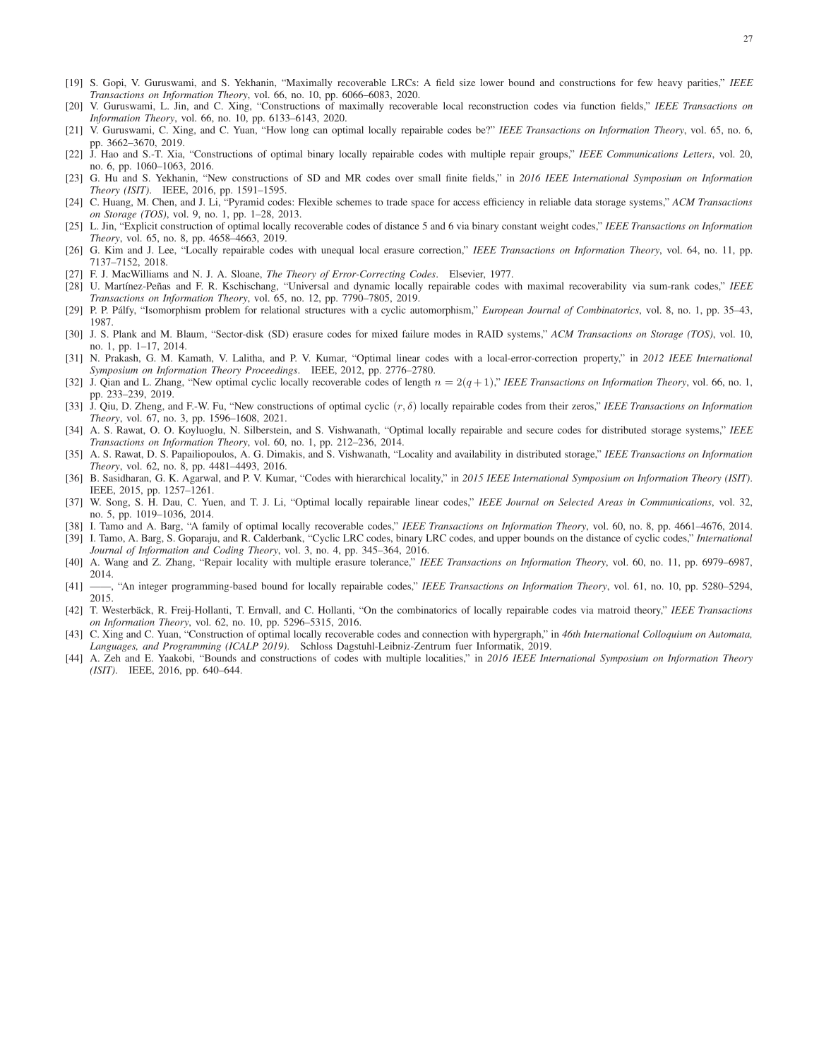[19] S. Gopi, V. Guruswami, and S. Yekhanin, "Maximally recoverable LRCs: A field size lower bound and constructions for few heavy parities," *IEEE Transactions on Information Theory*, vol. 66, no. 10, pp. 6066–6083, 2020.

[20] V. Guruswami, L. Jin, and C. Xing, "Constructions of maximally recoverable local reconstruction codes via function fields," *IEEE Transactions on Information Theory*, vol. 66, no. 10, pp. 6133–6143, 2020.

[21] V. Guruswami, C. Xing, and C. Yuan, "How long can optimal locally repairable codes be?" *IEEE Transactions on Information Theory*, vol. 65, no. 6, pp. 3662–3670, 2019.

[22] J. Hao and S.-T. Xia, "Constructions of optimal binary locally repairable codes with multiple repair groups," *IEEE Communications Letters*, vol. 20, no. 6, pp. 1060–1063, 2016.

[23] G. Hu and S. Yekhanin, "New constructions of SD and MR codes over small finite fields," in *2016 IEEE International Symposium on Information Theory (ISIT)*. IEEE, 2016, pp. 1591–1595.

[24] C. Huang, M. Chen, and J. Li, "Pyramid codes: Flexible schemes to trade space for access efficiency in reliable data storage systems," *ACM Transactions on Storage (TOS)*, vol. 9, no. 1, pp. 1–28, 2013.

[25] L. Jin, "Explicit construction of optimal locally recoverable codes of distance 5 and 6 via binary constant weight codes," *IEEE Transactions on Information Theory*, vol. 65, no. 8, pp. 4658–4663, 2019.

[26] G. Kim and J. Lee, "Locally repairable codes with unequal local erasure correction," *IEEE Transactions on Information Theory*, vol. 64, no. 11, pp. 7137–7152, 2018.

[27] F. J. MacWilliams and N. J. A. Sloane, *The Theory of Error-Correcting Codes*. Elsevier, 1977.

[28] U. Martínez-Peñas and F. R. Kschischang, "Universal and dynamic locally repairable codes with maximal recoverability via sum-rank codes," *IEEE Transactions on Information Theory*, vol. 65, no. 12, pp. 7790–7805, 2019.

[29] P. P. Pálfy, "Isomorphism problem for relational structures with a cyclic automorphism," *European Journal of Combinatorics*, vol. 8, no. 1, pp. 35–43, 1987.

[30] J. S. Plank and M. Blaum, "Sector-disk (SD) erasure codes for mixed failure modes in RAID systems," *ACM Transactions on Storage (TOS)*, vol. 10, no. 1, pp. 1–17, 2014.

[31] N. Prakash, G. M. Kamath, V. Lalitha, and P. V. Kumar, "Optimal linear codes with a local-error-correction property," in *2012 IEEE International Symposium on Information Theory Proceedings*. IEEE, 2012, pp. 2776–2780.

[32] J. Qian and L. Zhang, "New optimal cyclic locally recoverable codes of length $n = 2(q+1)$," *IEEE Transactions on Information Theory*, vol. 66, no. 1, pp. 233–239, 2019.

[33] J. Qiu, D. Zheng, and F.-W. Fu, "New constructions of optimal cyclic $(r, \delta)$ locally repairable codes from their zeros," *IEEE Transactions on Information Theory*, vol. 67, no. 3, pp. 1596–1608, 2021.

[34] A. S. Rawat, O. O. Koyluoglu, N. Silberstein, and S. Vishwanath, "Optimal locally repairable and secure codes for distributed storage systems," *IEEE Transactions on Information Theory*, vol. 60, no. 1, pp. 212–236, 2014.

[35] A. S. Rawat, D. S. Papailiopoulos, A. G. Dimakis, and S. Vishwanath, "Locality and availability in distributed storage," *IEEE Transactions on Information Theory*, vol. 62, no. 8, pp. 4481–4493, 2016.

[36] B. Sasidharan, G. K. Agarwal, and P. V. Kumar, "Codes with hierarchical locality," in *2015 IEEE International Symposium on Information Theory (ISIT)*. IEEE, 2015, pp. 1257–1261.

[37] W. Song, S. H. Dau, C. Yuen, and T. J. Li, "Optimal locally repairable linear codes," *IEEE Journal on Selected Areas in Communications*, vol. 32, no. 5, pp. 1019–1036, 2014.

[38] I. Tamo and A. Barg, "A family of optimal locally recoverable codes," *IEEE Transactions on Information Theory*, vol. 60, no. 8, pp. 4661–4676, 2014.

[39] I. Tamo, A. Barg, S. Goparaju, and R. Calderbank, "Cyclic LRC codes, binary LRC codes, and upper bounds on the distance of cyclic codes," *International Journal of Information and Coding Theory*, vol. 3, no. 4, pp. 345–364, 2016.

[40] A. Wang and Z. Zhang, "Repair locality with multiple erasure tolerance," *IEEE Transactions on Information Theory*, vol. 60, no. 11, pp. 6979–6987, 2014.

[41] ——, "An integer programming-based bound for locally repairable codes," *IEEE Transactions on Information Theory*, vol. 61, no. 10, pp. 5280–5294, 2015.

[42] T. Westerbäck, R. Freij-Hollanti, T. Ernvall, and C. Hollanti, "On the combinatorics of locally repairable codes via matroid theory," *IEEE Transactions on Information Theory*, vol. 62, no. 10, pp. 5296–5315, 2016.

[43] C. Xing and C. Yuan, "Construction of optimal locally recoverable codes and connection with hypergraph," in *46th International Colloquium on Automata, Languages, and Programming (ICALP 2019)*. Schloss Dagstuhl-Leibniz-Zentrum fuer Informatik, 2019.

[44] A. Zeh and E. Yaakobi, "Bounds and constructions of codes with multiple localities," in *2016 IEEE International Symposium on Information Theory (ISIT)*. IEEE, 2016, pp. 640–644.